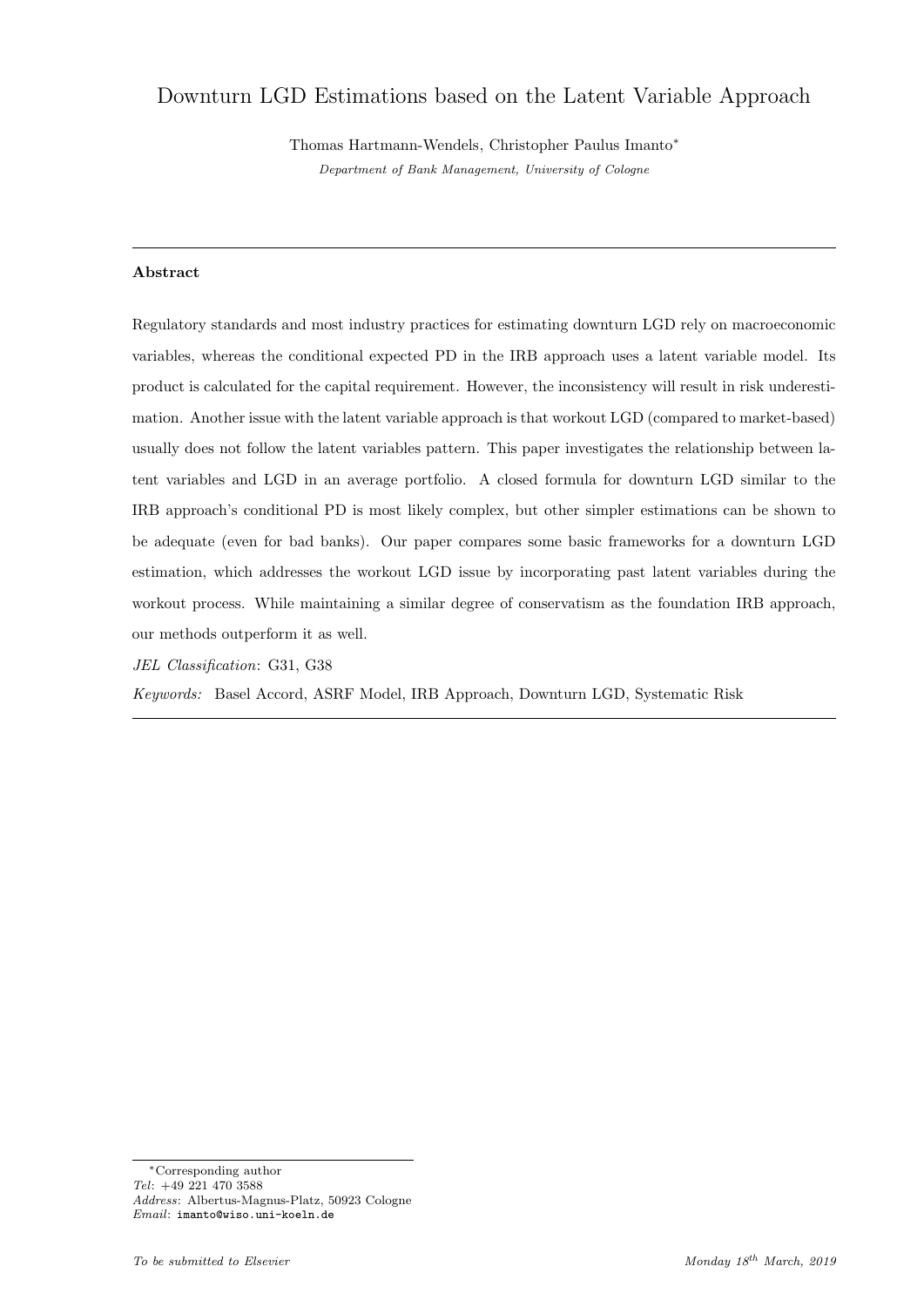# Downturn LGD Estimations based on the Latent Variable Approach

Thomas Hartmann-Wendels, Christopher Paulus Imanto[*]

*Department of Bank Management, University of Cologne*

---

**Abstract**

Regulatory standards and most industry practices for estimating downturn LGD rely on macroeconomic variables, whereas the conditional expected PD in the IRB approach uses a latent variable model. Its product is calculated for the capital requirement. However, the inconsistency will result in risk underestimation. Another issue with the latent variable approach is that workout LGD (compared to market-based) usually does not follow the latent variables pattern. This paper investigates the relationship between latent variables and LGD in an average portfolio. A closed formula for downturn LGD similar to the IRB approach's conditional PD is most likely complex, but other simpler estimations can be shown to be adequate (even for bad banks). Our paper compares some basic frameworks for a downturn LGD estimation, which addresses the workout LGD issue by incorporating past latent variables during the workout process. While maintaining a similar degree of conservatism as the foundation IRB approach, our methods outperform it as well.

*JEL Classification*: G31, G38

*Keywords:* Basel Accord, ASRF Model, IRB Approach, Downturn LGD, Systematic Risk

---

[*] Corresponding author
*Tel*: +49 221 470 3588
*Address*: Albertus-Magnus-Platz, 50923 Cologne
*Email*: imanto@wiso.uni-koeln.de

*To be submitted to Elsevier* *Monday 18th March, 2019*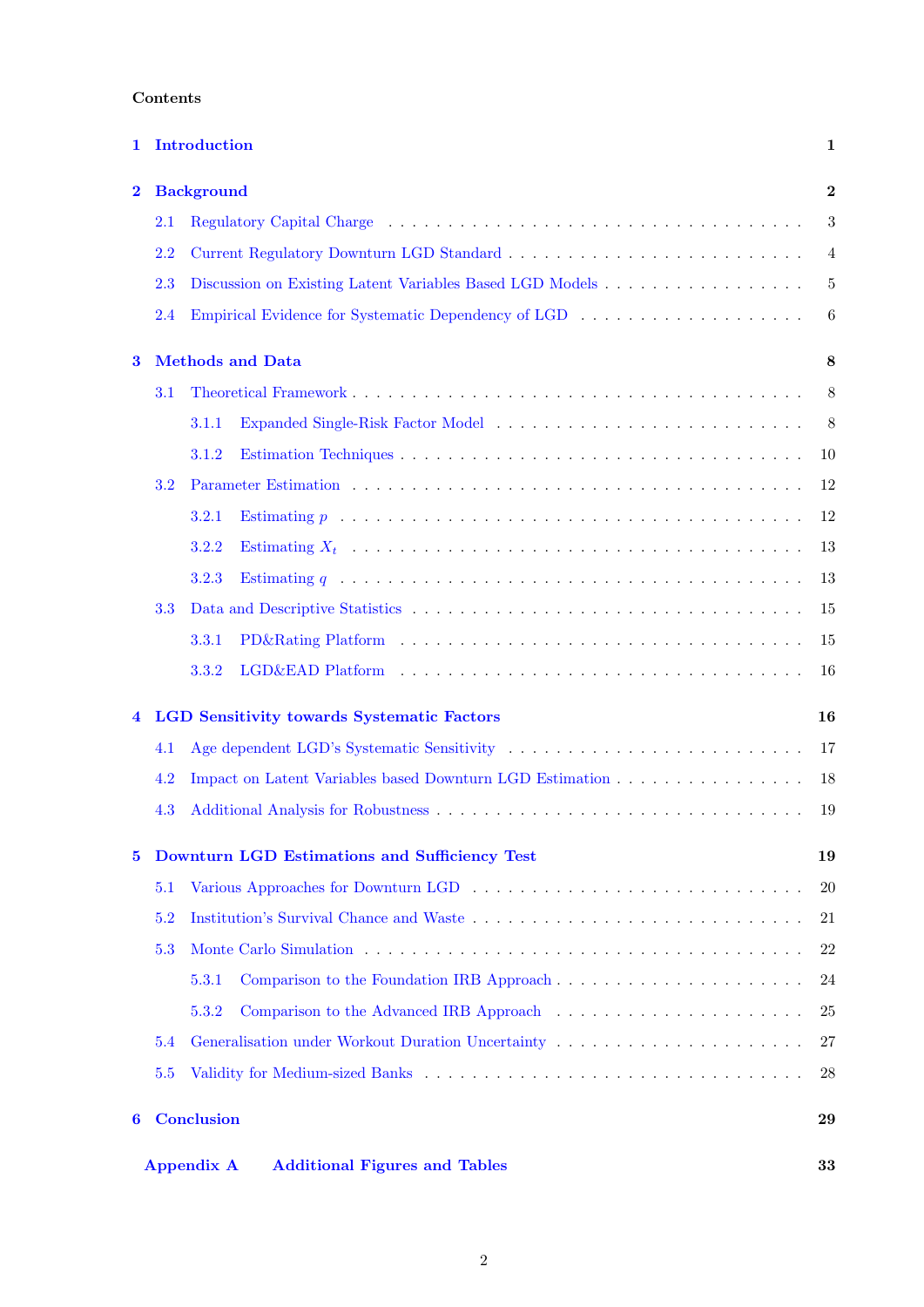Contents

- 1 Introduction — 1
- 2 Background — 2
  - 2.1 Regulatory Capital Charge — 3
  - 2.2 Current Regulatory Downturn LGD Standard — 4
  - 2.3 Discussion on Existing Latent Variables Based LGD Models — 5
  - 2.4 Empirical Evidence for Systematic Dependency of LGD — 6
- 3 Methods and Data — 8
  - 3.1 Theoretical Framework — 8
    - 3.1.1 Expanded Single-Risk Factor Model — 8
    - 3.1.2 Estimation Techniques — 10
  - 3.2 Parameter Estimation — 12
    - 3.2.1 Estimating $p$ — 12
    - 3.2.2 Estimating $X_t$ — 13
    - 3.2.3 Estimating $q$ — 13
  - 3.3 Data and Descriptive Statistics — 15
    - 3.3.1 PD&Rating Platform — 15
    - 3.3.2 LGD&EAD Platform — 16
- 4 LGD Sensitivity towards Systematic Factors — 16
  - 4.1 Age dependent LGD's Systematic Sensitivity — 17
  - 4.2 Impact on Latent Variables based Downturn LGD Estimation — 18
  - 4.3 Additional Analysis for Robustness — 19
- 5 Downturn LGD Estimations and Sufficiency Test — 19
  - 5.1 Various Approaches for Downturn LGD — 20
  - 5.2 Institution's Survival Chance and Waste — 21
  - 5.3 Monte Carlo Simulation — 22
    - 5.3.1 Comparison to the Foundation IRB Approach — 24
    - 5.3.2 Comparison to the Advanced IRB Approach — 25
  - 5.4 Generalisation under Workout Duration Uncertainty — 27
  - 5.5 Validity for Medium-sized Banks — 28
- 6 Conclusion — 29
- Appendix A Additional Figures and Tables — 33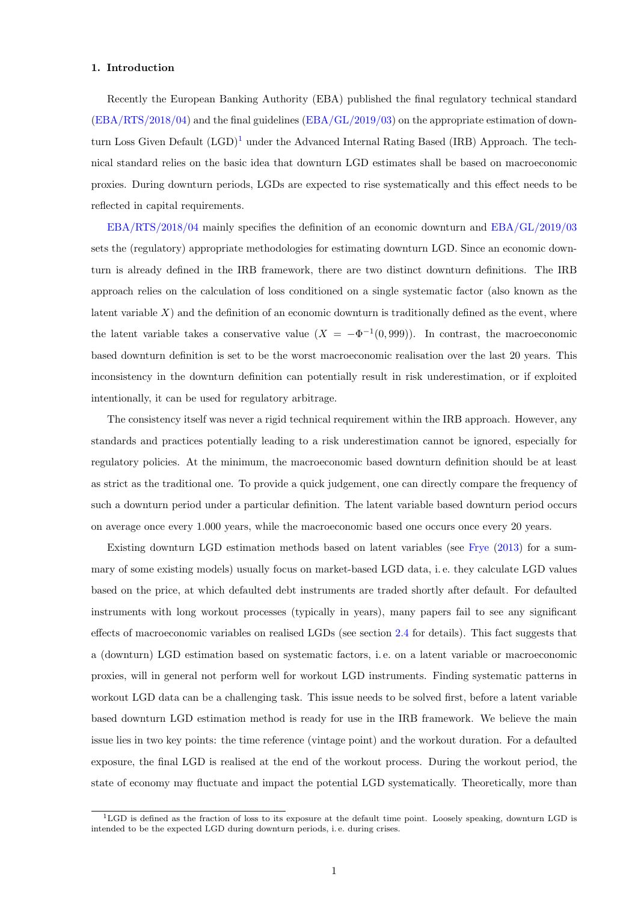## 1. Introduction

Recently the European Banking Authority (EBA) published the final regulatory technical standard (EBA/RTS/2018/04) and the final guidelines (EBA/GL/2019/03) on the appropriate estimation of downturn Loss Given Default (LGD)[1] under the Advanced Internal Rating Based (IRB) Approach. The technical standard relies on the basic idea that downturn LGD estimates shall be based on macroeconomic proxies. During downturn periods, LGDs are expected to rise systematically and this effect needs to be reflected in capital requirements.

EBA/RTS/2018/04 mainly specifies the definition of an economic downturn and EBA/GL/2019/03 sets the (regulatory) appropriate methodologies for estimating downturn LGD. Since an economic downturn is already defined in the IRB framework, there are two distinct downturn definitions. The IRB approach relies on the calculation of loss conditioned on a single systematic factor (also known as the latent variable $X$) and the definition of an economic downturn is traditionally defined as the event, where the latent variable takes a conservative value ($X = -\Phi^{-1}(0,999)$). In contrast, the macroeconomic based downturn definition is set to be the worst macroeconomic realisation over the last 20 years. This inconsistency in the downturn definition can potentially result in risk underestimation, or if exploited intentionally, it can be used for regulatory arbitrage.

The consistency itself was never a rigid technical requirement within the IRB approach. However, any standards and practices potentially leading to a risk underestimation cannot be ignored, especially for regulatory policies. At the minimum, the macroeconomic based downturn definition should be at least as strict as the traditional one. To provide a quick judgement, one can directly compare the frequency of such a downturn period under a particular definition. The latent variable based downturn period occurs on average once every 1.000 years, while the macroeconomic based one occurs once every 20 years.

Existing downturn LGD estimation methods based on latent variables (see Frye (2013) for a summary of some existing models) usually focus on market-based LGD data, i. e. they calculate LGD values based on the price, at which defaulted debt instruments are traded shortly after default. For defaulted instruments with long workout processes (typically in years), many papers fail to see any significant effects of macroeconomic variables on realised LGDs (see section 2.4 for details). This fact suggests that a (downturn) LGD estimation based on systematic factors, i. e. on a latent variable or macroeconomic proxies, will in general not perform well for workout LGD instruments. Finding systematic patterns in workout LGD data can be a challenging task. This issue needs to be solved first, before a latent variable based downturn LGD estimation method is ready for use in the IRB framework. We believe the main issue lies in two key points: the time reference (vintage point) and the workout duration. For a defaulted exposure, the final LGD is realised at the end of the workout process. During the workout period, the state of economy may fluctuate and impact the potential LGD systematically. Theoretically, more than

[1] LGD is defined as the fraction of loss to its exposure at the default time point. Loosely speaking, downturn LGD is intended to be the expected LGD during downturn periods, i. e. during crises.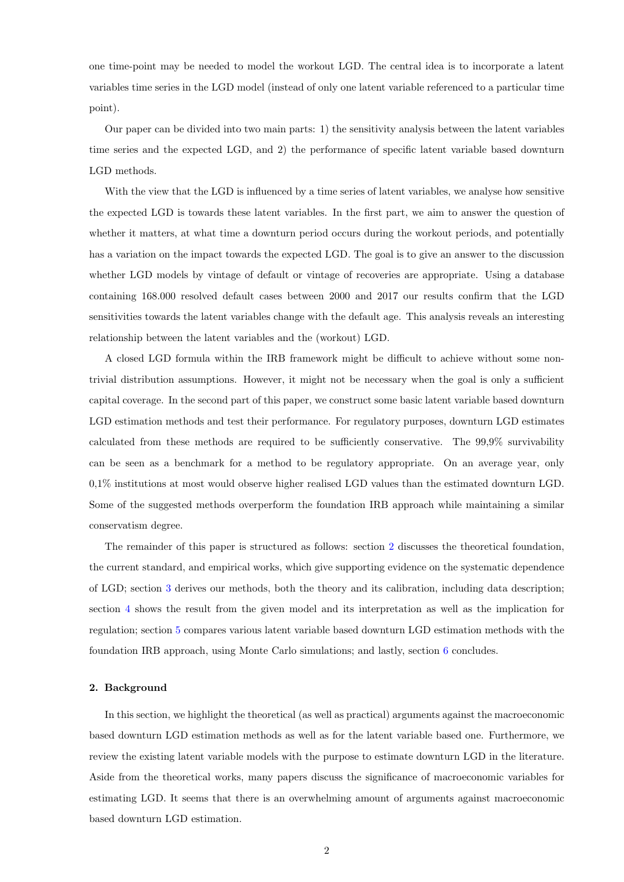one time-point may be needed to model the workout LGD. The central idea is to incorporate a latent variables time series in the LGD model (instead of only one latent variable referenced to a particular time point).

Our paper can be divided into two main parts: 1) the sensitivity analysis between the latent variables time series and the expected LGD, and 2) the performance of specific latent variable based downturn LGD methods.

With the view that the LGD is influenced by a time series of latent variables, we analyse how sensitive the expected LGD is towards these latent variables. In the first part, we aim to answer the question of whether it matters, at what time a downturn period occurs during the workout periods, and potentially has a variation on the impact towards the expected LGD. The goal is to give an answer to the discussion whether LGD models by vintage of default or vintage of recoveries are appropriate. Using a database containing 168.000 resolved default cases between 2000 and 2017 our results confirm that the LGD sensitivities towards the latent variables change with the default age. This analysis reveals an interesting relationship between the latent variables and the (workout) LGD.

A closed LGD formula within the IRB framework might be difficult to achieve without some non-trivial distribution assumptions. However, it might not be necessary when the goal is only a sufficient capital coverage. In the second part of this paper, we construct some basic latent variable based downturn LGD estimation methods and test their performance. For regulatory purposes, downturn LGD estimates calculated from these methods are required to be sufficiently conservative. The 99,9% survivability can be seen as a benchmark for a method to be regulatory appropriate. On an average year, only 0,1% institutions at most would observe higher realised LGD values than the estimated downturn LGD. Some of the suggested methods overperform the foundation IRB approach while maintaining a similar conservatism degree.

The remainder of this paper is structured as follows: section 2 discusses the theoretical foundation, the current standard, and empirical works, which give supporting evidence on the systematic dependence of LGD; section 3 derives our methods, both the theory and its calibration, including data description; section 4 shows the result from the given model and its interpretation as well as the implication for regulation; section 5 compares various latent variable based downturn LGD estimation methods with the foundation IRB approach, using Monte Carlo simulations; and lastly, section 6 concludes.

## 2. Background

In this section, we highlight the theoretical (as well as practical) arguments against the macroeconomic based downturn LGD estimation methods as well as for the latent variable based one. Furthermore, we review the existing latent variable models with the purpose to estimate downturn LGD in the literature. Aside from the theoretical works, many papers discuss the significance of macroeconomic variables for estimating LGD. It seems that there is an overwhelming amount of arguments against macroeconomic based downturn LGD estimation.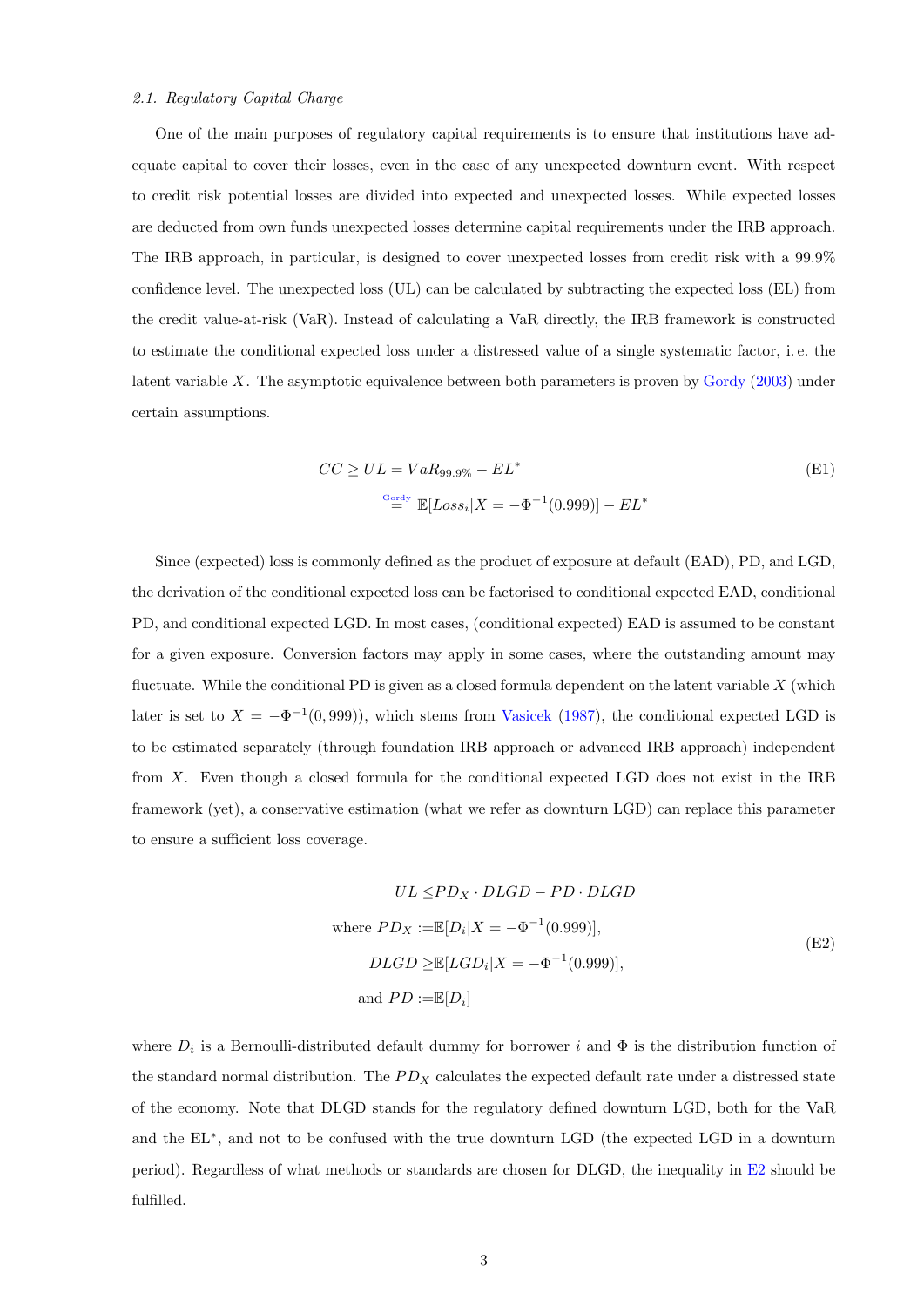### 2.1. Regulatory Capital Charge

One of the main purposes of regulatory capital requirements is to ensure that institutions have adequate capital to cover their losses, even in the case of any unexpected downturn event. With respect to credit risk potential losses are divided into expected and unexpected losses. While expected losses are deducted from own funds unexpected losses determine capital requirements under the IRB approach. The IRB approach, in particular, is designed to cover unexpected losses from credit risk with a 99.9% confidence level. The unexpected loss (UL) can be calculated by subtracting the expected loss (EL) from the credit value-at-risk (VaR). Instead of calculating a VaR directly, the IRB framework is constructed to estimate the conditional expected loss under a distressed value of a single systematic factor, i. e. the latent variable $X$. The asymptotic equivalence between both parameters is proven by Gordy (2003) under certain assumptions.

$$
\begin{aligned}
CC \geq UL &= VaR_{99.9\%} - EL^* \\
&\overset{\text{Gordy}}{=} \mathbb{E}[Loss_i | X = -\Phi^{-1}(0.999)] - EL^*
\end{aligned}
\tag{E1}
$$

Since (expected) loss is commonly defined as the product of exposure at default (EAD), PD, and LGD, the derivation of the conditional expected loss can be factorised to conditional expected EAD, conditional PD, and conditional expected LGD. In most cases, (conditional expected) EAD is assumed to be constant for a given exposure. Conversion factors may apply in some cases, where the outstanding amount may fluctuate. While the conditional PD is given as a closed formula dependent on the latent variable $X$ (which later is set to $X = -\Phi^{-1}(0,999)$), which stems from Vasicek (1987), the conditional expected LGD is to be estimated separately (through foundation IRB approach or advanced IRB approach) independent from $X$. Even though a closed formula for the conditional expected LGD does not exist in the IRB framework (yet), a conservative estimation (what we refer as downturn LGD) can replace this parameter to ensure a sufficient loss coverage.

$$
\begin{aligned}
UL \leq & PD_X \cdot DLGD - PD \cdot DLGD \\
\text{where } PD_X := & \mathbb{E}[D_i | X = -\Phi^{-1}(0.999)], \\
DLGD \geq & \mathbb{E}[LGD_i | X = -\Phi^{-1}(0.999)], \\
\text{and } PD := & \mathbb{E}[D_i]
\end{aligned}
\tag{E2}
$$

where $D_i$ is a Bernoulli-distributed default dummy for borrower $i$ and $\Phi$ is the distribution function of the standard normal distribution. The $PD_X$ calculates the expected default rate under a distressed state of the economy. Note that DLGD stands for the regulatory defined downturn LGD, both for the VaR and the EL$^*$, and not to be confused with the true downturn LGD (the expected LGD in a downturn period). Regardless of what methods or standards are chosen for DLGD, the inequality in E2 should be fulfilled.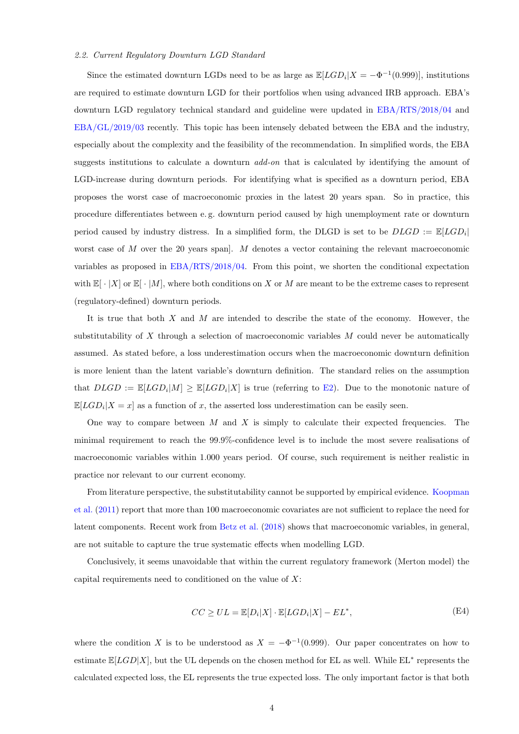### 2.2. Current Regulatory Downturn LGD Standard

Since the estimated downturn LGDs need to be as large as $\mathbb{E}[LGD_i|X = -\Phi^{-1}(0.999)]$, institutions are required to estimate downturn LGD for their portfolios when using advanced IRB approach. EBA's downturn LGD regulatory technical standard and guideline were updated in EBA/RTS/2018/04 and EBA/GL/2019/03 recently. This topic has been intensely debated between the EBA and the industry, especially about the complexity and the feasibility of the recommendation. In simplified words, the EBA suggests institutions to calculate a downturn *add-on* that is calculated by identifying the amount of LGD-increase during downturn periods. For identifying what is specified as a downturn period, EBA proposes the worst case of macroeconomic proxies in the latest 20 years span. So in practice, this procedure differentiates between e. g. downturn period caused by high unemployment rate or downturn period caused by industry distress. In a simplified form, the DLGD is set to be $DLGD := \mathbb{E}[LGD_i|$ worst case of $M$ over the 20 years span]. $M$ denotes a vector containing the relevant macroeconomic variables as proposed in EBA/RTS/2018/04. From this point, we shorten the conditional expectation with $\mathbb{E}[\,\cdot\,|X]$ or $\mathbb{E}[\,\cdot\,|M]$, where both conditions on $X$ or $M$ are meant to be the extreme cases to represent (regulatory-defined) downturn periods.

It is true that both $X$ and $M$ are intended to describe the state of the economy. However, the substitutability of $X$ through a selection of macroeconomic variables $M$ could never be automatically assumed. As stated before, a loss underestimation occurs when the macroeconomic downturn definition is more lenient than the latent variable's downturn definition. The standard relies on the assumption that $DLGD := \mathbb{E}[LGD_i|M] \geq \mathbb{E}[LGD_i|X]$ is true (referring to E2). Due to the monotonic nature of $\mathbb{E}[LGD_i|X = x]$ as a function of $x$, the asserted loss underestimation can be easily seen.

One way to compare between $M$ and $X$ is simply to calculate their expected frequencies. The minimal requirement to reach the 99.9%-confidence level is to include the most severe realisations of macroeconomic variables within 1.000 years period. Of course, such requirement is neither realistic in practice nor relevant to our current economy.

From literature perspective, the substitutability cannot be supported by empirical evidence. Koopman et al. (2011) report that more than 100 macroeconomic covariates are not sufficient to replace the need for latent components. Recent work from Betz et al. (2018) shows that macroeconomic variables, in general, are not suitable to capture the true systematic effects when modelling LGD.

Conclusively, it seems unavoidable that within the current regulatory framework (Merton model) the capital requirements need to conditioned on the value of $X$:

$$CC \geq UL = \mathbb{E}[D_i|X] \cdot \mathbb{E}[LGD_i|X] - EL^*, \tag{E4}$$

where the condition $X$ is to be understood as $X = -\Phi^{-1}(0.999)$. Our paper concentrates on how to estimate $\mathbb{E}[LGD|X]$, but the UL depends on the chosen method for EL as well. While EL$^*$ represents the calculated expected loss, the EL represents the true expected loss. The only important factor is that both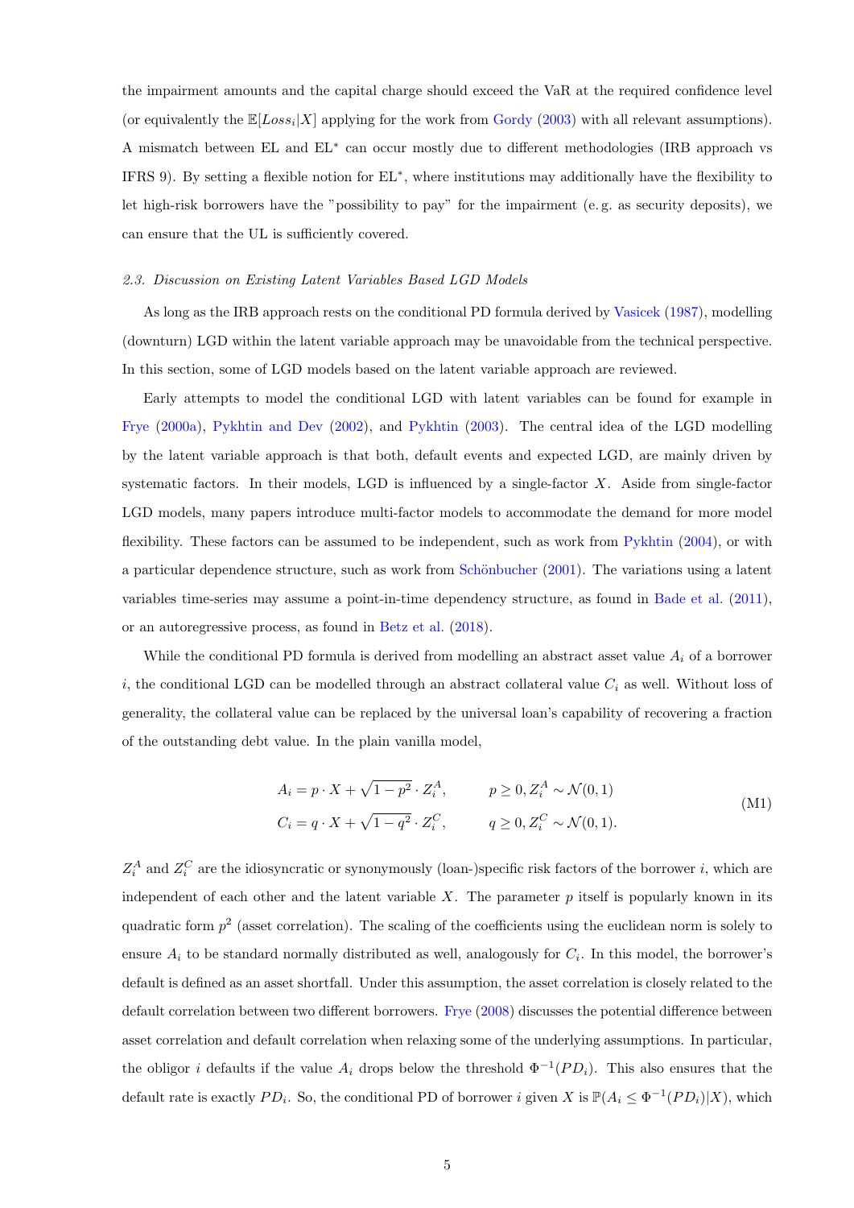the impairment amounts and the capital charge should exceed the VaR at the required confidence level (or equivalently the $\mathbb{E}[Loss_i|X]$ applying for the work from Gordy (2003) with all relevant assumptions). A mismatch between EL and EL$^*$ can occur mostly due to different methodologies (IRB approach vs IFRS 9). By setting a flexible notion for EL$^*$, where institutions may additionally have the flexibility to let high-risk borrowers have the "possibility to pay" for the impairment (e. g. as security deposits), we can ensure that the UL is sufficiently covered.

### 2.3. Discussion on Existing Latent Variables Based LGD Models

As long as the IRB approach rests on the conditional PD formula derived by Vasicek (1987), modelling (downturn) LGD within the latent variable approach may be unavoidable from the technical perspective. In this section, some of LGD models based on the latent variable approach are reviewed.

Early attempts to model the conditional LGD with latent variables can be found for example in Frye (2000a), Pykhtin and Dev (2002), and Pykhtin (2003). The central idea of the LGD modelling by the latent variable approach is that both, default events and expected LGD, are mainly driven by systematic factors. In their models, LGD is influenced by a single-factor $X$. Aside from single-factor LGD models, many papers introduce multi-factor models to accommodate the demand for more model flexibility. These factors can be assumed to be independent, such as work from Pykhtin (2004), or with a particular dependence structure, such as work from Schönbucher (2001). The variations using a latent variables time-series may assume a point-in-time dependency structure, as found in Bade et al. (2011), or an autoregressive process, as found in Betz et al. (2018).

While the conditional PD formula is derived from modelling an abstract asset value $A_i$ of a borrower $i$, the conditional LGD can be modelled through an abstract collateral value $C_i$ as well. Without loss of generality, the collateral value can be replaced by the universal loan's capability of recovering a fraction of the outstanding debt value. In the plain vanilla model,

$$
\begin{aligned}
A_i &= p \cdot X + \sqrt{1-p^2} \cdot Z_i^A, \qquad && p \geq 0, Z_i^A \sim \mathcal{N}(0,1) \\
C_i &= q \cdot X + \sqrt{1-q^2} \cdot Z_i^C, \qquad && q \geq 0, Z_i^C \sim \mathcal{N}(0,1).
\end{aligned}
\tag{M1}
$$

$Z_i^A$ and $Z_i^C$ are the idiosyncratic or synonymously (loan-)specific risk factors of the borrower $i$, which are independent of each other and the latent variable $X$. The parameter $p$ itself is popularly known in its quadratic form $p^2$ (asset correlation). The scaling of the coefficients using the euclidean norm is solely to ensure $A_i$ to be standard normally distributed as well, analogously for $C_i$. In this model, the borrower's default is defined as an asset shortfall. Under this assumption, the asset correlation is closely related to the default correlation between two different borrowers. Frye (2008) discusses the potential difference between asset correlation and default correlation when relaxing some of the underlying assumptions. In particular, the obligor $i$ defaults if the value $A_i$ drops below the threshold $\Phi^{-1}(PD_i)$. This also ensures that the default rate is exactly $PD_i$. So, the conditional PD of borrower $i$ given $X$ is $\mathbb{P}(A_i \leq \Phi^{-1}(PD_i)|X)$, which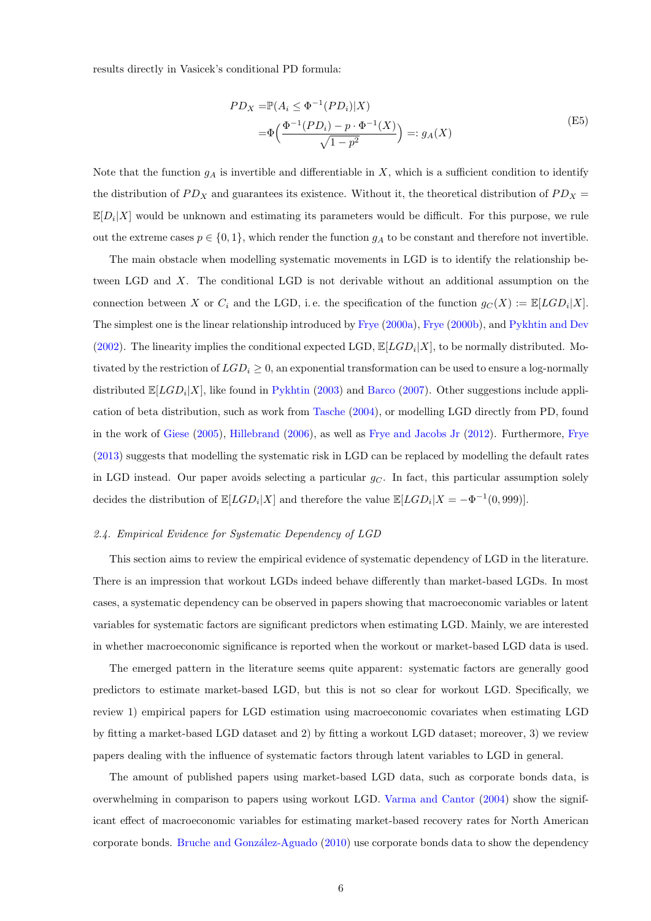results directly in Vasicek's conditional PD formula:

$$
\begin{aligned}
PD_X =& \mathbb{P}(A_i \leq \Phi^{-1}(PD_i)|X) \\
=& \Phi\Big(\frac{\Phi^{-1}(PD_i) - p \cdot \Phi^{-1}(X)}{\sqrt{1-p^2}}\Big) =: g_A(X)
\end{aligned}
\tag{E5}
$$

Note that the function $g_A$ is invertible and differentiable in $X$, which is a sufficient condition to identify the distribution of $PD_X$ and guarantees its existence. Without it, the theoretical distribution of $PD_X = \mathbb{E}[D_i|X]$ would be unknown and estimating its parameters would be difficult. For this purpose, we rule out the extreme cases $p \in \{0, 1\}$, which render the function $g_A$ to be constant and therefore not invertible.

The main obstacle when modelling systematic movements in LGD is to identify the relationship between LGD and $X$. The conditional LGD is not derivable without an additional assumption on the connection between $X$ or $C_i$ and the LGD, i. e. the specification of the function $g_C(X) := \mathbb{E}[LGD_i|X]$. The simplest one is the linear relationship introduced by Frye (2000a), Frye (2000b), and Pykhtin and Dev (2002). The linearity implies the conditional expected LGD, $\mathbb{E}[LGD_i|X]$, to be normally distributed. Motivated by the restriction of $LGD_i \geq 0$, an exponential transformation can be used to ensure a log-normally distributed $\mathbb{E}[LGD_i|X]$, like found in Pykhtin (2003) and Barco (2007). Other suggestions include application of beta distribution, such as work from Tasche (2004), or modelling LGD directly from PD, found in the work of Giese (2005), Hillebrand (2006), as well as Frye and Jacobs Jr (2012). Furthermore, Frye (2013) suggests that modelling the systematic risk in LGD can be replaced by modelling the default rates in LGD instead. Our paper avoids selecting a particular $g_C$. In fact, this particular assumption solely decides the distribution of $\mathbb{E}[LGD_i|X]$ and therefore the value $\mathbb{E}[LGD_i|X = -\Phi^{-1}(0, 999)]$.

### *2.4. Empirical Evidence for Systematic Dependency of LGD*

This section aims to review the empirical evidence of systematic dependency of LGD in the literature. There is an impression that workout LGDs indeed behave differently than market-based LGDs. In most cases, a systematic dependency can be observed in papers showing that macroeconomic variables or latent variables for systematic factors are significant predictors when estimating LGD. Mainly, we are interested in whether macroeconomic significance is reported when the workout or market-based LGD data is used.

The emerged pattern in the literature seems quite apparent: systematic factors are generally good predictors to estimate market-based LGD, but this is not so clear for workout LGD. Specifically, we review 1) empirical papers for LGD estimation using macroeconomic covariates when estimating LGD by fitting a market-based LGD dataset and 2) by fitting a workout LGD dataset; moreover, 3) we review papers dealing with the influence of systematic factors through latent variables to LGD in general.

The amount of published papers using market-based LGD data, such as corporate bonds data, is overwhelming in comparison to papers using workout LGD. Varma and Cantor (2004) show the significant effect of macroeconomic variables for estimating market-based recovery rates for North American corporate bonds. Bruche and González-Aguado (2010) use corporate bonds data to show the dependency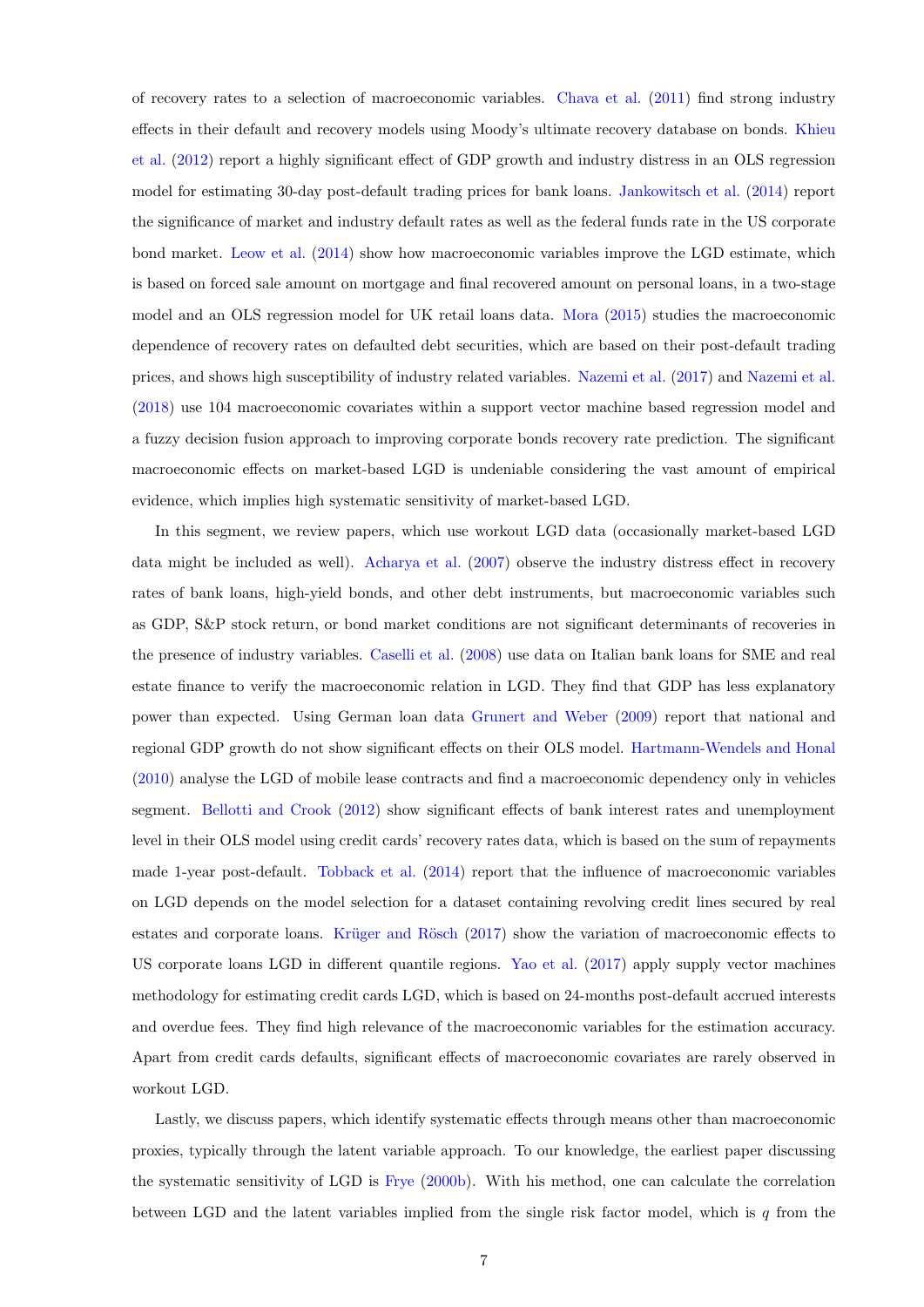of recovery rates to a selection of macroeconomic variables. Chava et al. (2011) find strong industry effects in their default and recovery models using Moody's ultimate recovery database on bonds. Khieu et al. (2012) report a highly significant effect of GDP growth and industry distress in an OLS regression model for estimating 30-day post-default trading prices for bank loans. Jankowitsch et al. (2014) report the significance of market and industry default rates as well as the federal funds rate in the US corporate bond market. Leow et al. (2014) show how macroeconomic variables improve the LGD estimate, which is based on forced sale amount on mortgage and final recovered amount on personal loans, in a two-stage model and an OLS regression model for UK retail loans data. Mora (2015) studies the macroeconomic dependence of recovery rates on defaulted debt securities, which are based on their post-default trading prices, and shows high susceptibility of industry related variables. Nazemi et al. (2017) and Nazemi et al. (2018) use 104 macroeconomic covariates within a support vector machine based regression model and a fuzzy decision fusion approach to improving corporate bonds recovery rate prediction. The significant macroeconomic effects on market-based LGD is undeniable considering the vast amount of empirical evidence, which implies high systematic sensitivity of market-based LGD.

In this segment, we review papers, which use workout LGD data (occasionally market-based LGD data might be included as well). Acharya et al. (2007) observe the industry distress effect in recovery rates of bank loans, high-yield bonds, and other debt instruments, but macroeconomic variables such as GDP, S&P stock return, or bond market conditions are not significant determinants of recoveries in the presence of industry variables. Caselli et al. (2008) use data on Italian bank loans for SME and real estate finance to verify the macroeconomic relation in LGD. They find that GDP has less explanatory power than expected. Using German loan data Grunert and Weber (2009) report that national and regional GDP growth do not show significant effects on their OLS model. Hartmann-Wendels and Honal (2010) analyse the LGD of mobile lease contracts and find a macroeconomic dependency only in vehicles segment. Bellotti and Crook (2012) show significant effects of bank interest rates and unemployment level in their OLS model using credit cards' recovery rates data, which is based on the sum of repayments made 1-year post-default. Tobback et al. (2014) report that the influence of macroeconomic variables on LGD depends on the model selection for a dataset containing revolving credit lines secured by real estates and corporate loans. Krüger and Rösch (2017) show the variation of macroeconomic effects to US corporate loans LGD in different quantile regions. Yao et al. (2017) apply supply vector machines methodology for estimating credit cards LGD, which is based on 24-months post-default accrued interests and overdue fees. They find high relevance of the macroeconomic variables for the estimation accuracy. Apart from credit cards defaults, significant effects of macroeconomic covariates are rarely observed in workout LGD.

Lastly, we discuss papers, which identify systematic effects through means other than macroeconomic proxies, typically through the latent variable approach. To our knowledge, the earliest paper discussing the systematic sensitivity of LGD is Frye (2000b). With his method, one can calculate the correlation between LGD and the latent variables implied from the single risk factor model, which is $q$ from the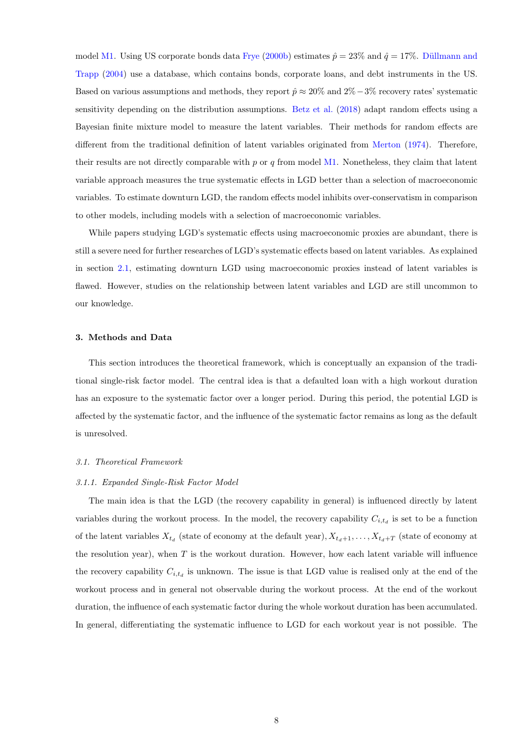model M1. Using US corporate bonds data Frye (2000b) estimates $\hat{p} = 23\%$ and $\hat{q} = 17\%$. Düllmann and Trapp (2004) use a database, which contains bonds, corporate loans, and debt instruments in the US. Based on various assumptions and methods, they report $\hat{p} \approx 20\%$ and $2\% - 3\%$ recovery rates' systematic sensitivity depending on the distribution assumptions. Betz et al. (2018) adapt random effects using a Bayesian finite mixture model to measure the latent variables. Their methods for random effects are different from the traditional definition of latent variables originated from Merton (1974). Therefore, their results are not directly comparable with $p$ or $q$ from model M1. Nonetheless, they claim that latent variable approach measures the true systematic effects in LGD better than a selection of macroeconomic variables. To estimate downturn LGD, the random effects model inhibits over-conservatism in comparison to other models, including models with a selection of macroeconomic variables.

While papers studying LGD's systematic effects using macroeconomic proxies are abundant, there is still a severe need for further researches of LGD's systematic effects based on latent variables. As explained in section 2.1, estimating downturn LGD using macroeconomic proxies instead of latent variables is flawed. However, studies on the relationship between latent variables and LGD are still uncommon to our knowledge.

## 3. Methods and Data

This section introduces the theoretical framework, which is conceptually an expansion of the traditional single-risk factor model. The central idea is that a defaulted loan with a high workout duration has an exposure to the systematic factor over a longer period. During this period, the potential LGD is affected by the systematic factor, and the influence of the systematic factor remains as long as the default is unresolved.

### 3.1. Theoretical Framework

#### 3.1.1. Expanded Single-Risk Factor Model

The main idea is that the LGD (the recovery capability in general) is influenced directly by latent variables during the workout process. In the model, the recovery capability $C_{i,t_d}$ is set to be a function of the latent variables $X_{t_d}$ (state of economy at the default year), $X_{t_d+1}, \ldots, X_{t_d+T}$ (state of economy at the resolution year), when $T$ is the workout duration. However, how each latent variable will influence the recovery capability $C_{i,t_d}$ is unknown. The issue is that LGD value is realised only at the end of the workout process and in general not observable during the workout process. At the end of the workout duration, the influence of each systematic factor during the whole workout duration has been accumulated. In general, differentiating the systematic influence to LGD for each workout year is not possible. The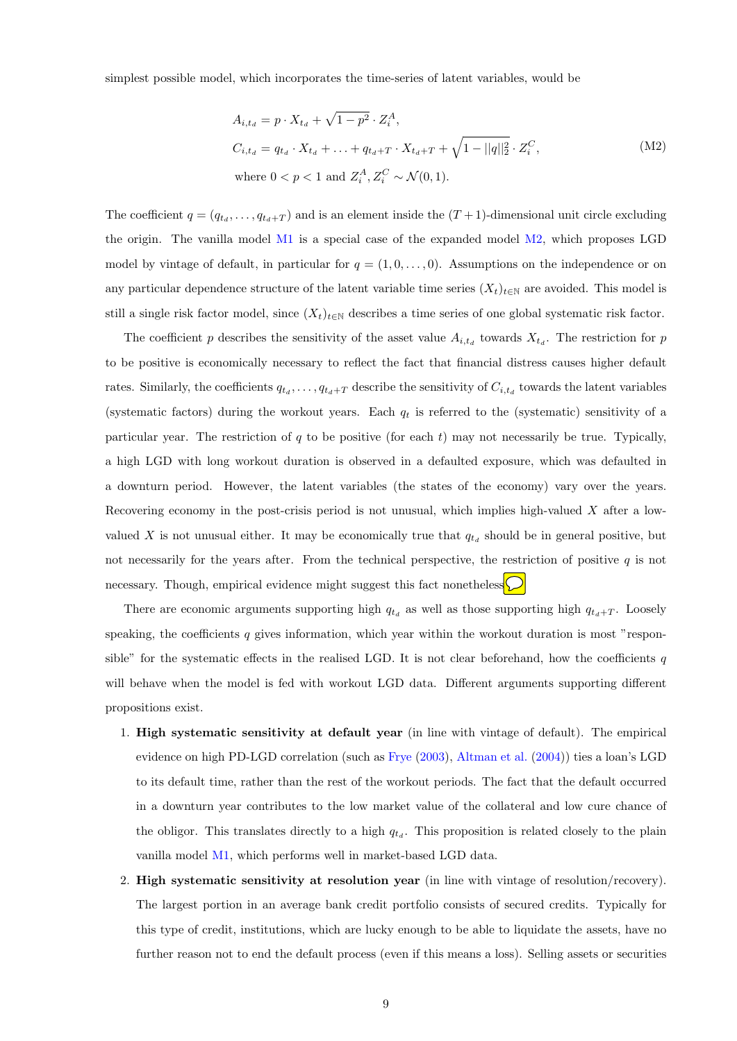simplest possible model, which incorporates the time-series of latent variables, would be

$$
\begin{aligned}
A_{i,t_d} &= p \cdot X_{t_d} + \sqrt{1-p^2} \cdot Z_i^A, \\
C_{i,t_d} &= q_{t_d} \cdot X_{t_d} + \ldots + q_{t_d+T} \cdot X_{t_d+T} + \sqrt{1-||q||_2^2} \cdot Z_i^C, \\
&\text{where } 0 < p < 1 \text{ and } Z_i^A, Z_i^C \sim \mathcal{N}(0,1).
\end{aligned} \tag{M2}
$$

The coefficient $q = (q_{t_d}, \ldots, q_{t_d+T})$ and is an element inside the $(T+1)$-dimensional unit circle excluding the origin. The vanilla model M1 is a special case of the expanded model M2, which proposes LGD model by vintage of default, in particular for $q = (1, 0, \ldots, 0)$. Assumptions on the independence or on any particular dependence structure of the latent variable time series $(X_t)_{t\in\mathbb{N}}$ are avoided. This model is still a single risk factor model, since $(X_t)_{t\in\mathbb{N}}$ describes a time series of one global systematic risk factor.

The coefficient $p$ describes the sensitivity of the asset value $A_{i,t_d}$ towards $X_{t_d}$. The restriction for $p$ to be positive is economically necessary to reflect the fact that financial distress causes higher default rates. Similarly, the coefficients $q_{t_d}, \ldots, q_{t_d+T}$ describe the sensitivity of $C_{i,t_d}$ towards the latent variables (systematic factors) during the workout years. Each $q_t$ is referred to the (systematic) sensitivity of a particular year. The restriction of $q$ to be positive (for each $t$) may not necessarily be true. Typically, a high LGD with long workout duration is observed in a defaulted exposure, which was defaulted in a downturn period. However, the latent variables (the states of the economy) vary over the years. Recovering economy in the post-crisis period is not unusual, which implies high-valued $X$ after a low-valued $X$ is not unusual either. It may be economically true that $q_{t_d}$ should be in general positive, but not necessarily for the years after. From the technical perspective, the restriction of positive $q$ is not necessary. Though, empirical evidence might suggest this fact nonetheless.

There are economic arguments supporting high $q_{t_d}$ as well as those supporting high $q_{t_d+T}$. Loosely speaking, the coefficients $q$ gives information, which year within the workout duration is most "responsible" for the systematic effects in the realised LGD. It is not clear beforehand, how the coefficients $q$ will behave when the model is fed with workout LGD data. Different arguments supporting different propositions exist.

1. **High systematic sensitivity at default year** (in line with vintage of default). The empirical evidence on high PD-LGD correlation (such as Frye (2003), Altman et al. (2004)) ties a loan's LGD to its default time, rather than the rest of the workout periods. The fact that the default occurred in a downturn year contributes to the low market value of the collateral and low cure chance of the obligor. This translates directly to a high $q_{t_d}$. This proposition is related closely to the plain vanilla model M1, which performs well in market-based LGD data.
2. **High systematic sensitivity at resolution year** (in line with vintage of resolution/recovery). The largest portion in an average bank credit portfolio consists of secured credits. Typically for this type of credit, institutions, which are lucky enough to be able to liquidate the assets, have no further reason not to end the default process (even if this means a loss). Selling assets or securities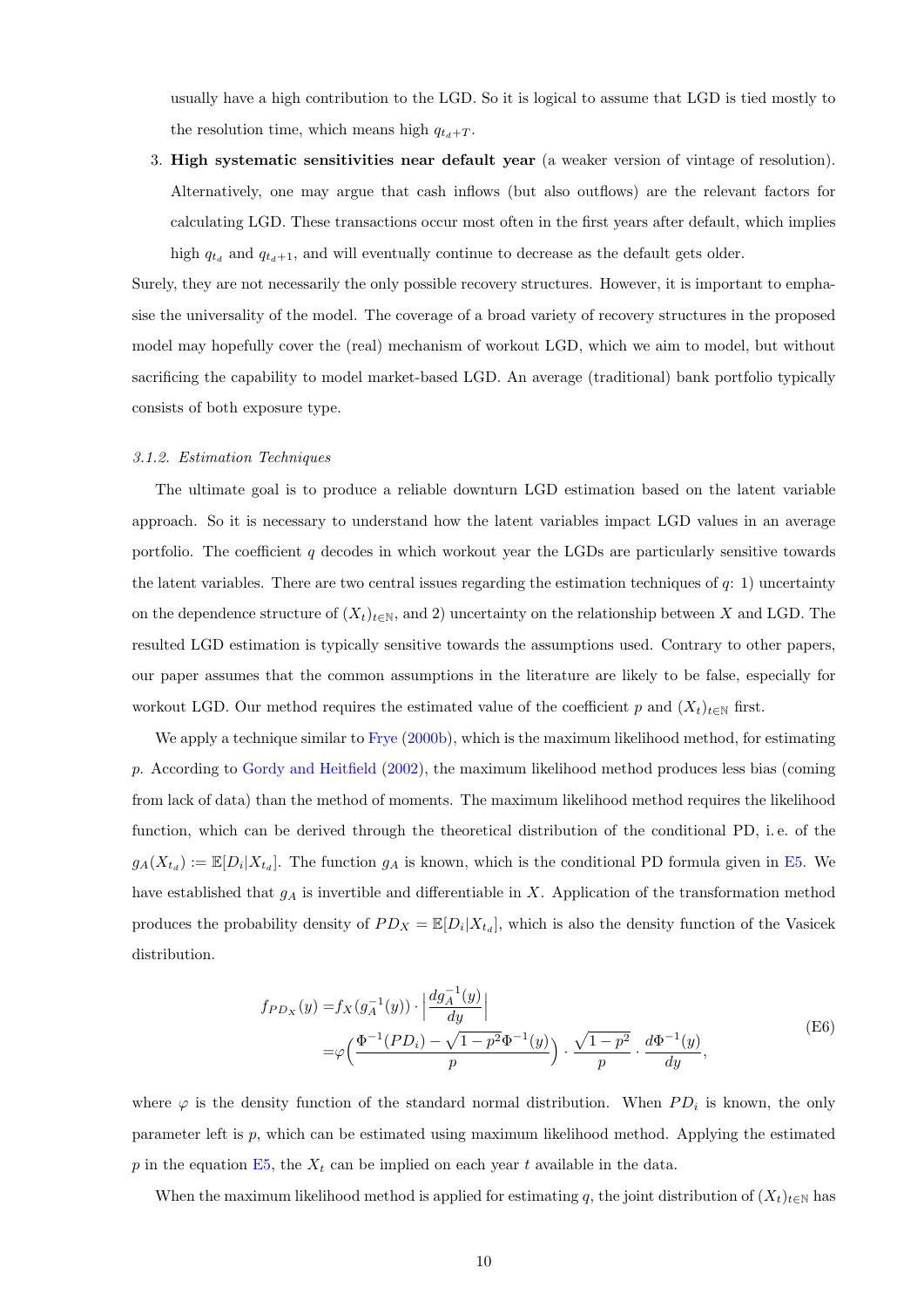usually have a high contribution to the LGD. So it is logical to assume that LGD is tied mostly to the resolution time, which means high $q_{t_d+T}$.

3. **High systematic sensitivities near default year** (a weaker version of vintage of resolution). Alternatively, one may argue that cash inflows (but also outflows) are the relevant factors for calculating LGD. These transactions occur most often in the first years after default, which implies high $q_{t_d}$ and $q_{t_d+1}$, and will eventually continue to decrease as the default gets older.

Surely, they are not necessarily the only possible recovery structures. However, it is important to emphasise the universality of the model. The coverage of a broad variety of recovery structures in the proposed model may hopefully cover the (real) mechanism of workout LGD, which we aim to model, but without sacrificing the capability to model market-based LGD. An average (traditional) bank portfolio typically consists of both exposure type.

### *3.1.2. Estimation Techniques*

The ultimate goal is to produce a reliable downturn LGD estimation based on the latent variable approach. So it is necessary to understand how the latent variables impact LGD values in an average portfolio. The coefficient $q$ decodes in which workout year the LGDs are particularly sensitive towards the latent variables. There are two central issues regarding the estimation techniques of $q$: 1) uncertainty on the dependence structure of $(X_t)_{t\in\mathbb{N}}$, and 2) uncertainty on the relationship between $X$ and LGD. The resulted LGD estimation is typically sensitive towards the assumptions used. Contrary to other papers, our paper assumes that the common assumptions in the literature are likely to be false, especially for workout LGD. Our method requires the estimated value of the coefficient $p$ and $(X_t)_{t\in\mathbb{N}}$ first.

We apply a technique similar to Frye (2000b), which is the maximum likelihood method, for estimating $p$. According to Gordy and Heitfield (2002), the maximum likelihood method produces less bias (coming from lack of data) than the method of moments. The maximum likelihood method requires the likelihood function, which can be derived through the theoretical distribution of the conditional PD, i. e. of the $g_A(X_{t_d}) := \mathbb{E}[D_i|X_{t_d}]$. The function $g_A$ is known, which is the conditional PD formula given in E5. We have established that $g_A$ is invertible and differentiable in $X$. Application of the transformation method produces the probability density of $PD_X = \mathbb{E}[D_i|X_{t_d}]$, which is also the density function of the Vasicek distribution.

$$
\begin{aligned}
f_{PD_X}(y) =& f_X(g_A^{-1}(y)) \cdot \Big|\frac{dg_A^{-1}(y)}{dy}\Big| \\
=& \varphi\Big(\frac{\Phi^{-1}(PD_i) - \sqrt{1-p^2}\Phi^{-1}(y)}{p}\Big) \cdot \frac{\sqrt{1-p^2}}{p} \cdot \frac{d\Phi^{-1}(y)}{dy},
\end{aligned}
\tag{E6}
$$

where $\varphi$ is the density function of the standard normal distribution. When $PD_i$ is known, the only parameter left is $p$, which can be estimated using maximum likelihood method. Applying the estimated $p$ in the equation E5, the $X_t$ can be implied on each year $t$ available in the data.

When the maximum likelihood method is applied for estimating $q$, the joint distribution of $(X_t)_{t\in\mathbb{N}}$ has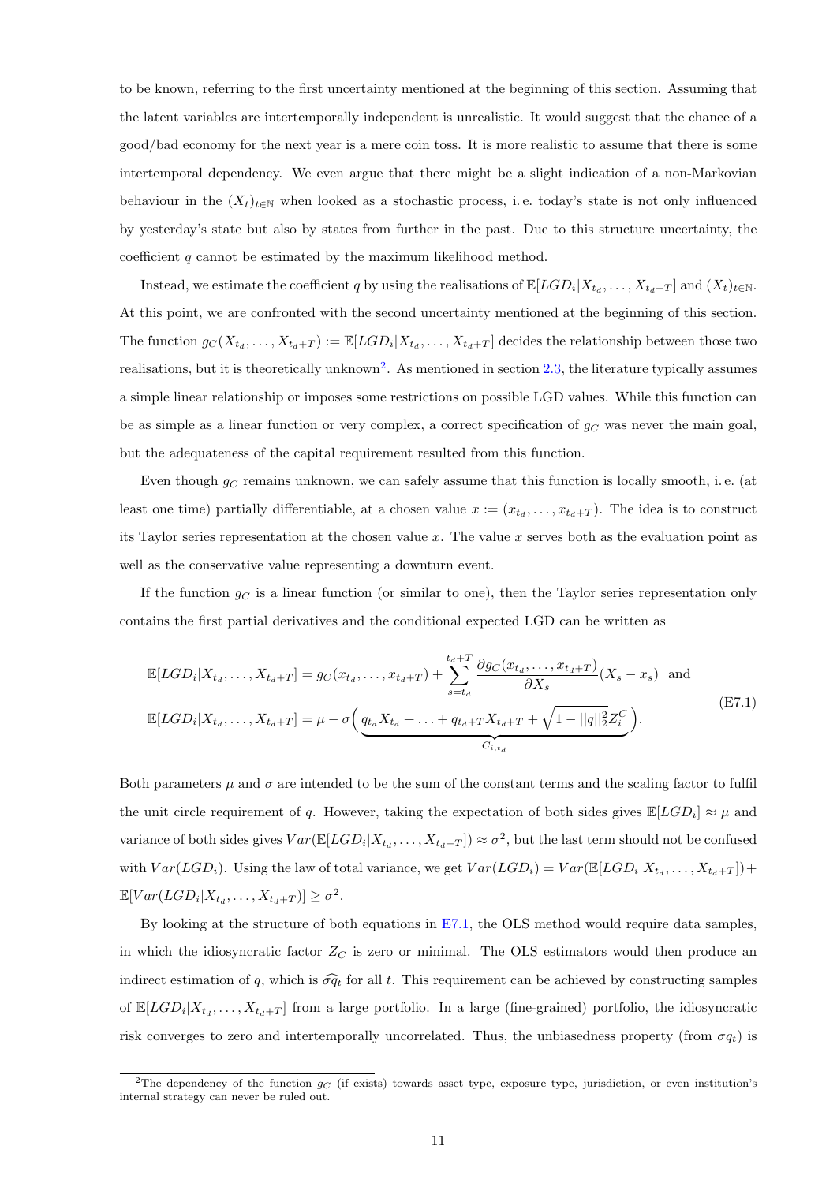to be known, referring to the first uncertainty mentioned at the beginning of this section. Assuming that the latent variables are intertemporally independent is unrealistic. It would suggest that the chance of a good/bad economy for the next year is a mere coin toss. It is more realistic to assume that there is some intertemporal dependency. We even argue that there might be a slight indication of a non-Markovian behaviour in the $(X_t)_{t\in\mathbb{N}}$ when looked as a stochastic process, i. e. today's state is not only influenced by yesterday's state but also by states from further in the past. Due to this structure uncertainty, the coefficient $q$ cannot be estimated by the maximum likelihood method.

Instead, we estimate the coefficient $q$ by using the realisations of $\mathbb{E}[LGD_i|X_{t_d},\ldots,X_{t_d+T}]$ and $(X_t)_{t\in\mathbb{N}}$. At this point, we are confronted with the second uncertainty mentioned at the beginning of this section. The function $g_C(X_{t_d},\ldots,X_{t_d+T}) := \mathbb{E}[LGD_i|X_{t_d},\ldots,X_{t_d+T}]$ decides the relationship between those two realisations, but it is theoretically unknown[2]. As mentioned in section 2.3, the literature typically assumes a simple linear relationship or imposes some restrictions on possible LGD values. While this function can be as simple as a linear function or very complex, a correct specification of $g_C$ was never the main goal, but the adequateness of the capital requirement resulted from this function.

Even though $g_C$ remains unknown, we can safely assume that this function is locally smooth, i. e. (at least one time) partially differentiable, at a chosen value $x := (x_{t_d},\ldots,x_{t_d+T})$. The idea is to construct its Taylor series representation at the chosen value $x$. The value $x$ serves both as the evaluation point as well as the conservative value representing a downturn event.

If the function $g_C$ is a linear function (or similar to one), then the Taylor series representation only contains the first partial derivatives and the conditional expected LGD can be written as

$$
\begin{aligned}
&\mathbb{E}[LGD_i|X_{t_d},\ldots,X_{t_d+T}] = g_C(x_{t_d},\ldots,x_{t_d+T}) + \sum_{s=t_d}^{t_d+T}\frac{\partial g_C(x_{t_d},\ldots,x_{t_d+T})}{\partial X_s}(X_s - x_s) \quad \text{and} \\
&\mathbb{E}[LGD_i|X_{t_d},\ldots,X_{t_d+T}] = \mu - \sigma\Big(\underbrace{q_{t_d}X_{t_d} + \ldots + q_{t_d+T}X_{t_d+T} + \sqrt{1-||q||_2^2}Z_i^C}_{C_{i,t_d}}\Big).
\end{aligned} \tag{E7.1}
$$

Both parameters $\mu$ and $\sigma$ are intended to be the sum of the constant terms and the scaling factor to fulfil the unit circle requirement of $q$. However, taking the expectation of both sides gives $\mathbb{E}[LGD_i] \approx \mu$ and variance of both sides gives $Var(\mathbb{E}[LGD_i|X_{t_d},\ldots,X_{t_d+T}]) \approx \sigma^2$, but the last term should not be confused with $Var(LGD_i)$. Using the law of total variance, we get $Var(LGD_i) = Var(\mathbb{E}[LGD_i|X_{t_d},\ldots,X_{t_d+T}]) + \mathbb{E}[Var(LGD_i|X_{t_d},\ldots,X_{t_d+T})] \geq \sigma^2$.

By looking at the structure of both equations in E7.1, the OLS method would require data samples, in which the idiosyncratic factor $Z_C$ is zero or minimal. The OLS estimators would then produce an indirect estimation of $q$, which is $\widehat{\sigma q_t}$ for all $t$. This requirement can be achieved by constructing samples of $\mathbb{E}[LGD_i|X_{t_d},\ldots,X_{t_d+T}]$ from a large portfolio. In a large (fine-grained) portfolio, the idiosyncratic risk converges to zero and intertemporally uncorrelated. Thus, the unbiasedness property (from $\sigma q_t$) is

[2] The dependency of the function $g_C$ (if exists) towards asset type, exposure type, jurisdiction, or even institution's internal strategy can never be ruled out.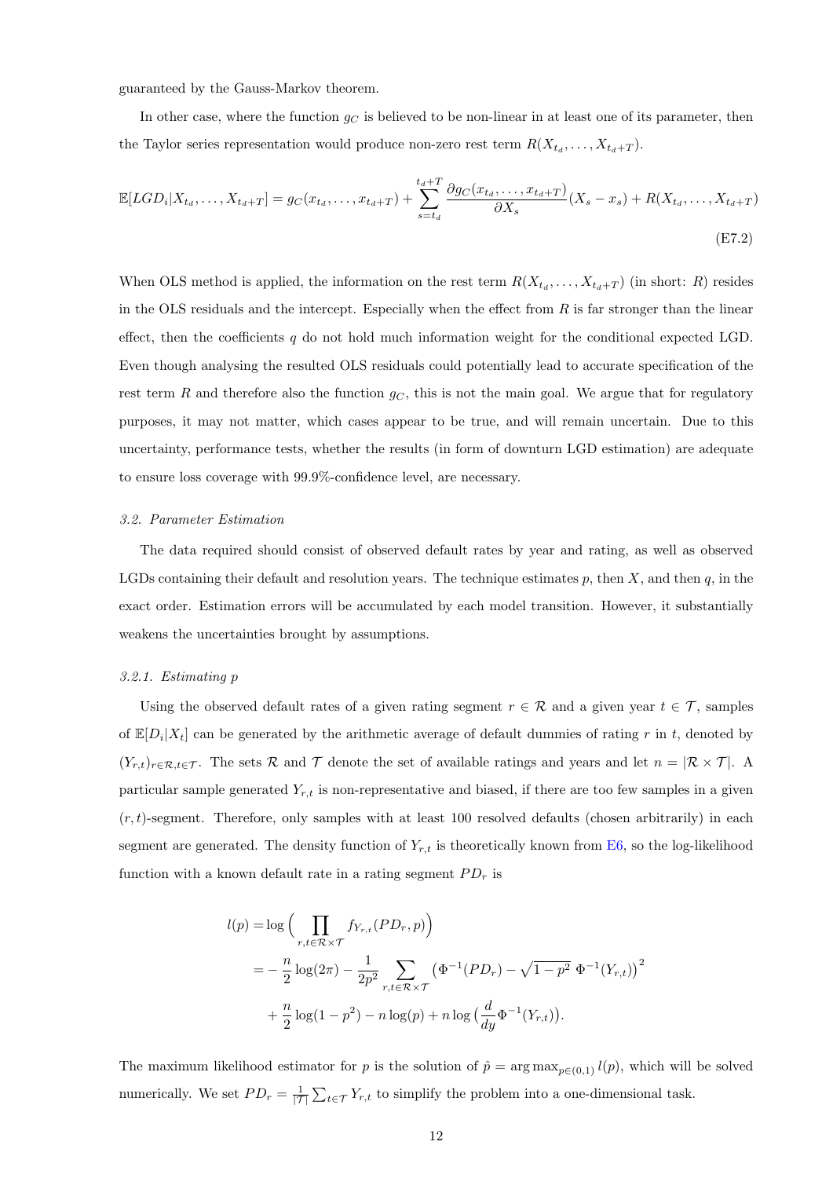guaranteed by the Gauss-Markov theorem.

In other case, where the function $g_C$ is believed to be non-linear in at least one of its parameter, then the Taylor series representation would produce non-zero rest term $R(X_{t_d}, \ldots, X_{t_d+T})$.

$$\mathbb{E}[LGD_i|X_{t_d}, \ldots, X_{t_d+T}] = g_C(x_{t_d}, \ldots, x_{t_d+T}) + \sum_{s=t_d}^{t_d+T} \frac{\partial g_C(x_{t_d}, \ldots, x_{t_d+T})}{\partial X_s}(X_s - x_s) + R(X_{t_d}, \ldots, X_{t_d+T}) \tag{E7.2}$$

When OLS method is applied, the information on the rest term $R(X_{t_d}, \ldots, X_{t_d+T})$ (in short: $R$) resides in the OLS residuals and the intercept. Especially when the effect from $R$ is far stronger than the linear effect, then the coefficients $q$ do not hold much information weight for the conditional expected LGD. Even though analysing the resulted OLS residuals could potentially lead to accurate specification of the rest term $R$ and therefore also the function $g_C$, this is not the main goal. We argue that for regulatory purposes, it may not matter, which cases appear to be true, and will remain uncertain. Due to this uncertainty, performance tests, whether the results (in form of downturn LGD estimation) are adequate to ensure loss coverage with 99.9%-confidence level, are necessary.

### *3.2. Parameter Estimation*

The data required should consist of observed default rates by year and rating, as well as observed LGDs containing their default and resolution years. The technique estimates $p$, then $X$, and then $q$, in the exact order. Estimation errors will be accumulated by each model transition. However, it substantially weakens the uncertainties brought by assumptions.

#### *3.2.1. Estimating p*

Using the observed default rates of a given rating segment $r \in \mathcal{R}$ and a given year $t \in \mathcal{T}$, samples of $\mathbb{E}[D_i|X_t]$ can be generated by the arithmetic average of default dummies of rating $r$ in $t$, denoted by $(Y_{r,t})_{r \in \mathcal{R}, t \in \mathcal{T}}$. The sets $\mathcal{R}$ and $\mathcal{T}$ denote the set of available ratings and years and let $n = |\mathcal{R} \times \mathcal{T}|$. A particular sample generated $Y_{r,t}$ is non-representative and biased, if there are too few samples in a given $(r, t)$-segment. Therefore, only samples with at least 100 resolved defaults (chosen arbitrarily) in each segment are generated. The density function of $Y_{r,t}$ is theoretically known from E6, so the log-likelihood function with a known default rate in a rating segment $PD_r$ is

$$\begin{aligned}
l(p) &= \log\Big(\prod_{r,t \in \mathcal{R} \times \mathcal{T}} f_{Y_{r,t}}(PD_r, p)\Big) \\
&= -\frac{n}{2}\log(2\pi) - \frac{1}{2p^2}\sum_{r,t \in \mathcal{R} \times \mathcal{T}} \big(\Phi^{-1}(PD_r) - \sqrt{1-p^2}\ \Phi^{-1}(Y_{r,t})\big)^2 \\
&\quad + \frac{n}{2}\log(1-p^2) - n\log(p) + n\log\big(\frac{d}{dy}\Phi^{-1}(Y_{r,t})\big).
\end{aligned}$$

The maximum likelihood estimator for $p$ is the solution of $\hat{p} = \arg\max_{p \in (0,1)} l(p)$, which will be solved numerically. We set $PD_r = \frac{1}{|\mathcal{T}|}\sum_{t \in \mathcal{T}} Y_{r,t}$ to simplify the problem into a one-dimensional task.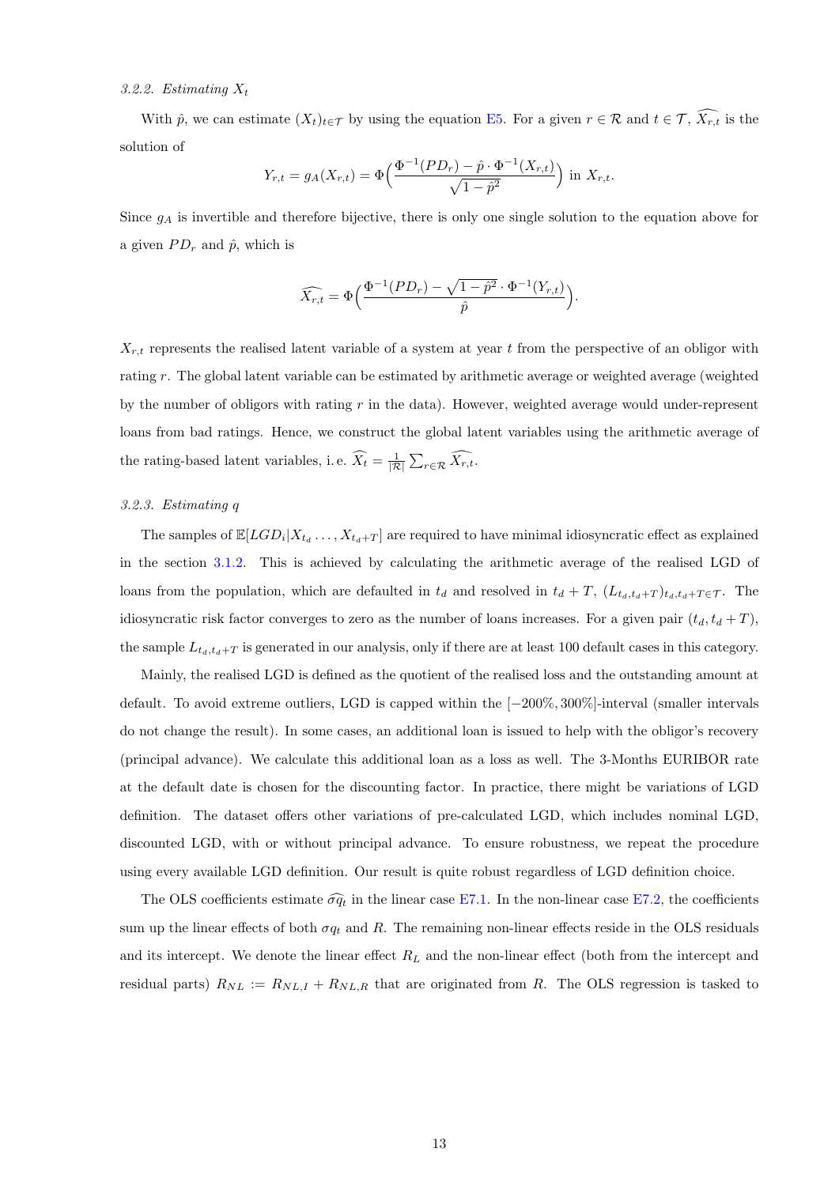#### 3.2.2. Estimating $X_t$

With $\hat{p}$, we can estimate $(X_t)_{t\in\mathcal{T}}$ by using the equation E5. For a given $r \in \mathcal{R}$ and $t \in \mathcal{T}$, $\widehat{X_{r,t}}$ is the solution of

$$Y_{r,t} = g_A(X_{r,t}) = \Phi\Big(\frac{\Phi^{-1}(PD_r) - \hat{p}\cdot\Phi^{-1}(X_{r,t})}{\sqrt{1-\hat{p}^2}}\Big) \text{ in } X_{r,t}.$$

Since $g_A$ is invertible and therefore bijective, there is only one single solution to the equation above for a given $PD_r$ and $\hat{p}$, which is

$$\widehat{X_{r,t}} = \Phi\Big(\frac{\Phi^{-1}(PD_r) - \sqrt{1-\hat{p}^2}\cdot\Phi^{-1}(Y_{r,t})}{\hat{p}}\Big).$$

$X_{r,t}$ represents the realised latent variable of a system at year $t$ from the perspective of an obligor with rating $r$. The global latent variable can be estimated by arithmetic average or weighted average (weighted by the number of obligors with rating $r$ in the data). However, weighted average would under-represent loans from bad ratings. Hence, we construct the global latent variables using the arithmetic average of the rating-based latent variables, i. e. $\widehat{X_t} = \frac{1}{|\mathcal{R}|}\sum_{r\in\mathcal{R}}\widehat{X_{r,t}}$.

#### 3.2.3. Estimating $q$

The samples of $\mathbb{E}[LGD_i|X_{t_d}\ldots,X_{t_d+T}]$ are required to have minimal idiosyncratic effect as explained in the section 3.1.2. This is achieved by calculating the arithmetic average of the realised LGD of loans from the population, which are defaulted in $t_d$ and resolved in $t_d+T$, $(L_{t_d,t_d+T})_{t_d,t_d+T\in\mathcal{T}}$. The idiosyncratic risk factor converges to zero as the number of loans increases. For a given pair $(t_d, t_d+T)$, the sample $L_{t_d,t_d+T}$ is generated in our analysis, only if there at least 100 default cases in this category.

Mainly, the realised LGD is defined as the quotient of the realised loss and the outstanding amount at default. To avoid extreme outliers, LGD is capped within the $[-200\%, 300\%]$-interval (smaller intervals do not change the result). In some cases, an additional loan is issued to help with the obligor's recovery (principal advance). We calculate this additional loan as a loss as well. The 3-Months EURIBOR rate at the default date is chosen for the discounting factor. In practice, there might be variations of LGD definition. The dataset offers other variations of pre-calculated LGD, which includes nominal LGD, discounted LGD, with or without principal advance. To ensure robustness, we repeat the procedure using every available LGD definition. Our result is quite robust regardless of LGD definition choice.

The OLS coefficients estimate $\widehat{\sigma q_t}$ in the linear case E7.1. In the non-linear case E7.2, the coefficients sum up the linear effects of both $\sigma q_t$ and $R$. The remaining non-linear effects reside in the OLS residuals and its intercept. We denote the linear effect $R_L$ and the non-linear effect (both from the intercept and residual parts) $R_{NL} := R_{NL,I} + R_{NL,R}$ that are originated from $R$. The OLS regression is tasked to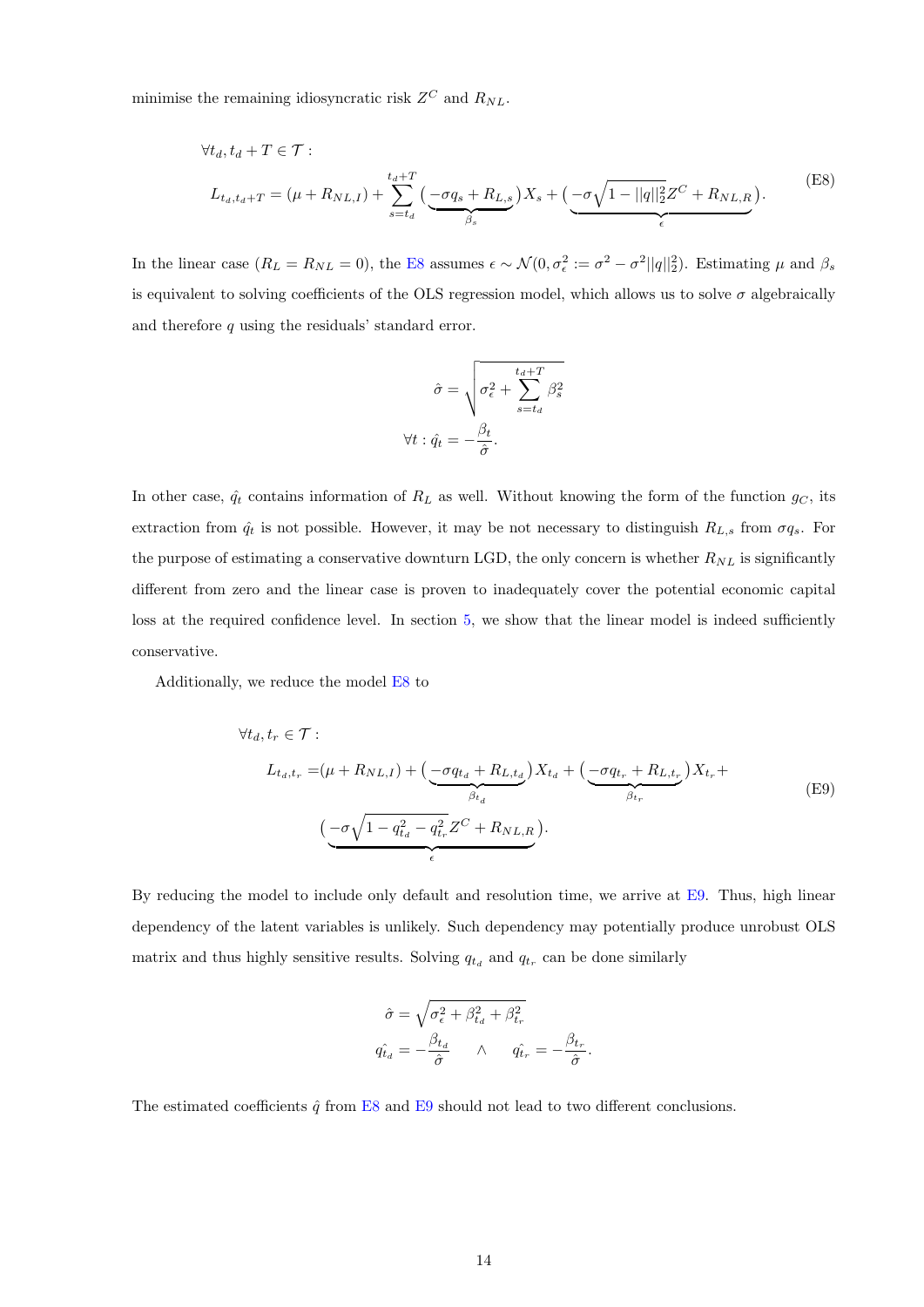minimise the remaining idiosyncratic risk $Z^C$ and $R_{NL}$.

$$\forall t_d, t_d + T \in \mathcal{T}:$$
$$L_{t_d, t_d+T} = (\mu + R_{NL,I}) + \sum_{s=t_d}^{t_d+T} \big( \underbrace{-\sigma q_s + R_{L,s}}_{\beta_s} \big) X_s + \big( \underbrace{-\sigma\sqrt{1 - ||q||_2^2} Z^C + R_{NL,R}}_{\epsilon} \big). \tag{E8}$$

In the linear case ($R_L = R_{NL} = 0$), the E8 assumes $\epsilon \sim \mathcal{N}(0, \sigma_\epsilon^2 := \sigma^2 - \sigma^2 ||q||_2^2)$. Estimating $\mu$ and $\beta_s$ is equivalent to solving coefficients of the OLS regression model, which allows us to solve $\sigma$ algebraically and therefore $q$ using the residuals' standard error.

$$\hat{\sigma} = \sqrt{\sigma_\epsilon^2 + \sum_{s=t_d}^{t_d+T} \beta_s^2}$$
$$\forall t : \hat{q}_t = -\frac{\beta_t}{\hat{\sigma}}.$$

In other case, $\hat{q}_t$ contains information of $R_L$ as well. Without knowing the form of the function $g_C$, its extraction from $\hat{q}_t$ is not possible. However, it may be not necessary to distinguish $R_{L,s}$ from $\sigma q_s$. For the purpose of estimating a conservative downturn LGD, the only concern is whether $R_{NL}$ is significantly different from zero and the linear case is proven to inadequately cover the potential economic capital loss at the required confidence level. In section 5, we show that the linear model is indeed sufficiently conservative.

Additionally, we reduce the model E8 to

$$\forall t_d, t_r \in \mathcal{T}:$$
$$L_{t_d, t_r} = (\mu + R_{NL,I}) + \big( \underbrace{-\sigma q_{t_d} + R_{L,t_d}}_{\beta_{t_d}} \big) X_{t_d} + \big( \underbrace{-\sigma q_{t_r} + R_{L,t_r}}_{\beta_{t_r}} \big) X_{t_r} + \big( \underbrace{-\sigma\sqrt{1 - q_{t_d}^2 - q_{t_r}^2} Z^C + R_{NL,R}}_{\epsilon} \big). \tag{E9}$$

By reducing the model to include only default and resolution time, we arrive at E9. Thus, high linear dependency of the latent variables is unlikely. Such dependency may potentially produce unrobust OLS matrix and thus highly sensitive results. Solving $q_{t_d}$ and $q_{t_r}$ can be done similarly

$$\hat{\sigma} = \sqrt{\sigma_\epsilon^2 + \beta_{t_d}^2 + \beta_{t_r}^2}$$
$$\hat{q_{t_d}} = -\frac{\beta_{t_d}}{\hat{\sigma}} \quad \wedge \quad \hat{q_{t_r}} = -\frac{\beta_{t_r}}{\hat{\sigma}}.$$

The estimated coefficients $\hat{q}$ from E8 and E9 should not lead to two different conclusions.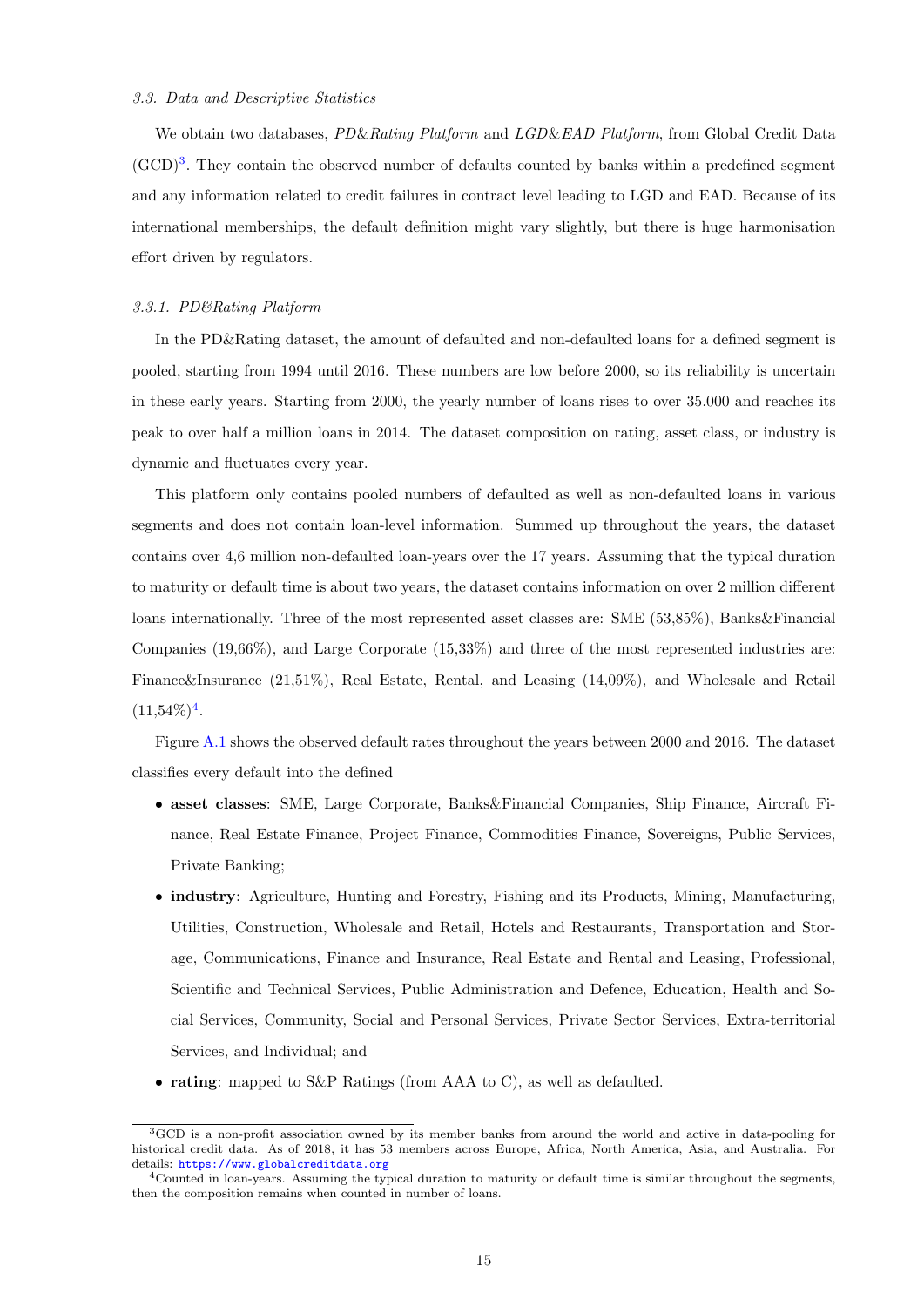### 3.3. Data and Descriptive Statistics

We obtain two databases, *PD&Rating Platform* and *LGD&EAD Platform*, from Global Credit Data (GCD)[3]. They contain the observed number of defaults counted by banks within a predefined segment and any information related to credit failures in contract level leading to LGD and EAD. Because of its international memberships, the default definition might vary slightly, but there is huge harmonisation effort driven by regulators.

#### 3.3.1. PD&Rating Platform

In the PD&Rating dataset, the amount of defaulted and non-defaulted loans for a defined segment is pooled, starting from 1994 until 2016. These numbers are low before 2000, so its reliability is uncertain in these early years. Starting from 2000, the yearly number of loans rises to over 35.000 and reaches its peak to over half a million loans in 2014. The dataset composition on rating, asset class, or industry is dynamic and fluctuates every year.

This platform only contains pooled numbers of defaulted as well as non-defaulted loans in various segments and does not contain loan-level information. Summed up throughout the years, the dataset contains over 4,6 million non-defaulted loan-years over the 17 years. Assuming that the typical duration to maturity or default time is about two years, the dataset contains information on over 2 million different loans internationally. Three of the most represented asset classes are: SME (53,85%), Banks&Financial Companies (19,66%), and Large Corporate (15,33%) and three of the most represented industries are: Finance&Insurance (21,51%), Real Estate, Rental, and Leasing (14,09%), and Wholesale and Retail (11,54%)[4].

Figure A.1 shows the observed default rates throughout the years between 2000 and 2016. The dataset classifies every default into the defined

- **asset classes**: SME, Large Corporate, Banks&Financial Companies, Ship Finance, Aircraft Finance, Real Estate Finance, Project Finance, Commodities Finance, Sovereigns, Public Services, Private Banking;
- **industry**: Agriculture, Hunting and Forestry, Fishing and its Products, Mining, Manufacturing, Utilities, Construction, Wholesale and Retail, Hotels and Restaurants, Transportation and Storage, Communications, Finance and Insurance, Real Estate and Rental and Leasing, Professional, Scientific and Technical Services, Public Administration and Defence, Education, Health and Social Services, Community, Social and Personal Services, Private Sector Services, Extra-territorial Services, and Individual; and
- **rating**: mapped to S&P Ratings (from AAA to C), as well as defaulted.

---

[3] GCD is a non-profit association owned by its member banks from around the world and active in data-pooling for historical credit data. As of 2018, it has 53 members across Europe, Africa, North America, Asia, and Australia. For details: https://www.globalcreditdata.org

[4] Counted in loan-years. Assuming the typical duration to maturity or default time is similar throughout the segments, then the composition remains when counted in number of loans.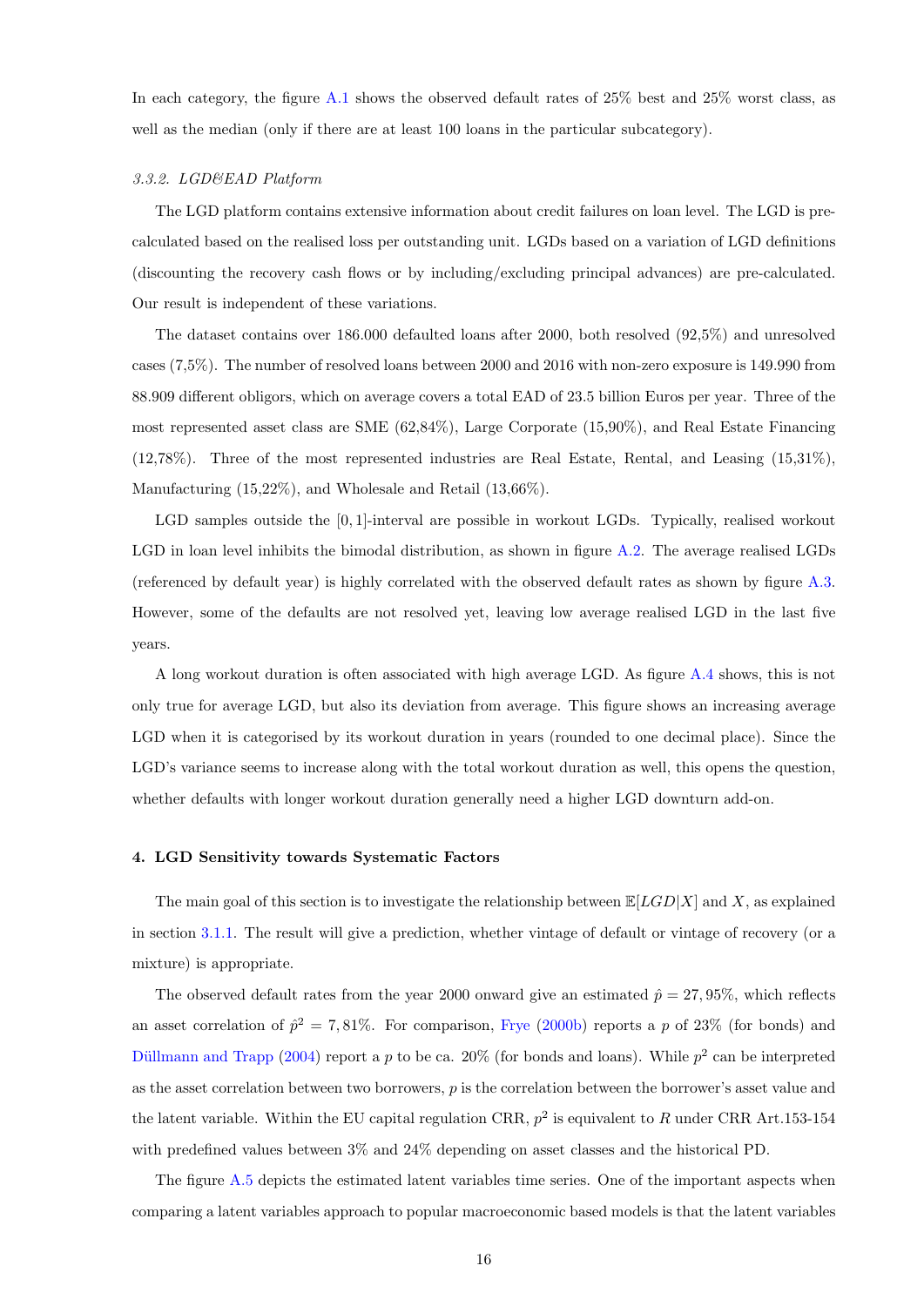In each category, the figure A.1 shows the observed default rates of 25% best and 25% worst class, as well as the median (only if there are at least 100 loans in the particular subcategory).

#### *3.3.2. LGD&EAD Platform*

The LGD platform contains extensive information about credit failures on loan level. The LGD is pre-calculated based on the realised loss per outstanding unit. LGDs based on a variation of LGD definitions (discounting the recovery cash flows or by including/excluding principal advances) are pre-calculated. Our result is independent of these variations.

The dataset contains over 186.000 defaulted loans after 2000, both resolved (92,5%) and unresolved cases (7,5%). The number of resolved loans between 2000 and 2016 with non-zero exposure is 149.990 from 88.909 different obligors, which on average covers a total EAD of 23.5 billion Euros per year. Three of the most represented asset class are SME (62,84%), Large Corporate (15,90%), and Real Estate Financing (12,78%). Three of the most represented industries are Real Estate, Rental, and Leasing (15,31%), Manufacturing (15,22%), and Wholesale and Retail (13,66%).

LGD samples outside the $[0, 1]$-interval are possible in workout LGDs. Typically, realised workout LGD in loan level inhibits the bimodal distribution, as shown in figure A.2. The average realised LGDs (referenced by default year) is highly correlated with the observed default rates as shown by figure A.3. However, some of the defaults are not resolved yet, leaving low average realised LGD in the last five years.

A long workout duration is often associated with high average LGD. As figure A.4 shows, this is not only true for average LGD, but also its deviation from average. This figure shows an increasing average LGD when it is categorised by its workout duration in years (rounded to one decimal place). Since the LGD's variance seems to increase along with the total workout duration as well, this opens the question, whether defaults with longer workout duration generally need a higher LGD downturn add-on.

## 4. LGD Sensitivity towards Systematic Factors

The main goal of this section is to investigate the relationship between $\mathbb{E}[LGD|X]$ and $X$, as explained in section 3.1.1. The result will give a prediction, whether vintage of default or vintage of recovery (or a mixture) is appropriate.

The observed default rates from the year 2000 onward give an estimated $\hat{p} = 27,95\%$, which reflects an asset correlation of $\hat{p}^2 = 7,81\%$. For comparison, Frye (2000b) reports a $p$ of 23% (for bonds) and Düllmann and Trapp (2004) report a $p$ to be ca. 20% (for bonds and loans). While $p^2$ can be interpreted as the asset correlation between two borrowers, $p$ is the correlation between the borrower's asset value and the latent variable. Within the EU capital regulation CRR, $p^2$ is equivalent to $R$ under CRR Art.153-154 with predefined values between 3% and 24% depending on asset classes and the historical PD.

The figure A.5 depicts the estimated latent variables time series. One of the important aspects when comparing a latent variables approach to popular macroeconomic based models is that the latent variables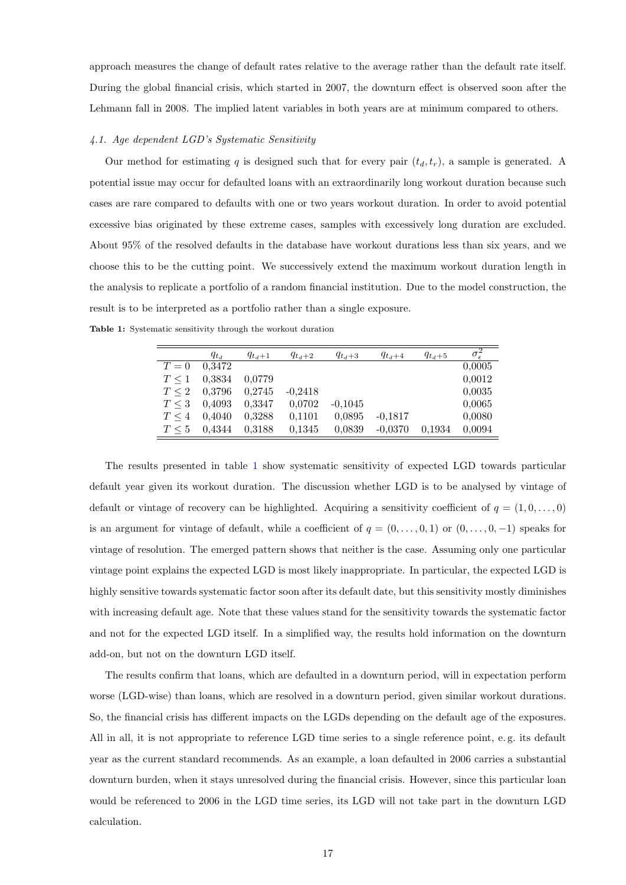approach measures the change of default rates relative to the average rather than the default rate itself. During the global financial crisis, which started in 2007, the downturn effect is observed soon after the Lehmann fall in 2008. The implied latent variables in both years are at minimum compared to others.

### *4.1. Age dependent LGD's Systematic Sensitivity*

Our method for estimating $q$ is designed such that for every pair $(t_d, t_r)$, a sample is generated. A potential issue may occur for defaulted loans with an extraordinarily long workout duration because such cases are rare compared to defaults with one or two years workout duration. In order to avoid potential excessive bias originated by these extreme cases, samples with excessively long duration are excluded. About 95% of the resolved defaults in the database have workout durations less than six years, and we choose this to be the cutting point. We successively extend the maximum workout duration length in the analysis to replicate a portfolio of a random financial institution. Due to the model construction, the result is to be interpreted as a portfolio rather than a single exposure.

**Table 1:** Systematic sensitivity through the workout duration

| | $q_{t_d}$ | $q_{t_d+1}$ | $q_{t_d+2}$ | $q_{t_d+3}$ | $q_{t_d+4}$ | $q_{t_d+5}$ | $\sigma_\epsilon^2$ |
|---|---|---|---|---|---|---|---|
| $T = 0$ | 0,3472 | | | | | | 0,0005 |
| $T \leq 1$ | 0,3834 | 0,0779 | | | | | 0,0012 |
| $T \leq 2$ | 0,3796 | 0,2745 | -0,2418 | | | | 0,0035 |
| $T \leq 3$ | 0,4093 | 0,3347 | 0,0702 | -0,1045 | | | 0,0065 |
| $T \leq 4$ | 0,4040 | 0,3288 | 0,1101 | 0,0895 | -0,1817 | | 0,0080 |
| $T \leq 5$ | 0,4344 | 0,3188 | 0,1345 | 0,0839 | -0,0370 | 0,1934 | 0,0094 |

The results presented in table 1 show systematic sensitivity of expected LGD towards particular default year given its workout duration. The discussion whether LGD is to be analysed by vintage of default or vintage of recovery can be highlighted. Acquiring a sensitivity coefficient of $q = (1, 0, \ldots, 0)$ is an argument for vintage of default, while a coefficient of $q = (0, \ldots, 0, 1)$ or $(0, \ldots, 0, -1)$ speaks for vintage of resolution. The emerged pattern shows that neither is the case. Assuming only one particular vintage point explains the expected LGD is most likely inappropriate. In particular, the expected LGD is highly sensitive towards systematic factor soon after its default date, but this sensitivity mostly diminishes with increasing default age. Note that these values stand for the sensitivity towards the systematic factor and not for the expected LGD itself. In a simplified way, the results hold information on the downturn add-on, but not on the downturn LGD itself.

The results confirm that loans, which are defaulted in a downturn period, will in expectation perform worse (LGD-wise) than loans, which are resolved in a downturn period, given similar workout durations. So, the financial crisis has different impacts on the LGDs depending on the default age of the exposures. All in all, it is not appropriate to reference LGD time series to a single reference point, e. g. its default year as the current standard recommends. As an example, a loan defaulted in 2006 carries a substantial downturn burden, when it stays unresolved during the financial crisis. However, since this particular loan would be referenced to 2006 in the LGD time series, its LGD will not take part in the downturn LGD calculation.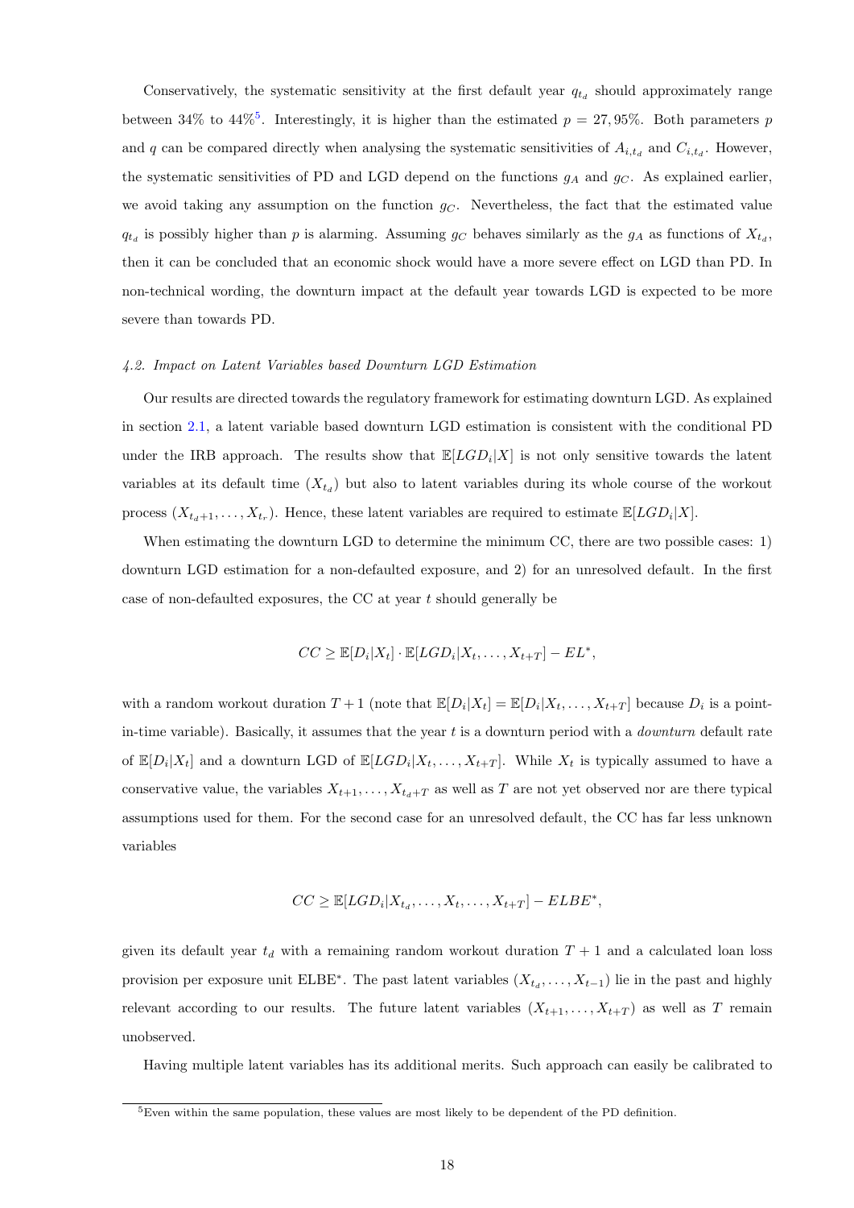Conservatively, the systematic sensitivity at the first default year $q_{t_d}$ should approximately range between 34% to 44%[5]. Interestingly, it is higher than the estimated $p = 27,95\%$. Both parameters $p$ and $q$ can be compared directly when analysing the systematic sensitivities of $A_{i,t_d}$ and $C_{i,t_d}$. However, the systematic sensitivities of PD and LGD depend on the functions $g_A$ and $g_C$. As explained earlier, we avoid taking any assumption on the function $g_C$. Nevertheless, the fact that the estimated value $q_{t_d}$ is possibly higher than $p$ is alarming. Assuming $g_C$ behaves similarly as the $g_A$ as functions of $X_{t_d}$, then it can be concluded that an economic shock would have a more severe effect on LGD than PD. In non-technical wording, the downturn impact at the default year towards LGD is expected to be more severe than towards PD.

### *4.2. Impact on Latent Variables based Downturn LGD Estimation*

Our results are directed towards the regulatory framework for estimating downturn LGD. As explained in section 2.1, a latent variable based downturn LGD estimation is consistent with the conditional PD under the IRB approach. The results show that $\mathbb{E}[LGD_i|X]$ is not only sensitive towards the latent variables at its default time ($X_{t_d}$) but also to latent variables during its whole course of the workout process ($X_{t_d+1}, \ldots, X_{t_r}$). Hence, these latent variables are required to estimate $\mathbb{E}[LGD_i|X]$.

When estimating the downturn LGD to determine the minimum CC, there are two possible cases: 1) downturn LGD estimation for a non-defaulted exposure, and 2) for an unresolved default. In the first case of non-defaulted exposures, the CC at year $t$ should generally be

$$CC \geq \mathbb{E}[D_i|X_t] \cdot \mathbb{E}[LGD_i|X_t, \ldots, X_{t+T}] - EL^*,$$

with a random workout duration $T+1$ (note that $\mathbb{E}[D_i|X_t] = \mathbb{E}[D_i|X_t, \ldots, X_{t+T}]$ because $D_i$ is a point-in-time variable). Basically, it assumes that the year $t$ is a downturn period with a *downturn* default rate of $\mathbb{E}[D_i|X_t]$ and a downturn LGD of $\mathbb{E}[LGD_i|X_t, \ldots, X_{t+T}]$. While $X_t$ is typically assumed to have a conservative value, the variables $X_{t+1}, \ldots, X_{t_d+T}$ as well as $T$ are not yet observed nor are there typical assumptions used for them. For the second case for an unresolved default, the CC has far less unknown variables

$$CC \geq \mathbb{E}[LGD_i|X_{t_d}, \ldots, X_t, \ldots, X_{t+T}] - ELBE^*,$$

given its default year $t_d$ with a remaining random workout duration $T+1$ and a calculated loan loss provision per exposure unit ELBE*. The past latent variables ($X_{t_d}, \ldots, X_{t-1}$) lie in the past and highly relevant according to our results. The future latent variables ($X_{t+1}, \ldots, X_{t+T}$) as well as $T$ remain unobserved.

Having multiple latent variables has its additional merits. Such approach can easily be calibrated to

[5] Even within the same population, these values are most likely to be dependent of the PD definition.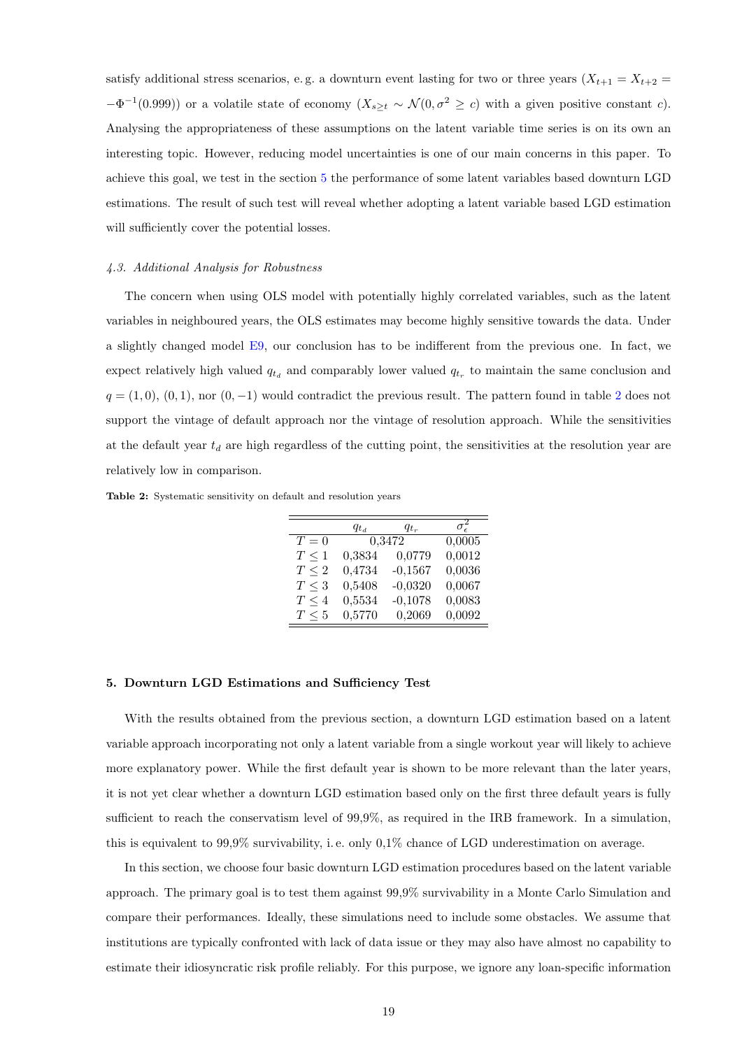satisfy additional stress scenarios, e. g. a downturn event lasting for two or three years ($X_{t+1} = X_{t+2} = -\Phi^{-1}(0.999)$) or a volatile state of economy ($X_{s \geq t} \sim \mathcal{N}(0, \sigma^2 \geq c)$ with a given positive constant $c$). Analysing the appropriateness of these assumptions on the latent variable time series is on its own an interesting topic. However, reducing model uncertainties is one of our main concerns in this paper. To achieve this goal, we test in the section 5 the performance of some latent variables based downturn LGD estimations. The result of such test will reveal whether adopting a latent variable based LGD estimation will sufficiently cover the potential losses.

### *4.3. Additional Analysis for Robustness*

The concern when using OLS model with potentially highly correlated variables, such as the latent variables in neighboured years, the OLS estimates may become highly sensitive towards the data. Under a slightly changed model E9, our conclusion has to be indifferent from the previous one. In fact, we expect relatively high valued $q_{t_d}$ and comparably lower valued $q_{t_r}$ to maintain the same conclusion and $q = (1, 0)$, $(0, 1)$, nor $(0, -1)$ would contradict the previous result. The pattern found in table 2 does not support the vintage of default approach nor the vintage of resolution approach. While the sensitivities at the default year $t_d$ are high regardless of the cutting point, the sensitivities at the resolution year are relatively low in comparison.

**Table 2:** Systematic sensitivity on default and resolution years

| | $q_{t_d}$ | $q_{t_r}$ | $\sigma_\epsilon^2$ |
|---|---|---|---|
| $T = 0$ | 0,3472 | | 0,0005 |
| $T \leq 1$ | 0,3834 | 0,0779 | 0,0012 |
| $T \leq 2$ | 0,4734 | -0,1567 | 0,0036 |
| $T \leq 3$ | 0,5408 | -0,0320 | 0,0067 |
| $T \leq 4$ | 0,5534 | -0,1078 | 0,0083 |
| $T \leq 5$ | 0,5770 | 0,2069 | 0,0092 |

## 5. Downturn LGD Estimations and Sufficiency Test

With the results obtained from the previous section, a downturn LGD estimation based on a latent variable approach incorporating not only a latent variable from a single workout year will likely to achieve more explanatory power. While the first default year is shown to be more relevant than the later years, it is not yet clear whether a downturn LGD estimation based only on the first three default years is fully sufficient to reach the conservatism level of 99,9%, as required in the IRB framework. In a simulation, this is equivalent to 99,9% survivability, i. e. only 0,1% chance of LGD underestimation on average.

In this section, we choose four basic downturn LGD estimation procedures based on the latent variable approach. The primary goal is to test them against 99,9% survivability in a Monte Carlo Simulation and compare their performances. Ideally, these simulations need to include some obstacles. We assume that institutions are typically confronted with lack of data issue or they may also have almost no capability to estimate their idiosyncratic risk profile reliably. For this purpose, we ignore any loan-specific information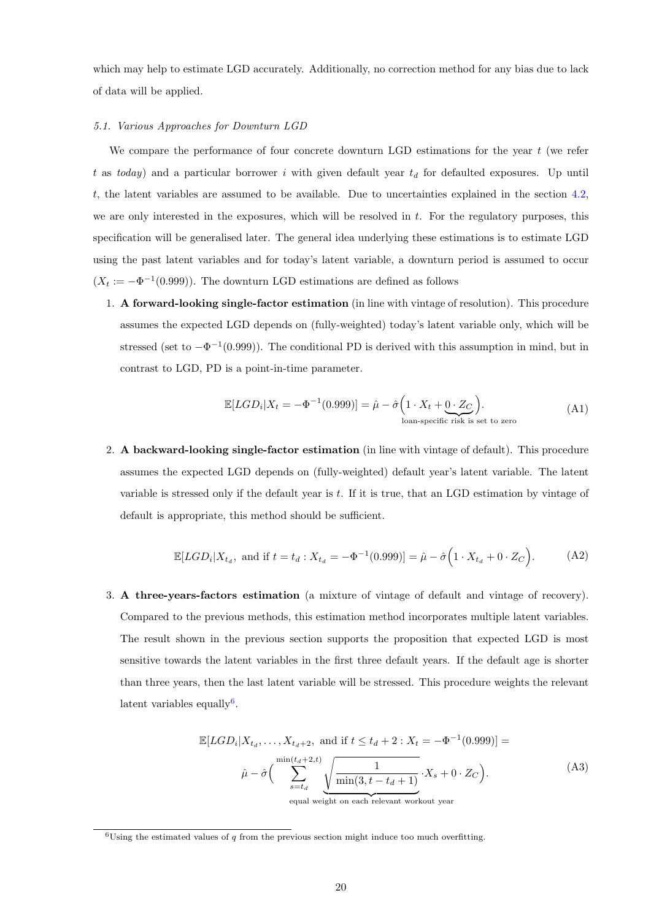which may help to estimate LGD accurately. Additionally, no correction method for any bias due to lack of data will be applied.

### *5.1. Various Approaches for Downturn LGD*

We compare the performance of four concrete downturn LGD estimations for the year $t$ (we refer $t$ as *today*) and a particular borrower $i$ with given default year $t_d$ for defaulted exposures. Up until $t$, the latent variables are assumed to be available. Due to uncertainties explained in the section 4.2, we are only interested in the exposures, which will be resolved in $t$. For the regulatory purposes, this specification will be generalised later. The general idea underlying these estimations is to estimate LGD using the past latent variables and for today's latent variable, a downturn period is assumed to occur ($X_t := -\Phi^{-1}(0.999)$). The downturn LGD estimations are defined as follows

1. **A forward-looking single-factor estimation** (in line with vintage of resolution). This procedure assumes the expected LGD depends on (fully-weighted) today's latent variable only, which will be stressed (set to $-\Phi^{-1}(0.999)$). The conditional PD is derived with this assumption in mind, but in contrast to LGD, PD is a point-in-time parameter.

$$\mathbb{E}[LGD_i|X_t = -\Phi^{-1}(0.999)] = \hat{\mu} - \hat{\sigma}\Big(1 \cdot X_t + \underbrace{0 \cdot Z_C}_{\text{loan-specific risk is set to zero}}\Big). \tag{A1}$$

2. **A backward-looking single-factor estimation** (in line with vintage of default). This procedure assumes the expected LGD depends on (fully-weighted) default year's latent variable. The latent variable is stressed only if the default year is $t$. If it is true, that an LGD estimation by vintage of default is appropriate, this method should be sufficient.

$$\mathbb{E}[LGD_i|X_{t_d}, \text{ and if } t = t_d : X_{t_d} = -\Phi^{-1}(0.999)] = \hat{\mu} - \hat{\sigma}\Big(1 \cdot X_{t_d} + 0 \cdot Z_C\Big). \tag{A2}$$

3. **A three-years-factors estimation** (a mixture of vintage of default and vintage of recovery). Compared to the previous methods, this estimation method incorporates multiple latent variables. The result shown in the previous section supports the proposition that expected LGD is most sensitive towards the latent variables in the first three default years. If the default age is shorter than three years, then the last latent variable will be stressed. This procedure weights the relevant latent variables equally[6].

$$\begin{aligned}\mathbb{E}[LGD_i|X_{t_d}, \ldots, X_{t_d+2}, \text{ and if } t \leq t_d + 2 : X_t = -\Phi^{-1}(0.999)] = \\ \hat{\mu} - \hat{\sigma}\Big(\sum_{s=t_d}^{\min(t_d+2,t)} \underbrace{\sqrt{\frac{1}{\min(3, t-t_d+1)}}}_{\text{equal weight on each relevant workout year}} \cdot X_s + 0 \cdot Z_C\Big).\end{aligned} \tag{A3}$$

[6]Using the estimated values of $q$ from the previous section might induce too much overfitting.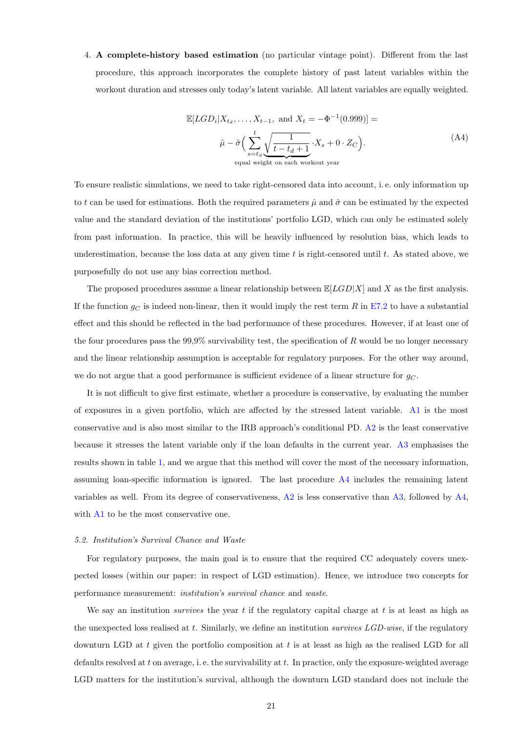4. **A complete-history based estimation** (no particular vintage point). Different from the last procedure, this approach incorporates the complete history of past latent variables within the workout duration and stresses only today's latent variable. All latent variables are equally weighted.

$$\mathbb{E}[LGD_i | X_{t_d}, \dots, X_{t-1}, \text{ and } X_t = -\Phi^{-1}(0.999)] = \hat{\mu} - \hat{\sigma}\Big( \sum_{s=t_d}^{t} \underbrace{\sqrt{\frac{1}{t-t_d+1}}}_{\text{equal weight on each workout year}} \cdot X_s + 0 \cdot Z_C \Big). \tag{A4}$$

To ensure realistic simulations, we need to take right-censored data into account, i. e. only information up to $t$ can be used for estimations. Both the required parameters $\hat{\mu}$ and $\hat{\sigma}$ can be estimated by the expected value and the standard deviation of the institutions' portfolio LGD, which can only be estimated solely from past information. In practice, this will be heavily influenced by resolution bias, which leads to underestimation, because the loss data at any given time $t$ is right-censored until $t$. As stated above, we purposefully do not use any bias correction method.

The proposed procedures assume a linear relationship between $\mathbb{E}[LGD|X]$ and $X$ as the first analysis. If the function $g_C$ is indeed non-linear, then it would imply the rest term $R$ in E7.2 to have a substantial effect and this should be reflected in the bad performance of these procedures. However, if at least one of the four procedures pass the 99,9% survivability test, the specification of $R$ would be no longer necessary and the linear relationship assumption is acceptable for regulatory purposes. For the other way around, we do not argue that a good performance is sufficient evidence of a linear structure for $g_C$.

It is not difficult to give first estimate, whether a procedure is conservative, by evaluating the number of exposures in a given portfolio, which are affected by the stressed latent variable. A1 is the most conservative and is also most similar to the IRB approach's conditional PD. A2 is the least conservative because it stresses the latent variable only if the loan defaults in the current year. A3 emphasises the results shown in table 1, and we argue that this method will cover the most of the necessary information, assuming loan-specific information is ignored. The last procedure A4 includes the remaining latent variables as well. From its degree of conservativeness, A2 is less conservative than A3, followed by A4, with A1 to be the most conservative one.

### 5.2. *Institution's Survival Chance and Waste*

For regulatory purposes, the main goal is to ensure that the required CC adequately covers unexpected losses (within our paper: in respect of LGD estimation). Hence, we introduce two concepts for performance measurement: *institution's survival chance* and *waste*.

We say an institution *survives* the year $t$ if the regulatory capital charge at $t$ is at least as high as the unexpected loss realised at $t$. Similarly, we define an institution *survives LGD-wise*, if the regulatory downturn LGD at $t$ given the portfolio composition at $t$ is at least as high as the realised LGD for all defaults resolved at $t$ on average, i. e. the survivability at $t$. In practice, only the exposure-weighted average LGD matters for the institution's survival, although the downturn LGD standard does not include the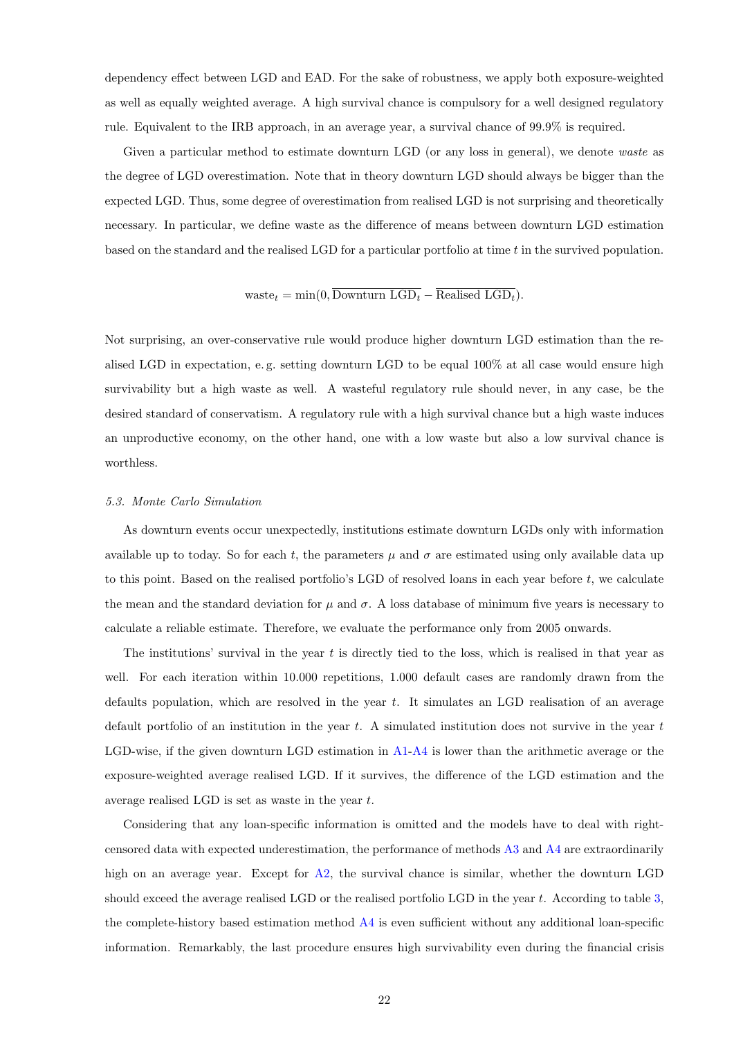dependency effect between LGD and EAD. For the sake of robustness, we apply both exposure-weighted as well as equally weighted average. A high survival chance is compulsory for a well designed regulatory rule. Equivalent to the IRB approach, in an average year, a survival chance of 99.9% is required.

Given a particular method to estimate downturn LGD (or any loss in general), we denote *waste* as the degree of LGD overestimation. Note that in theory downturn LGD should always be bigger than the expected LGD. Thus, some degree of overestimation from realised LGD is not surprising and theoretically necessary. In particular, we define waste as the difference of means between downturn LGD estimation based on the standard and the realised LGD for a particular portfolio at time $t$ in the survived population.

$$\text{waste}_t = \min(0, \overline{\text{Downturn LGD}_t} - \overline{\text{Realised LGD}_t}).$$

Not surprising, an over-conservative rule would produce higher downturn LGD estimation than the realised LGD in expectation, e. g. setting downturn LGD to be equal 100% at all case would ensure high survivability but a high waste as well. A wasteful regulatory rule should never, in any case, be the desired standard of conservatism. A regulatory rule with a high survival chance but a high waste induces an unproductive economy, on the other hand, one with a low waste but also a low survival chance is worthless.

### *5.3. Monte Carlo Simulation*

As downturn events occur unexpectedly, institutions estimate downturn LGDs only with information available up to today. So for each $t$, the parameters $\mu$ and $\sigma$ are estimated using only available data up to this point. Based on the realised portfolio's LGD of resolved loans in each year before $t$, we calculate the mean and the standard deviation for $\mu$ and $\sigma$. A loss database of minimum five years is necessary to calculate a reliable estimate. Therefore, we evaluate the performance only from 2005 onwards.

The institutions' survival in the year $t$ is directly tied to the loss, which is realised in that year as well. For each iteration within 10.000 repetitions, 1.000 default cases are randomly drawn from the defaults population, which are resolved in the year $t$. It simulates an LGD realisation of an average default portfolio of an institution in the year $t$. A simulated institution does not survive in the year $t$ LGD-wise, if the given downturn LGD estimation in A1-A4 is lower than the arithmetic average or the exposure-weighted average realised LGD. If it survives, the difference of the LGD estimation and the average realised LGD is set as waste in the year $t$.

Considering that any loan-specific information is omitted and the models have to deal with right-censored data with expected underestimation, the performance of methods A3 and A4 are extraordinarily high on an average year. Except for A2, the survival chance is similar, whether the downturn LGD should exceed the average realised LGD or the realised portfolio LGD in the year $t$. According to table 3, the complete-history based estimation method A4 is even sufficient without any additional loan-specific information. Remarkably, the last procedure ensures high survivability even during the financial crisis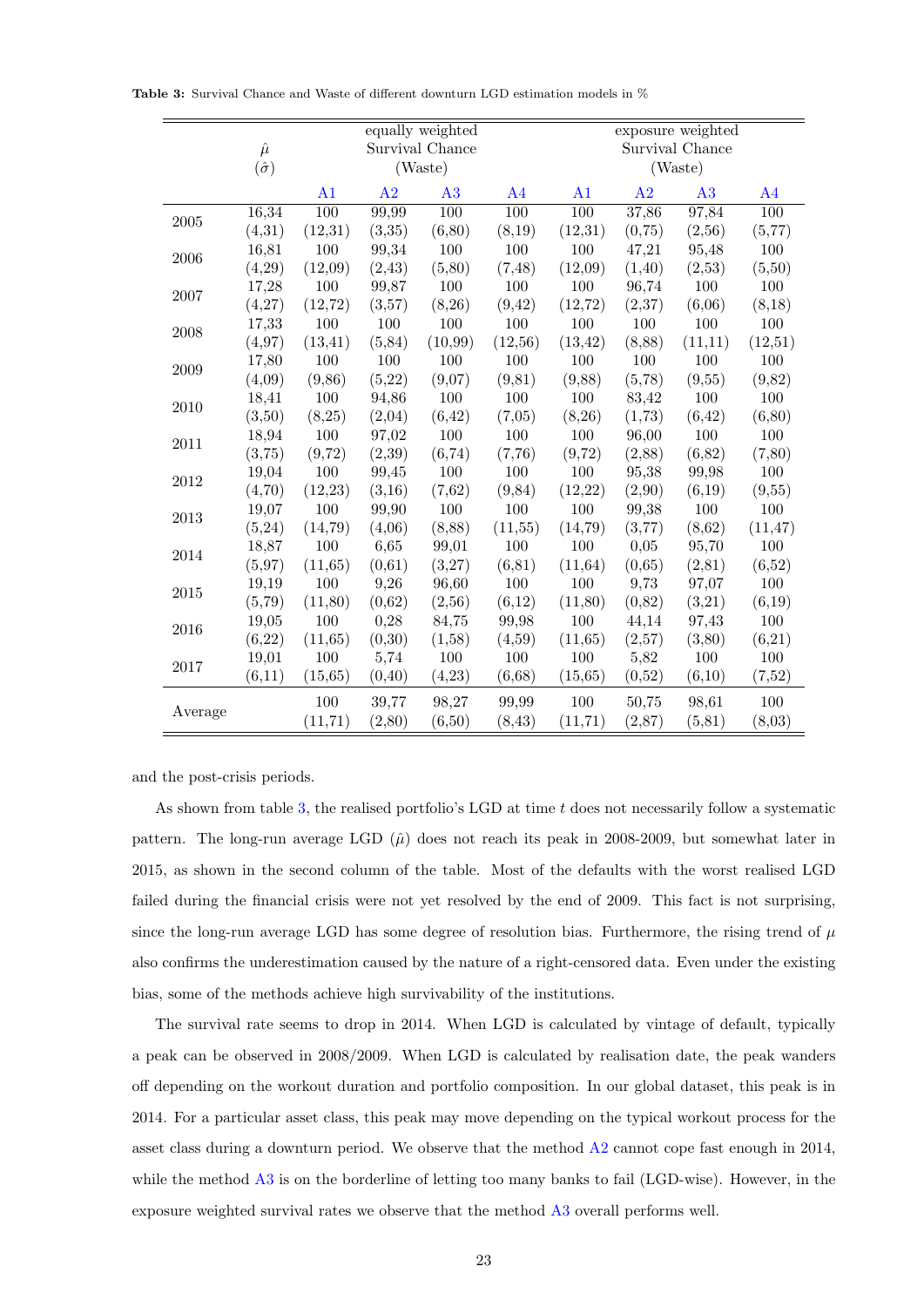**Table 3:** Survival Chance and Waste of different downturn LGD estimation models in %

| | $\hat{\mu}$ ($\hat{\sigma}$) | equally weighted Survival Chance (Waste) | | | | exposure weighted Survival Chance (Waste) | | | |
|---|---|---|---|---|---|---|---|---|---|
| | | A1 | A2 | A3 | A4 | A1 | A2 | A3 | A4 |
| 2005 | 16,34 | 100 | 99,99 | 100 | 100 | 100 | 37,86 | 97,84 | 100 |
| | (4,31) | (12,31) | (3,35) | (6,80) | (8,19) | (12,31) | (0,75) | (2,56) | (5,77) |
| 2006 | 16,81 | 100 | 99,34 | 100 | 100 | 100 | 47,21 | 95,48 | 100 |
| | (4,29) | (12,09) | (2,43) | (5,80) | (7,48) | (12,09) | (1,40) | (2,53) | (5,50) |
| 2007 | 17,28 | 100 | 99,87 | 100 | 100 | 100 | 96,74 | 100 | 100 |
| | (4,27) | (12,72) | (3,57) | (8,26) | (9,42) | (12,72) | (2,37) | (6,06) | (8,18) |
| 2008 | 17,33 | 100 | 100 | 100 | 100 | 100 | 100 | 100 | 100 |
| | (4,97) | (13,41) | (5,84) | (10,99) | (12,56) | (13,42) | (8,88) | (11,11) | (12,51) |
| 2009 | 17,80 | 100 | 100 | 100 | 100 | 100 | 100 | 100 | 100 |
| | (4,09) | (9,86) | (5,22) | (9,07) | (9,81) | (9,88) | (5,78) | (9,55) | (9,82) |
| 2010 | 18,41 | 100 | 94,86 | 100 | 100 | 100 | 83,42 | 100 | 100 |
| | (3,50) | (8,25) | (2,04) | (6,42) | (7,05) | (8,26) | (1,73) | (6,42) | (6,80) |
| 2011 | 18,94 | 100 | 97,02 | 100 | 100 | 100 | 96,00 | 100 | 100 |
| | (3,75) | (9,72) | (2,39) | (6,74) | (7,76) | (9,72) | (2,88) | (6,82) | (7,80) |
| 2012 | 19,04 | 100 | 99,45 | 100 | 100 | 100 | 95,38 | 99,98 | 100 |
| | (4,70) | (12,23) | (3,16) | (7,62) | (9,84) | (12,22) | (2,90) | (6,19) | (9,55) |
| 2013 | 19,07 | 100 | 99,90 | 100 | 100 | 100 | 99,38 | 100 | 100 |
| | (5,24) | (14,79) | (4,06) | (8,88) | (11,55) | (14,79) | (3,77) | (8,62) | (11,47) |
| 2014 | 18,87 | 100 | 6,65 | 99,01 | 100 | 100 | 0,05 | 95,70 | 100 |
| | (5,97) | (11,65) | (0,61) | (3,27) | (6,81) | (11,64) | (0,65) | (2,81) | (6,52) |
| 2015 | 19,19 | 100 | 9,26 | 96,60 | 100 | 100 | 9,73 | 97,07 | 100 |
| | (5,79) | (11,80) | (0,62) | (2,56) | (6,12) | (11,80) | (0,82) | (3,21) | (6,19) |
| 2016 | 19,05 | 100 | 0,28 | 84,75 | 99,98 | 100 | 44,14 | 97,43 | 100 |
| | (6,22) | (11,65) | (0,30) | (1,58) | (4,59) | (11,65) | (2,57) | (3,80) | (6,21) |
| 2017 | 19,01 | 100 | 5,74 | 100 | 100 | 100 | 5,82 | 100 | 100 |
| | (6,11) | (15,65) | (0,40) | (4,23) | (6,68) | (15,65) | (0,52) | (6,10) | (7,52) |
| Average | | 100 | 39,77 | 98,27 | 99,99 | 100 | 50,75 | 98,61 | 100 |
| | | (11,71) | (2,80) | (6,50) | (8,43) | (11,71) | (2,87) | (5,81) | (8,03) |

and the post-crisis periods.

As shown from table 3, the realised portfolio's LGD at time $t$ does not necessarily follow a systematic pattern. The long-run average LGD ($\hat{\mu}$) does not reach its peak in 2008-2009, but somewhat later in 2015, as shown in the second column of the table. Most of the defaults with the worst realised LGD failed during the financial crisis were not yet resolved by the end of 2009. This fact is not surprising, since the long-run average LGD has some degree of resolution bias. Furthermore, the rising trend of $\mu$ also confirms the underestimation caused by the nature of a right-censored data. Even under the existing bias, some of the methods achieve high survivability of the institutions.

The survival rate seems to drop in 2014. When LGD is calculated by vintage of default, typically a peak can be observed in 2008/2009. When LGD is calculated by realisation date, the peak wanders off depending on the workout duration and portfolio composition. In our global dataset, this peak is in 2014. For a particular asset class, this peak may move depending on the typical workout process for the asset class during a downturn period. We observe that the method A2 cannot cope fast enough in 2014, while the method A3 is on the borderline of letting too many banks to fail (LGD-wise). However, in the exposure weighted survival rates we observe that the method A3 overall performs well.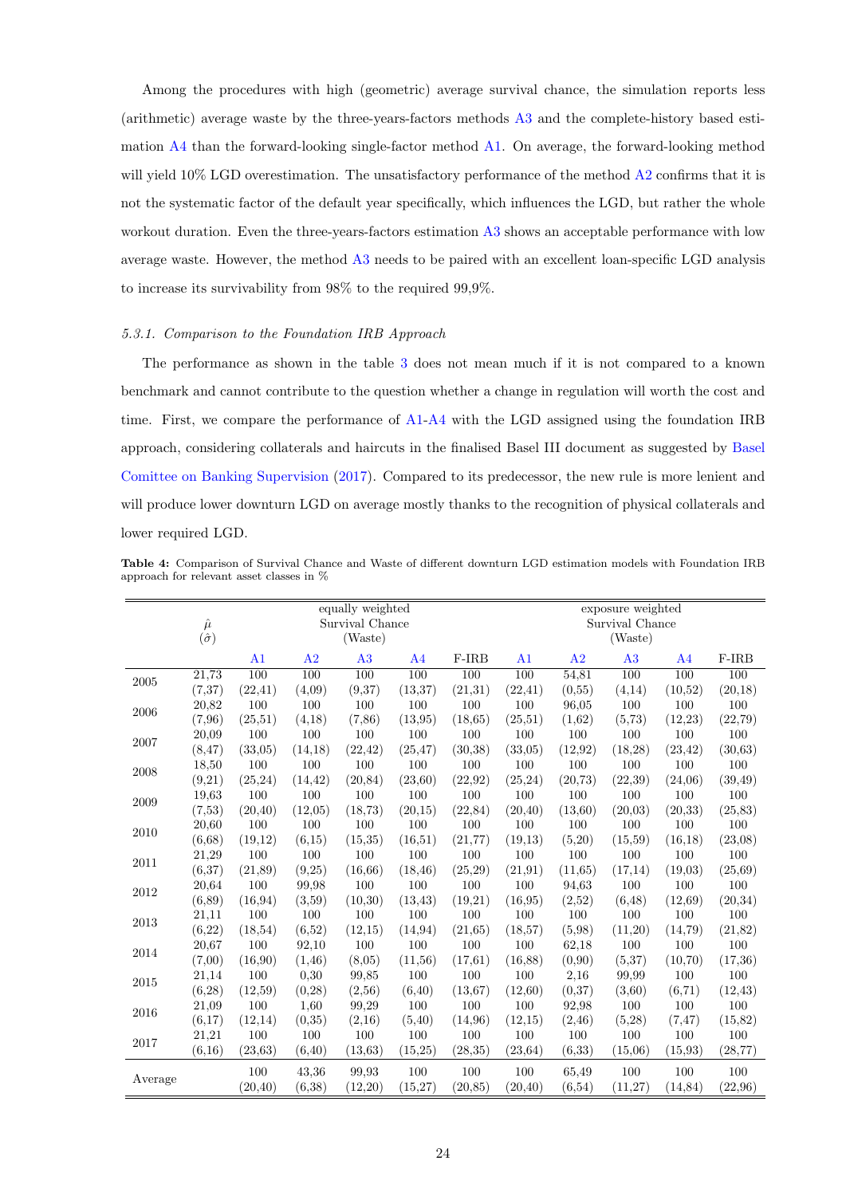Among the procedures with high (geometric) average survival chance, the simulation reports less (arithmetic) average waste by the three-years-factors methods A3 and the complete-history based estimation A4 than the forward-looking single-factor method A1. On average, the forward-looking method will yield 10% LGD overestimation. The unsatisfactory performance of the method A2 confirms that it is not the systematic factor of the default year specifically, which influences the LGD, but rather the whole workout duration. Even the three-years-factors estimation A3 shows an acceptable performance with low average waste. However, the method A3 needs to be paired with an excellent loan-specific LGD analysis to increase its survivability from 98% to the required 99,9%.

#### 5.3.1. Comparison to the Foundation IRB Approach

The performance as shown in the table 3 does not mean much if it is not compared to a known benchmark and cannot contribute to the question whether a change in regulation will worth the cost and time. First, we compare the performance of A1-A4 with the LGD assigned using the foundation IRB approach, considering collaterals and haircuts in the finalised Basel III document as suggested by Basel Comittee on Banking Supervision (2017). Compared to its predecessor, the new rule is more lenient and will produce lower downturn LGD on average mostly thanks to the recognition of physical collaterals and lower required LGD.

**Table 4:** Comparison of Survival Chance and Waste of different downturn LGD estimation models with Foundation IRB approach for relevant asset classes in %

| | $\hat{\mu}$ ($\hat{\sigma}$) | equally weighted Survival Chance (Waste) | | | | | exposure weighted Survival Chance (Waste) | | | | |
|---|---|---|---|---|---|---|---|---|---|---|---|
| | | A1 | A2 | A3 | A4 | F-IRB | A1 | A2 | A3 | A4 | F-IRB |
| 2005 | 21,73 | 100 | 100 | 100 | 100 | 100 | 100 | 54,81 | 100 | 100 | 100 |
| | (7,37) | (22,41) | (4,09) | (9,37) | (13,37) | (21,31) | (22,41) | (0,55) | (4,14) | (10,52) | (20,18) |
| 2006 | 20,82 | 100 | 100 | 100 | 100 | 100 | 100 | 96,05 | 100 | 100 | 100 |
| | (7,96) | (25,51) | (4,18) | (7,86) | (13,95) | (18,65) | (25,51) | (1,62) | (5,73) | (12,23) | (22,79) |
| 2007 | 20,09 | 100 | 100 | 100 | 100 | 100 | 100 | 100 | 100 | 100 | 100 |
| | (8,47) | (33,05) | (14,18) | (22,42) | (25,47) | (30,38) | (33,05) | (12,92) | (18,28) | (23,42) | (30,63) |
| 2008 | 18,50 | 100 | 100 | 100 | 100 | 100 | 100 | 100 | 100 | 100 | 100 |
| | (9,21) | (25,24) | (14,42) | (20,84) | (23,60) | (22,92) | (25,24) | (20,73) | (22,39) | (24,06) | (39,49) |
| 2009 | 19,63 | 100 | 100 | 100 | 100 | 100 | 100 | 100 | 100 | 100 | 100 |
| | (7,53) | (20,40) | (12,05) | (18,73) | (20,15) | (22,84) | (20,40) | (13,60) | (20,03) | (20,33) | (25,83) |
| 2010 | 20,60 | 100 | 100 | 100 | 100 | 100 | 100 | 100 | 100 | 100 | 100 |
| | (6,68) | (19,12) | (6,15) | (15,35) | (16,51) | (21,77) | (19,13) | (5,20) | (15,59) | (16,18) | (23,08) |
| 2011 | 21,29 | 100 | 100 | 100 | 100 | 100 | 100 | 100 | 100 | 100 | 100 |
| | (6,37) | (21,89) | (9,25) | (16,66) | (18,46) | (25,29) | (21,91) | (11,65) | (17,14) | (19,03) | (25,69) |
| 2012 | 20,64 | 100 | 99,98 | 100 | 100 | 100 | 100 | 94,63 | 100 | 100 | 100 |
| | (6,89) | (16,94) | (3,59) | (10,30) | (13,43) | (19,21) | (16,95) | (2,52) | (6,48) | (12,69) | (20,34) |
| 2013 | 21,11 | 100 | 100 | 100 | 100 | 100 | 100 | 100 | 100 | 100 | 100 |
| | (6,22) | (18,54) | (6,52) | (12,15) | (14,94) | (21,65) | (18,57) | (5,98) | (11,20) | (14,79) | (21,82) |
| 2014 | 20,67 | 100 | 92,10 | 100 | 100 | 100 | 100 | 62,18 | 100 | 100 | 100 |
| | (7,00) | (16,90) | (1,46) | (8,05) | (11,56) | (17,61) | (16,88) | (0,90) | (5,37) | (10,70) | (17,36) |
| 2015 | 21,14 | 100 | 0,30 | 99,85 | 100 | 100 | 100 | 2,16 | 99,99 | 100 | 100 |
| | (6,28) | (12,59) | (0,28) | (2,56) | (6,40) | (13,67) | (12,60) | (0,37) | (3,60) | (6,71) | (12,43) |
| 2016 | 21,09 | 100 | 1,60 | 99,29 | 100 | 100 | 100 | 92,98 | 100 | 100 | 100 |
| | (6,17) | (12,14) | (0,35) | (2,16) | (5,40) | (14,96) | (12,15) | (2,46) | (5,28) | (7,47) | (15,82) |
| 2017 | 21,21 | 100 | 100 | 100 | 100 | 100 | 100 | 100 | 100 | 100 | 100 |
| | (6,16) | (23,63) | (6,40) | (13,63) | (15,25) | (28,35) | (23,64) | (6,33) | (15,06) | (15,93) | (28,77) |
| Average | | 100 | 43,36 | 99,93 | 100 | 100 | 100 | 65,49 | 100 | 100 | 100 |
| | | (20,40) | (6,38) | (12,20) | (15,27) | (20,85) | (20,40) | (6,54) | (11,27) | (14,84) | (22,96) |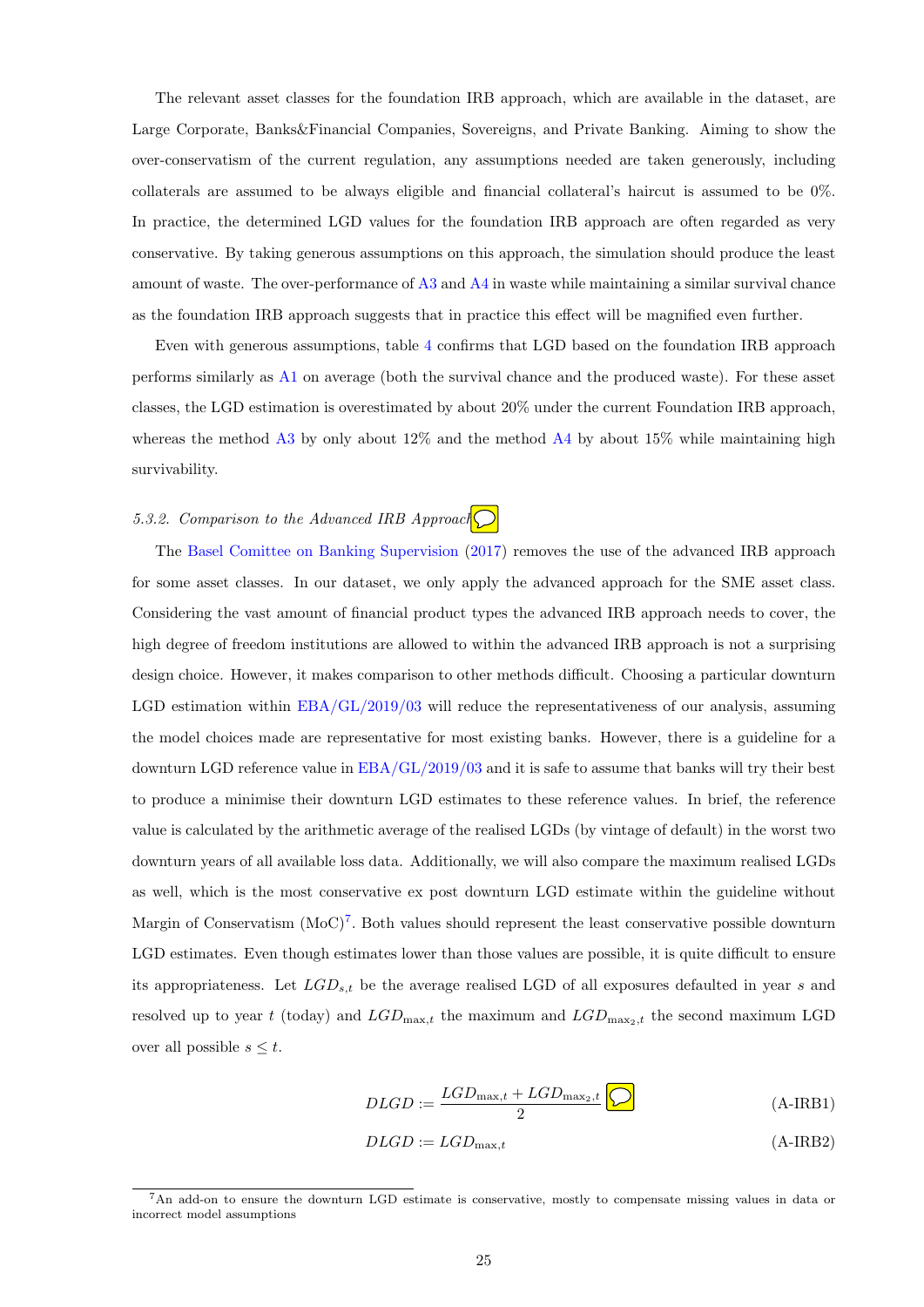The relevant asset classes for the foundation IRB approach, which are available in the dataset, are Large Corporate, Banks&Financial Companies, Sovereigns, and Private Banking. Aiming to show the over-conservatism of the current regulation, any assumptions needed are taken generously, including collaterals are assumed to be always eligible and financial collateral's haircut is assumed to be 0%. In practice, the determined LGD values for the foundation IRB approach are often regarded as very conservative. By taking generous assumptions on this approach, the simulation should produce the least amount of waste. The over-performance of A3 and A4 in waste while maintaining a similar survival chance as the foundation IRB approach suggests that in practice this effect will be magnified even further.

Even with generous assumptions, table 4 confirms that LGD based on the foundation IRB approach performs similarly as A1 on average (both the survival chance and the produced waste). For these asset classes, the LGD estimation is overestimated by about 20% under the current Foundation IRB approach, whereas the method A3 by only about 12% and the method A4 by about 15% while maintaining high survivability.

### *5.3.2. Comparison to the Advanced IRB Approach*

The Basel Comittee on Banking Supervision (2017) removes the use of the advanced IRB approach for some asset classes. In our dataset, we only apply the advanced approach for the SME asset class. Considering the vast amount of financial product types the advanced IRB approach needs to cover, the high degree of freedom institutions are allowed to within the advanced IRB approach is not a surprising design choice. However, it makes comparison to other methods difficult. Choosing a particular downturn LGD estimation within EBA/GL/2019/03 will reduce the representativeness of our analysis, assuming the model choices made are representative for most existing banks. However, there is a guideline for a downturn LGD reference value in EBA/GL/2019/03 and it is safe to assume that banks will try their best to produce a minimise their downturn LGD estimates to these reference values. In brief, the reference value is calculated by the arithmetic average of the realised LGDs (by vintage of default) in the worst two downturn years of all available loss data. Additionally, we will also compare the maximum realised LGDs as well, which is the most conservative ex post downturn LGD estimate within the guideline without Margin of Conservatism (MoC)[7]. Both values should represent the least conservative possible downturn LGD estimates. Even though estimates lower than those values are possible, it is quite difficult to ensure its appropriateness. Let $LGD_{s,t}$ be the average realised LGD of all exposures defaulted in year $s$ and resolved up to year $t$ (today) and $LGD_{\max,t}$ the maximum and $LGD_{\max_2,t}$ the second maximum LGD over all possible $s \leq t$.

$$DLGD := \frac{LGD_{\max,t} + LGD_{\max_2,t}}{2} \tag{A-IRB1}$$

$$DLGD := LGD_{\max,t} \tag{A-IRB2}$$

[7] An add-on to ensure the downturn LGD estimate is conservative, mostly to compensate missing values in data or incorrect model assumptions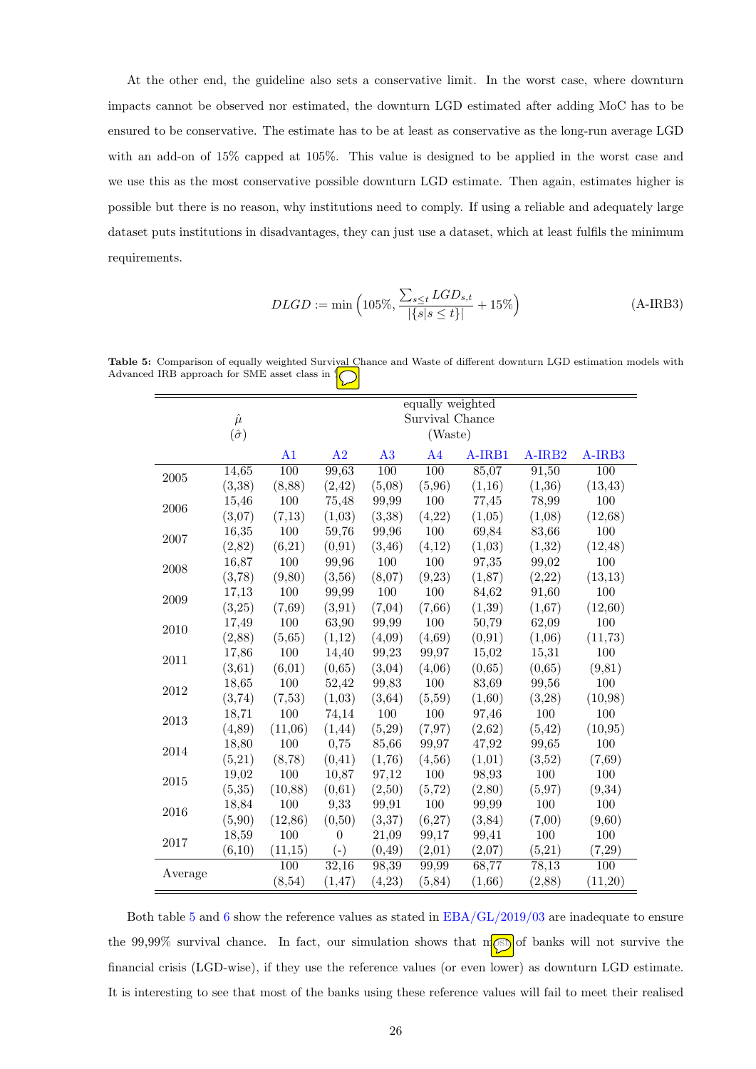At the other end, the guideline also sets a conservative limit. In the worst case, where downturn impacts cannot be observed nor estimated, the downturn LGD estimated after adding MoC has to be ensured to be conservative. The estimate has to be at least as conservative as the long-run average LGD with an add-on of 15% capped at 105%. This value is designed to be applied in the worst case and we use this as the most conservative possible downturn LGD estimate. Then again, estimates higher is possible but there is no reason, why institutions need to comply. If using a reliable and adequately large dataset puts institutions in disadvantages, they can just use a dataset, which at least fulfils the minimum requirements.

$$DLGD := \min\left(105\%, \frac{\sum_{s\leq t} LGD_{s,t}}{|\{s|s \leq t\}|} + 15\%\right) \tag{A-IRB3}$$

**Table 5:** Comparison of equally weighted Survival Chance and Waste of different downturn LGD estimation models with Advanced IRB approach for SME asset class in %

| | $\hat{\mu}$ ($\hat{\sigma}$) | equally weighted Survival Chance (Waste) | | | | | | |
|---|---|---|---|---|---|---|---|---|
| | | A1 | A2 | A3 | A4 | A-IRB1 | A-IRB2 | A-IRB3 |
| 2005 | 14,65 (3,38) | 100 (8,88) | 99,63 (2,42) | 100 (5,08) | 100 (5,96) | 85,07 (1,16) | 91,50 (1,36) | 100 (13,43) |
| 2006 | 15,46 (3,07) | 100 (7,13) | 75,48 (1,03) | 99,99 (3,38) | 100 (4,22) | 77,45 (1,05) | 78,99 (1,08) | 100 (12,68) |
| 2007 | 16,35 (2,82) | 100 (6,21) | 59,76 (0,91) | 99,96 (3,46) | 100 (4,12) | 69,84 (1,03) | 83,66 (1,32) | 100 (12,48) |
| 2008 | 16,87 (3,78) | 100 (9,80) | 99,96 (3,56) | 100 (8,07) | 100 (9,23) | 97,35 (1,87) | 99,02 (2,22) | 100 (13,13) |
| 2009 | 17,13 (3,25) | 100 (7,69) | 99,99 (3,91) | 100 (7,04) | 100 (7,66) | 84,62 (1,39) | 91,60 (1,67) | 100 (12,60) |
| 2010 | 17,49 (2,88) | 100 (5,65) | 63,90 (1,12) | 99,99 (4,09) | 100 (4,69) | 50,79 (0,91) | 62,09 (1,06) | 100 (11,73) |
| 2011 | 17,86 (3,61) | 100 (6,01) | 14,40 (0,65) | 99,23 (3,04) | 99,97 (4,06) | 15,02 (0,65) | 15,31 (0,65) | 100 (9,81) |
| 2012 | 18,65 (3,74) | 100 (7,53) | 52,42 (1,03) | 99,83 (3,64) | 100 (5,59) | 83,69 (1,60) | 99,56 (3,28) | 100 (10,98) |
| 2013 | 18,71 (4,89) | 100 (11,06) | 74,14 (1,44) | 100 (5,29) | 100 (7,97) | 97,46 (2,62) | 100 (5,42) | 100 (10,95) |
| 2014 | 18,80 (5,21) | 100 (8,78) | 0,75 (0,41) | 85,66 (1,76) | 99,97 (4,56) | 47,92 (1,01) | 99,65 (3,52) | 100 (7,69) |
| 2015 | 19,02 (5,35) | 100 (10,88) | 10,87 (0,61) | 97,12 (2,50) | 100 (5,72) | 98,93 (2,80) | 100 (5,97) | 100 (9,34) |
| 2016 | 18,84 (5,90) | 100 (12,86) | 9,33 (0,50) | 99,91 (3,37) | 100 (6,27) | 99,99 (3,84) | 100 (7,00) | 100 (9,60) |
| 2017 | 18,59 (6,10) | 100 (11,15) | 0 (-) | 21,09 (0,49) | 99,17 (2,01) | 99,41 (2,07) | 100 (5,21) | 100 (7,29) |
| Average | | 100 (8,54) | 32,16 (1,47) | 98,39 (4,23) | 99,99 (5,84) | 68,77 (1,66) | 78,13 (2,88) | 100 (11,20) |

Both table 5 and 6 show the reference values as stated in EBA/GL/2019/03 are inadequate to ensure the 99,99% survival chance. In fact, our simulation shows that most of banks will not survive the financial crisis (LGD-wise), if they use the reference values (or even lower) as downturn LGD estimate. It is interesting to see that most of the banks using these reference values will fail to meet their realised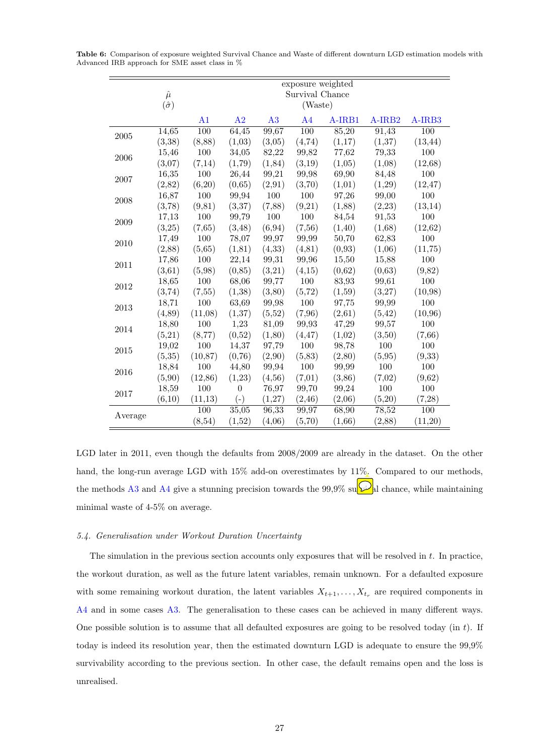**Table 6:** Comparison of exposure weighted Survival Chance and Waste of different downturn LGD estimation models with Advanced IRB approach for SME asset class in %

| | $\hat{\mu}$ ($\hat{\sigma}$) | exposure weighted Survival Chance (Waste) | | | | | | |
|---|---|---|---|---|---|---|---|---|
| | | A1 | A2 | A3 | A4 | A-IRB1 | A-IRB2 | A-IRB3 |
| 2005 | 14,65 | 100 | 64,45 | 99,67 | 100 | 85,20 | 91,43 | 100 |
| | (3,38) | (8,88) | (1,03) | (3,05) | (4,74) | (1,17) | (1,37) | (13,44) |
| 2006 | 15,46 | 100 | 34,05 | 82,22 | 99,82 | 77,62 | 79,33 | 100 |
| | (3,07) | (7,14) | (1,79) | (1,84) | (3,19) | (1,05) | (1,08) | (12,68) |
| 2007 | 16,35 | 100 | 26,44 | 99,21 | 99,98 | 69,90 | 84,48 | 100 |
| | (2,82) | (6,20) | (0,65) | (2,91) | (3,70) | (1,01) | (1,29) | (12,47) |
| 2008 | 16,87 | 100 | 99,94 | 100 | 100 | 97,26 | 99,00 | 100 |
| | (3,78) | (9,81) | (3,37) | (7,88) | (9,21) | (1,88) | (2,23) | (13,14) |
| 2009 | 17,13 | 100 | 99,79 | 100 | 100 | 84,54 | 91,53 | 100 |
| | (3,25) | (7,65) | (3,48) | (6,94) | (7,56) | (1,40) | (1,68) | (12,62) |
| 2010 | 17,49 | 100 | 78,07 | 99,97 | 99,99 | 50,70 | 62,83 | 100 |
| | (2,88) | (5,65) | (1,81) | (4,33) | (4,81) | (0,93) | (1,06) | (11,75) |
| 2011 | 17,86 | 100 | 22,14 | 99,31 | 99,96 | 15,50 | 15,88 | 100 |
| | (3,61) | (5,98) | (0,85) | (3,21) | (4,15) | (0,62) | (0,63) | (9,82) |
| 2012 | 18,65 | 100 | 68,06 | 99,77 | 100 | 83,93 | 99,61 | 100 |
| | (3,74) | (7,55) | (1,38) | (3,80) | (5,72) | (1,59) | (3,27) | (10,98) |
| 2013 | 18,71 | 100 | 63,69 | 99,98 | 100 | 97,75 | 99,99 | 100 |
| | (4,89) | (11,08) | (1,37) | (5,52) | (7,96) | (2,61) | (5,42) | (10,96) |
| 2014 | 18,80 | 100 | 1,23 | 81,09 | 99,93 | 47,29 | 99,57 | 100 |
| | (5,21) | (8,77) | (0,52) | (1,80) | (4,47) | (1,02) | (3,50) | (7,66) |
| 2015 | 19,02 | 100 | 14,37 | 97,79 | 100 | 98,78 | 100 | 100 |
| | (5,35) | (10,87) | (0,76) | (2,90) | (5,83) | (2,80) | (5,95) | (9,33) |
| 2016 | 18,84 | 100 | 44,80 | 99,94 | 100 | 99,99 | 100 | 100 |
| | (5,90) | (12,86) | (1,23) | (4,56) | (7,01) | (3,86) | (7,02) | (9,62) |
| 2017 | 18,59 | 100 | 0 | 76,97 | 99,70 | 99,24 | 100 | 100 |
| | (6,10) | (11,13) | (-) | (1,27) | (2,46) | (2,06) | (5,20) | (7,28) |
| Average | | 100 | 35,05 | 96,33 | 99,97 | 68,90 | 78,52 | 100 |
| | | (8,54) | (1,52) | (4,06) | (5,70) | (1,66) | (2,88) | (11,20) |

LGD later in 2011, even though the defaults from 2008/2009 are already in the dataset. On the other hand, the long-run average LGD with 15% add-on overestimates by 11%. Compared to our methods, the methods A3 and A4 give a stunning precision towards the 99,9% survival chance, while maintaining minimal waste of 4-5% on average.

### 5.4. Generalisation under Workout Duration Uncertainty

The simulation in the previous section accounts only exposures that will be resolved in $t$. In practice, the workout duration, as well as the future latent variables, remain unknown. For a defaulted exposure with some remaining workout duration, the latent variables $X_{t+1}, \ldots, X_{t_r}$ are required components in A4 and in some cases A3. The generalisation to these cases can be achieved in many different ways. One possible solution is to assume that all defaulted exposures are going to be resolved today (in $t$). If today is indeed its resolution year, then the estimated downturn LGD is adequate to ensure the 99,9% survivability according to the previous section. In other case, the default remains open and the loss is unrealised.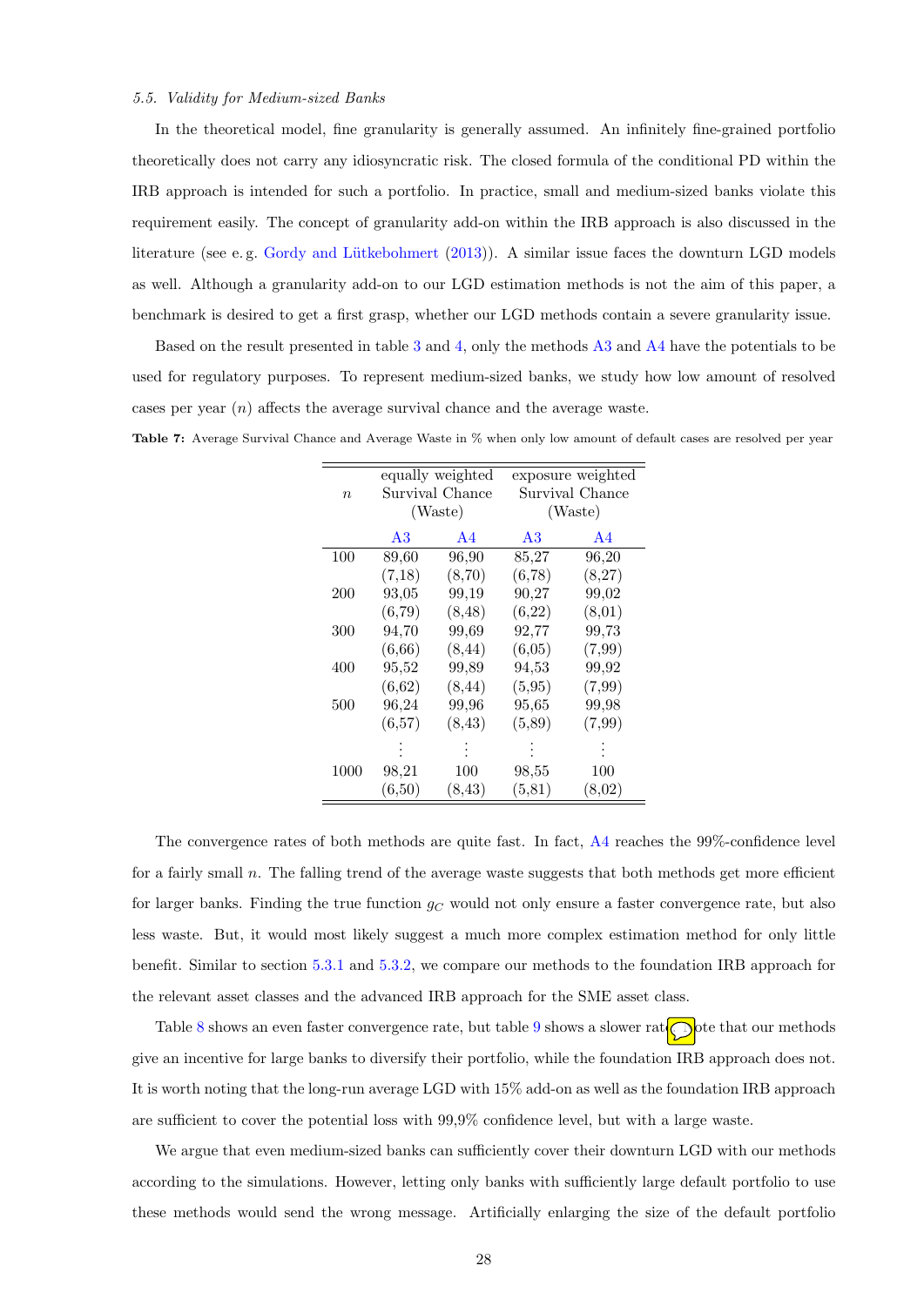*5.5. Validity for Medium-sized Banks*

In the theoretical model, fine granularity is generally assumed. An infinitely fine-grained portfolio theoretically does not carry any idiosyncratic risk. The closed formula of the conditional PD within the IRB approach is intended for such a portfolio. In practice, small and medium-sized banks violate this requirement easily. The concept of granularity add-on within the IRB approach is also discussed in the literature (see e. g. Gordy and Lütkebohmert (2013)). A similar issue faces the downturn LGD models as well. Although a granularity add-on to our LGD estimation methods is not the aim of this paper, a benchmark is desired to get a first grasp, whether our LGD methods contain a severe granularity issue.

Based on the result presented in table 3 and 4, only the methods A3 and A4 have the potentials to be used for regulatory purposes. To represent medium-sized banks, we study how low amount of resolved cases per year ($n$) affects the average survival chance and the average waste.

**Table 7:** Average Survival Chance and Average Waste in % when only low amount of default cases are resolved per year

| $n$ | equally weighted Survival Chance (Waste) | | exposure weighted Survival Chance (Waste) | |
|---|---|---|---|---|
| | A3 | A4 | A3 | A4 |
| 100 | 89,60 | 96,90 | 85,27 | 96,20 |
| | (7,18) | (8,70) | (6,78) | (8,27) |
| 200 | 93,05 | 99,19 | 90,27 | 99,02 |
| | (6,79) | (8,48) | (6,22) | (8,01) |
| 300 | 94,70 | 99,69 | 92,77 | 99,73 |
| | (6,66) | (8,44) | (6,05) | (7,99) |
| 400 | 95,52 | 99,89 | 94,53 | 99,92 |
| | (6,62) | (8,44) | (5,95) | (7,99) |
| 500 | 96,24 | 99,96 | 95,65 | 99,98 |
| | (6,57) | (8,43) | (5,89) | (7,99) |
| | ⋮ | ⋮ | ⋮ | ⋮ |
| 1000 | 98,21 | 100 | 98,55 | 100 |
| | (6,50) | (8,43) | (5,81) | (8,02) |

The convergence rates of both methods are quite fast. In fact, A4 reaches the 99%-confidence level for a fairly small $n$. The falling trend of the average waste suggests that both methods get more efficient for larger banks. Finding the true function $g_C$ would not only ensure a faster convergence rate, but also less waste. But, it would most likely suggest a much more complex estimation method for only little benefit. Similar to section 5.3.1 and 5.3.2, we compare our methods to the foundation IRB approach for the relevant asset classes and the advanced IRB approach for the SME asset class.

Table 8 shows an even faster convergence rate, but table 9 shows a slower rate. Note that our methods give an incentive for large banks to diversify their portfolio, while the foundation IRB approach does not. It is worth noting that the long-run average LGD with 15% add-on as well as the foundation IRB approach are sufficient to cover the potential loss with 99,9% confidence level, but with a large waste.

We argue that even medium-sized banks can sufficiently cover their downturn LGD with our methods according to the simulations. However, letting only banks with sufficiently large default portfolio to use these methods would send the wrong message. Artificially enlarging the size of the default portfolio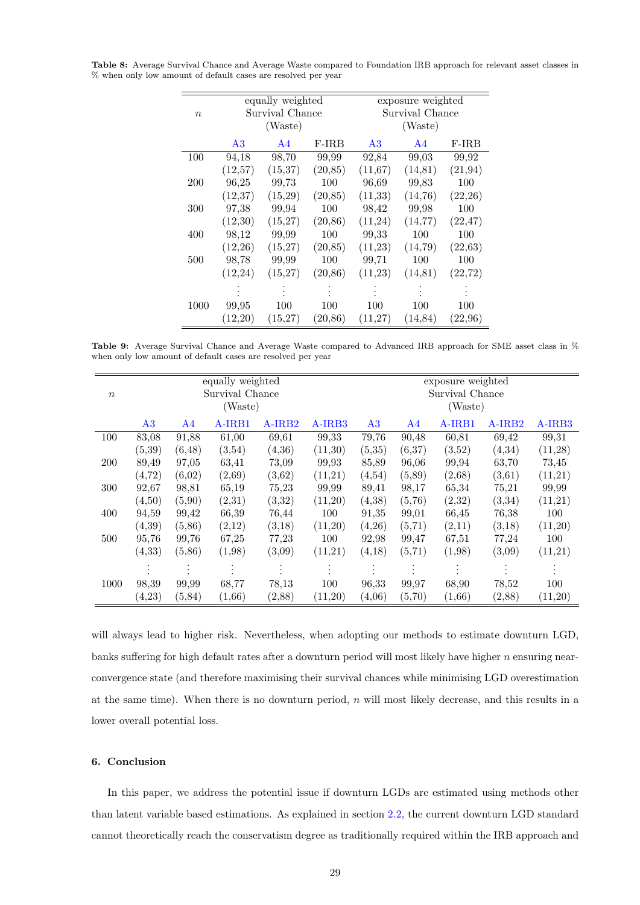**Table 8:** Average Survival Chance and Average Waste compared to Foundation IRB approach for relevant asset classes in % when only low amount of default cases are resolved per year

| $n$ | equally weighted Survival Chance (Waste) | | | exposure weighted Survival Chance (Waste) | | |
|---|---|---|---|---|---|---|
| | A3 | A4 | F-IRB | A3 | A4 | F-IRB |
| 100 | 94,18 | 98,70 | 99,99 | 92,84 | 99,03 | 99,92 |
| | (12,57) | (15,37) | (20,85) | (11,67) | (14,81) | (21,94) |
| 200 | 96,25 | 99,73 | 100 | 96,69 | 99,83 | 100 |
| | (12,37) | (15,29) | (20,85) | (11,33) | (14,76) | (22,26) |
| 300 | 97,38 | 99,94 | 100 | 98,42 | 99,98 | 100 |
| | (12,30) | (15,27) | (20,86) | (11,24) | (14,77) | (22,47) |
| 400 | 98,12 | 99,99 | 100 | 99,33 | 100 | 100 |
| | (12,26) | (15,27) | (20,85) | (11,23) | (14,79) | (22,63) |
| 500 | 98,78 | 99,99 | 100 | 99,71 | 100 | 100 |
| | (12,24) | (15,27) | (20,86) | (11,23) | (14,81) | (22,72) |
| | ⋮ | ⋮ | ⋮ | ⋮ | ⋮ | ⋮ |
| 1000 | 99,95 | 100 | 100 | 100 | 100 | 100 |
| | (12,20) | (15,27) | (20,86) | (11,27) | (14,84) | (22,96) |

**Table 9:** Average Survival Chance and Average Waste compared to Advanced IRB approach for SME asset class in % when only low amount of default cases are resolved per year

| $n$ | equally weighted Survival Chance (Waste) | | | | | exposure weighted Survival Chance (Waste) | | | | |
|---|---|---|---|---|---|---|---|---|---|---|
| | A3 | A4 | A-IRB1 | A-IRB2 | A-IRB3 | A3 | A4 | A-IRB1 | A-IRB2 | A-IRB3 |
| 100 | 83,08 | 91,88 | 61,00 | 69,61 | 99,33 | 79,76 | 90,48 | 60,81 | 69,42 | 99,31 |
| | (5,39) | (6,48) | (3,54) | (4,36) | (11,30) | (5,35) | (6,37) | (3,52) | (4,34) | (11,28) |
| 200 | 89,49 | 97,05 | 63,41 | 73,09 | 99,93 | 85,89 | 96,06 | 99,94 | 63,70 | 73,45 |
| | (4,72) | (6,02) | (2,69) | (3,62) | (11,21) | (4,54) | (5,89) | (2,68) | (3,61) | (11,21) |
| 300 | 92,67 | 98,81 | 65,19 | 75,23 | 99,99 | 89,41 | 98,17 | 65,34 | 75,21 | 99,99 |
| | (4,50) | (5,90) | (2,31) | (3,32) | (11,20) | (4,38) | (5,76) | (2,32) | (3,34) | (11,21) |
| 400 | 94,59 | 99,42 | 66,39 | 76,44 | 100 | 91,35 | 99,01 | 66,45 | 76,38 | 100 |
| | (4,39) | (5,86) | (2,12) | (3,18) | (11,20) | (4,26) | (5,71) | (2,11) | (3,18) | (11,20) |
| 500 | 95,76 | 99,76 | 67,25 | 77,23 | 100 | 92,98 | 99,47 | 67,51 | 77,24 | 100 |
| | (4,33) | (5,86) | (1,98) | (3,09) | (11,21) | (4,18) | (5,71) | (1,98) | (3,09) | (11,21) |
| | ⋮ | ⋮ | ⋮ | ⋮ | ⋮ | ⋮ | ⋮ | ⋮ | ⋮ | ⋮ |
| 1000 | 98,39 | 99,99 | 68,77 | 78,13 | 100 | 96,33 | 99,97 | 68,90 | 78,52 | 100 |
| | (4,23) | (5,84) | (1,66) | (2,88) | (11,20) | (4,06) | (5,70) | (1,66) | (2,88) | (11,20) |

will always lead to higher risk. Nevertheless, when adopting our methods to estimate downturn LGD, banks suffering for high default rates after a downturn period will most likely have higher $n$ ensuring near-convergence state (and therefore maximising their survival chances while minimising LGD overestimation at the same time). When there is no downturn period, $n$ will most likely decrease, and this results in a lower overall potential loss.

## 6. Conclusion

In this paper, we address the potential issue if downturn LGDs are estimated using methods other than latent variable based estimations. As explained in section 2.2, the current downturn LGD standard cannot theoretically reach the conservatism degree as traditionally required within the IRB approach and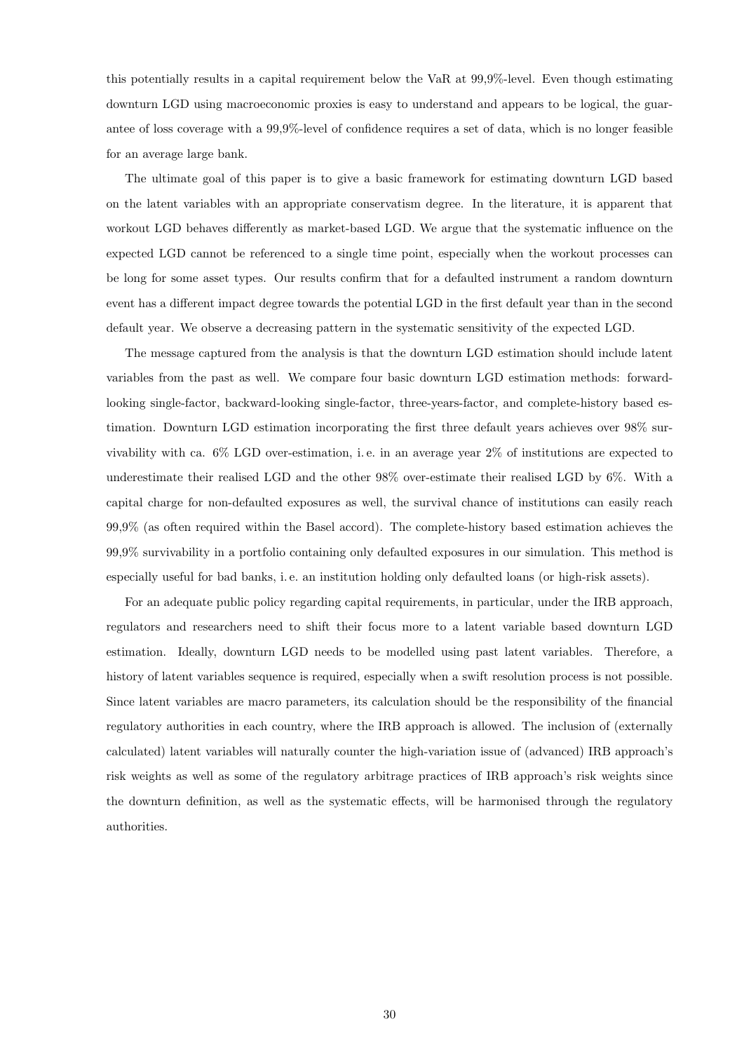this potentially results in a capital requirement below the VaR at 99,9%-level. Even though estimating downturn LGD using macroeconomic proxies is easy to understand and appears to be logical, the guarantee of loss coverage with a 99,9%-level of confidence requires a set of data, which is no longer feasible for an average large bank.

The ultimate goal of this paper is to give a basic framework for estimating downturn LGD based on the latent variables with an appropriate conservatism degree. In the literature, it is apparent that workout LGD behaves differently as market-based LGD. We argue that the systematic influence on the expected LGD cannot be referenced to a single time point, especially when the workout processes can be long for some asset types. Our results confirm that for a defaulted instrument a random downturn event has a different impact degree towards the potential LGD in the first default year than in the second default year. We observe a decreasing pattern in the systematic sensitivity of the expected LGD.

The message captured from the analysis is that the downturn LGD estimation should include latent variables from the past as well. We compare four basic downturn LGD estimation methods: forward-looking single-factor, backward-looking single-factor, three-years-factor, and complete-history based estimation. Downturn LGD estimation incorporating the first three default years achieves over 98% survivability with ca. 6% LGD over-estimation, i. e. in an average year 2% of institutions are expected to underestimate their realised LGD and the other 98% over-estimate their realised LGD by 6%. With a capital charge for non-defaulted exposures as well, the survival chance of institutions can easily reach 99,9% (as often required within the Basel accord). The complete-history based estimation achieves the 99,9% survivability in a portfolio containing only defaulted exposures in our simulation. This method is especially useful for bad banks, i. e. an institution holding only defaulted loans (or high-risk assets).

For an adequate public policy regarding capital requirements, in particular, under the IRB approach, regulators and researchers need to shift their focus more to a latent variable based downturn LGD estimation. Ideally, downturn LGD needs to be modelled using past latent variables. Therefore, a history of latent variables sequence is required, especially when a swift resolution process is not possible. Since latent variables are macro parameters, its calculation should be the responsibility of the financial regulatory authorities in each country, where the IRB approach is allowed. The inclusion of (externally calculated) latent variables will naturally counter the high-variation issue of (advanced) IRB approach's risk weights as well as some of the regulatory arbitrage practices of IRB approach's risk weights since the downturn definition, as well as the systematic effects, will be harmonised through the regulatory authorities.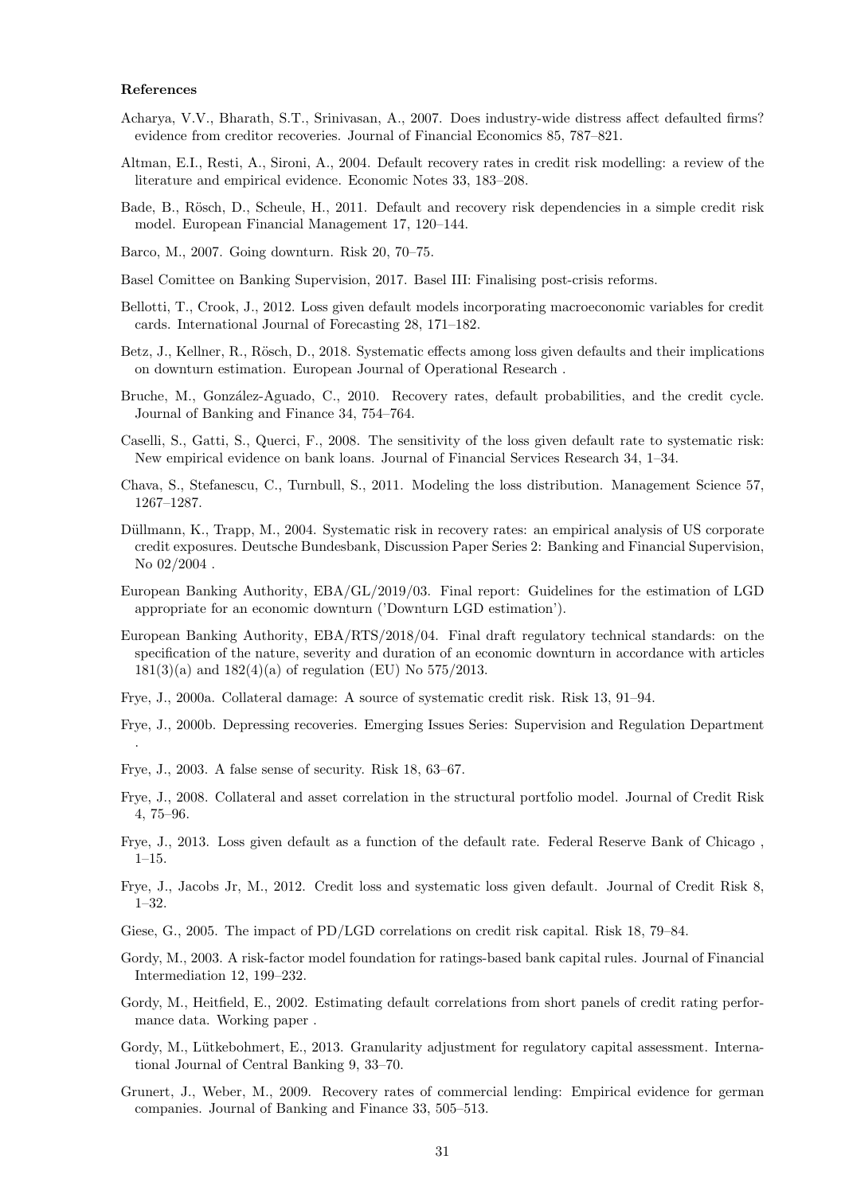### References

Acharya, V.V., Bharath, S.T., Srinivasan, A., 2007. Does industry-wide distress affect defaulted firms? evidence from creditor recoveries. Journal of Financial Economics 85, 787–821.

Altman, E.I., Resti, A., Sironi, A., 2004. Default recovery rates in credit risk modelling: a review of the literature and empirical evidence. Economic Notes 33, 183–208.

Bade, B., Rösch, D., Scheule, H., 2011. Default and recovery risk dependencies in a simple credit risk model. European Financial Management 17, 120–144.

Barco, M., 2007. Going downturn. Risk 20, 70–75.

Basel Comittee on Banking Supervision, 2017. Basel III: Finalising post-crisis reforms.

Bellotti, T., Crook, J., 2012. Loss given default models incorporating macroeconomic variables for credit cards. International Journal of Forecasting 28, 171–182.

Betz, J., Kellner, R., Rösch, D., 2018. Systematic effects among loss given defaults and their implications on downturn estimation. European Journal of Operational Research .

Bruche, M., González-Aguado, C., 2010. Recovery rates, default probabilities, and the credit cycle. Journal of Banking and Finance 34, 754–764.

Caselli, S., Gatti, S., Querci, F., 2008. The sensitivity of the loss given default rate to systematic risk: New empirical evidence on bank loans. Journal of Financial Services Research 34, 1–34.

Chava, S., Stefanescu, C., Turnbull, S., 2011. Modeling the loss distribution. Management Science 57, 1267–1287.

Düllmann, K., Trapp, M., 2004. Systematic risk in recovery rates: an empirical analysis of US corporate credit exposures. Deutsche Bundesbank, Discussion Paper Series 2: Banking and Financial Supervision, No 02/2004 .

European Banking Authority, EBA/GL/2019/03. Final report: Guidelines for the estimation of LGD appropriate for an economic downturn ('Downturn LGD estimation').

European Banking Authority, EBA/RTS/2018/04. Final draft regulatory technical standards: on the specification of the nature, severity and duration of an economic downturn in accordance with articles 181(3)(a) and 182(4)(a) of regulation (EU) No 575/2013.

Frye, J., 2000a. Collateral damage: A source of systematic credit risk. Risk 13, 91–94.

Frye, J., 2000b. Depressing recoveries. Emerging Issues Series: Supervision and Regulation Department .

Frye, J., 2003. A false sense of security. Risk 18, 63–67.

Frye, J., 2008. Collateral and asset correlation in the structural portfolio model. Journal of Credit Risk 4, 75–96.

Frye, J., 2013. Loss given default as a function of the default rate. Federal Reserve Bank of Chicago , 1–15.

Frye, J., Jacobs Jr, M., 2012. Credit loss and systematic loss given default. Journal of Credit Risk 8, 1–32.

Giese, G., 2005. The impact of PD/LGD correlations on credit risk capital. Risk 18, 79–84.

Gordy, M., 2003. A risk-factor model foundation for ratings-based bank capital rules. Journal of Financial Intermediation 12, 199–232.

Gordy, M., Heitfield, E., 2002. Estimating default correlations from short panels of credit rating performance data. Working paper .

Gordy, M., Lütkebohmert, E., 2013. Granularity adjustment for regulatory capital assessment. International Journal of Central Banking 9, 33–70.

Grunert, J., Weber, M., 2009. Recovery rates of commercial lending: Empirical evidence for german companies. Journal of Banking and Finance 33, 505–513.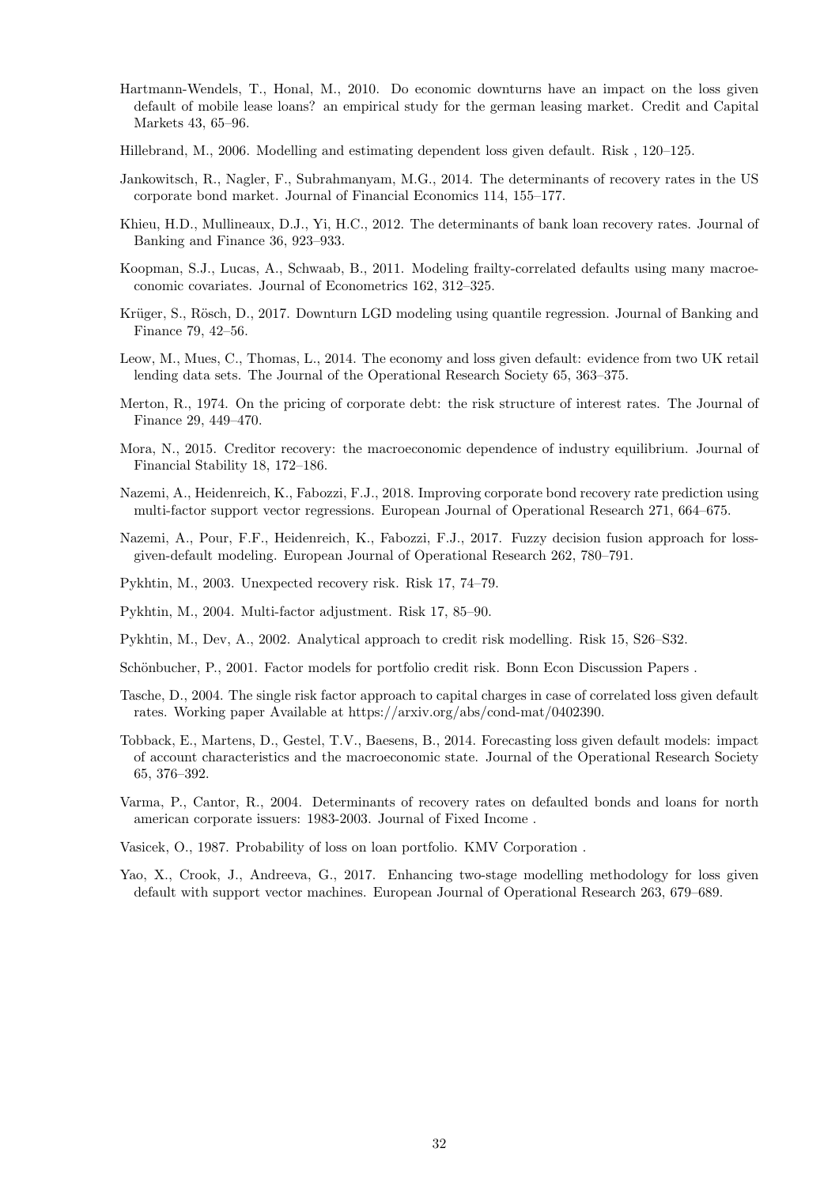Hartmann-Wendels, T., Honal, M., 2010. Do economic downturns have an impact on the loss given default of mobile lease loans? an empirical study for the german leasing market. Credit and Capital Markets 43, 65–96.

Hillebrand, M., 2006. Modelling and estimating dependent loss given default. Risk , 120–125.

Jankowitsch, R., Nagler, F., Subrahmanyam, M.G., 2014. The determinants of recovery rates in the US corporate bond market. Journal of Financial Economics 114, 155–177.

Khieu, H.D., Mullineaux, D.J., Yi, H.C., 2012. The determinants of bank loan recovery rates. Journal of Banking and Finance 36, 923–933.

Koopman, S.J., Lucas, A., Schwaab, B., 2011. Modeling frailty-correlated defaults using many macroeconomic covariates. Journal of Econometrics 162, 312–325.

Krüger, S., Rösch, D., 2017. Downturn LGD modeling using quantile regression. Journal of Banking and Finance 79, 42–56.

Leow, M., Mues, C., Thomas, L., 2014. The economy and loss given default: evidence from two UK retail lending data sets. The Journal of the Operational Research Society 65, 363–375.

Merton, R., 1974. On the pricing of corporate debt: the risk structure of interest rates. The Journal of Finance 29, 449–470.

Mora, N., 2015. Creditor recovery: the macroeconomic dependence of industry equilibrium. Journal of Financial Stability 18, 172–186.

Nazemi, A., Heidenreich, K., Fabozzi, F.J., 2018. Improving corporate bond recovery rate prediction using multi-factor support vector regressions. European Journal of Operational Research 271, 664–675.

Nazemi, A., Pour, F.F., Heidenreich, K., Fabozzi, F.J., 2017. Fuzzy decision fusion approach for loss-given-default modeling. European Journal of Operational Research 262, 780–791.

Pykhtin, M., 2003. Unexpected recovery risk. Risk 17, 74–79.

Pykhtin, M., 2004. Multi-factor adjustment. Risk 17, 85–90.

Pykhtin, M., Dev, A., 2002. Analytical approach to credit risk modelling. Risk 15, S26–S32.

Schönbucher, P., 2001. Factor models for portfolio credit risk. Bonn Econ Discussion Papers .

Tasche, D., 2004. The single risk factor approach to capital charges in case of correlated loss given default rates. Working paper Available at https://arxiv.org/abs/cond-mat/0402390.

Tobback, E., Martens, D., Gestel, T.V., Baesens, B., 2014. Forecasting loss given default models: impact of account characteristics and the macroeconomic state. Journal of the Operational Research Society 65, 376–392.

Varma, P., Cantor, R., 2004. Determinants of recovery rates on defaulted bonds and loans for north american corporate issuers: 1983-2003. Journal of Fixed Income .

Vasicek, O., 1987. Probability of loss on loan portfolio. KMV Corporation .

Yao, X., Crook, J., Andreeva, G., 2017. Enhancing two-stage modelling methodology for loss given default with support vector machines. European Journal of Operational Research 263, 679–689.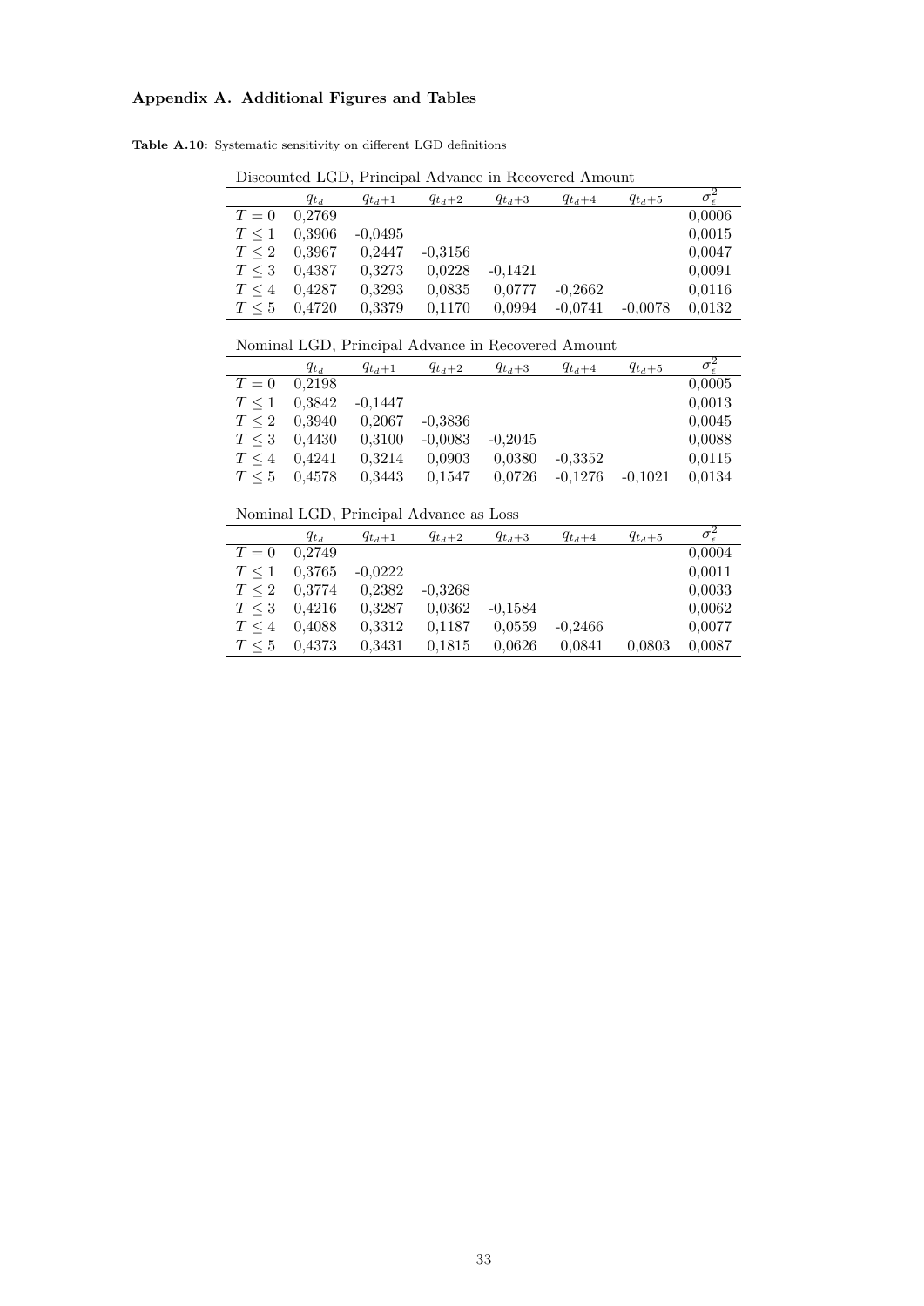## Appendix A. Additional Figures and Tables

**Table A.10:** Systematic sensitivity on different LGD definitions

Discounted LGD, Principal Advance in Recovered Amount

| | $q_{t_d}$ | $q_{t_d+1}$ | $q_{t_d+2}$ | $q_{t_d+3}$ | $q_{t_d+4}$ | $q_{t_d+5}$ | $\sigma_\epsilon^2$ |
|---|---|---|---|---|---|---|---|
| $T = 0$ | 0,2769 | | | | | | 0,0006 |
| $T \leq 1$ | 0,3906 | -0,0495 | | | | | 0,0015 |
| $T \leq 2$ | 0,3967 | 0,2447 | -0,3156 | | | | 0,0047 |
| $T \leq 3$ | 0,4387 | 0,3273 | 0,0228 | -0,1421 | | | 0,0091 |
| $T \leq 4$ | 0,4287 | 0,3293 | 0,0835 | 0,0777 | -0,2662 | | 0,0116 |
| $T \leq 5$ | 0,4720 | 0,3379 | 0,1170 | 0,0994 | -0,0741 | -0,0078 | 0,0132 |

Nominal LGD, Principal Advance in Recovered Amount

| | $q_{t_d}$ | $q_{t_d+1}$ | $q_{t_d+2}$ | $q_{t_d+3}$ | $q_{t_d+4}$ | $q_{t_d+5}$ | $\sigma_\epsilon^2$ |
|---|---|---|---|---|---|---|---|
| $T = 0$ | 0,2198 | | | | | | 0,0005 |
| $T \leq 1$ | 0,3842 | -0,1447 | | | | | 0,0013 |
| $T \leq 2$ | 0,3940 | 0,2067 | -0,3836 | | | | 0,0045 |
| $T \leq 3$ | 0,4430 | 0,3100 | -0,0083 | -0,2045 | | | 0,0088 |
| $T \leq 4$ | 0,4241 | 0,3214 | 0,0903 | 0,0380 | -0,3352 | | 0,0115 |
| $T \leq 5$ | 0,4578 | 0,3443 | 0,1547 | 0,0726 | -0,1276 | -0,1021 | 0,0134 |

Nominal LGD, Principal Advance as Loss

| | $q_{t_d}$ | $q_{t_d+1}$ | $q_{t_d+2}$ | $q_{t_d+3}$ | $q_{t_d+4}$ | $q_{t_d+5}$ | $\sigma_\epsilon^2$ |
|---|---|---|---|---|---|---|---|
| $T = 0$ | 0,2749 | | | | | | 0,0004 |
| $T \leq 1$ | 0,3765 | -0,0222 | | | | | 0,0011 |
| $T \leq 2$ | 0,3774 | 0,2382 | -0,3268 | | | | 0,0033 |
| $T \leq 3$ | 0,4216 | 0,3287 | 0,0362 | -0,1584 | | | 0,0062 |
| $T \leq 4$ | 0,4088 | 0,3312 | 0,1187 | 0,0559 | -0,2466 | | 0,0077 |
| $T \leq 5$ | 0,4373 | 0,3431 | 0,1815 | 0,0626 | 0,0841 | 0,0803 | 0,0087 |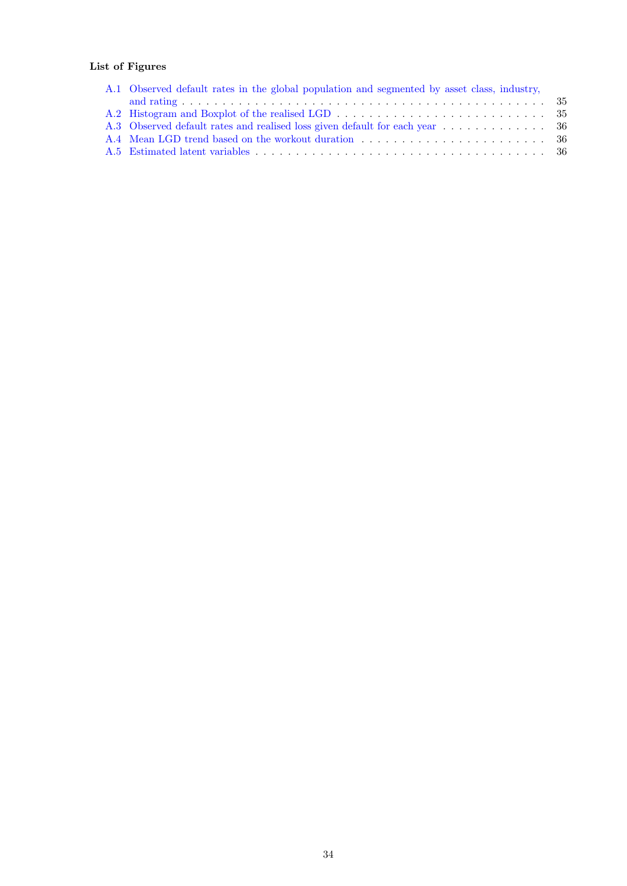**List of Figures**

- A.1 Observed default rates in the global population and segmented by asset class, industry, and rating . . . 35
- A.2 Histogram and Boxplot of the realised LGD . . . 35
- A.3 Observed default rates and realised loss given default for each year . . . 36
- A.4 Mean LGD trend based on the workout duration . . . 36
- A.5 Estimated latent variables . . . 36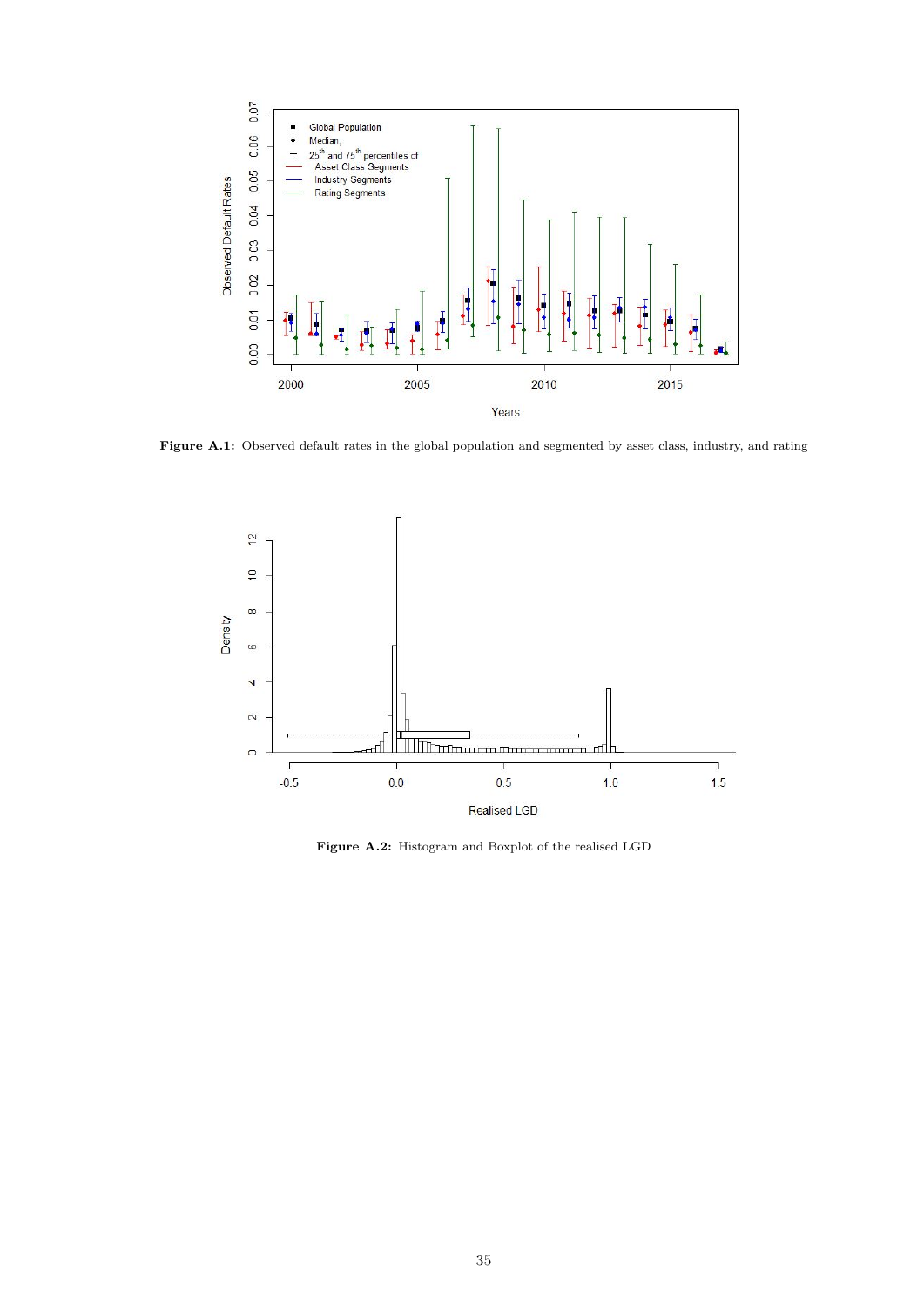**Figure A.1:** Observed default rates in the global population and segmented by asset class, industry, and rating

**Figure A.2:** Histogram and Boxplot of the realised LGD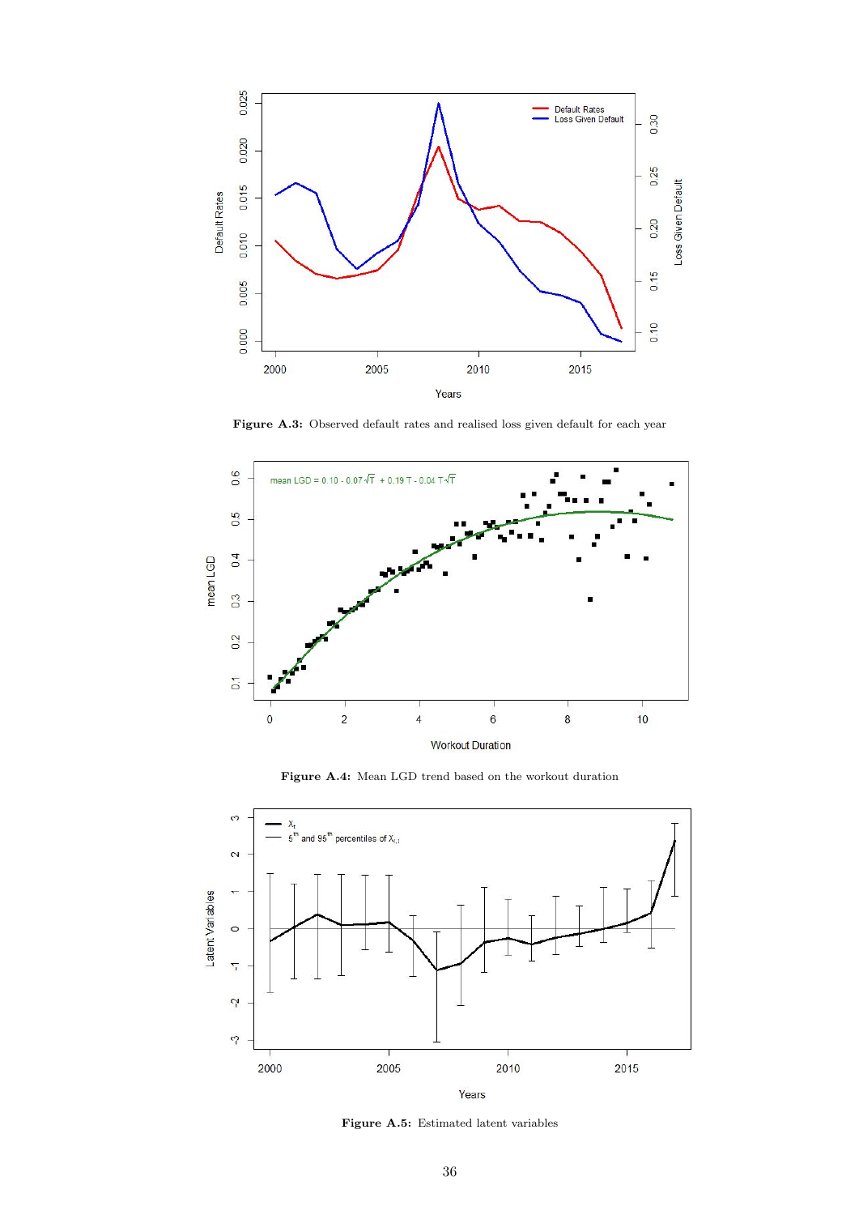Default Rates

Loss Given Default

Default Rates
0.000
0.005
0.010
0.015
0.020
0.025

Loss Given Default
0.10
0.15
0.20
0.25
0.30

2000
2005
2010
2015

Years

**Figure A.3:** Observed default rates and realised loss given default for each year

mean LGD = 0.10 - 0.07 $\sqrt{T}$ + 0.19 T - 0.04 T $\sqrt{T}$

mean LGD
0.1
0.2
0.3
0.4
0.5
0.6

0
2
4
6
8
10

Workout Duration

**Figure A.4:** Mean LGD trend based on the workout duration

$X_t$

$5^{th}$ and $95^{th}$ percentiles of $X_{t,i}$

Latent Variables
-3
-2
-1
0
1
2
3

2000
2005
2010
2015

Years

**Figure A.5:** Estimated latent variables